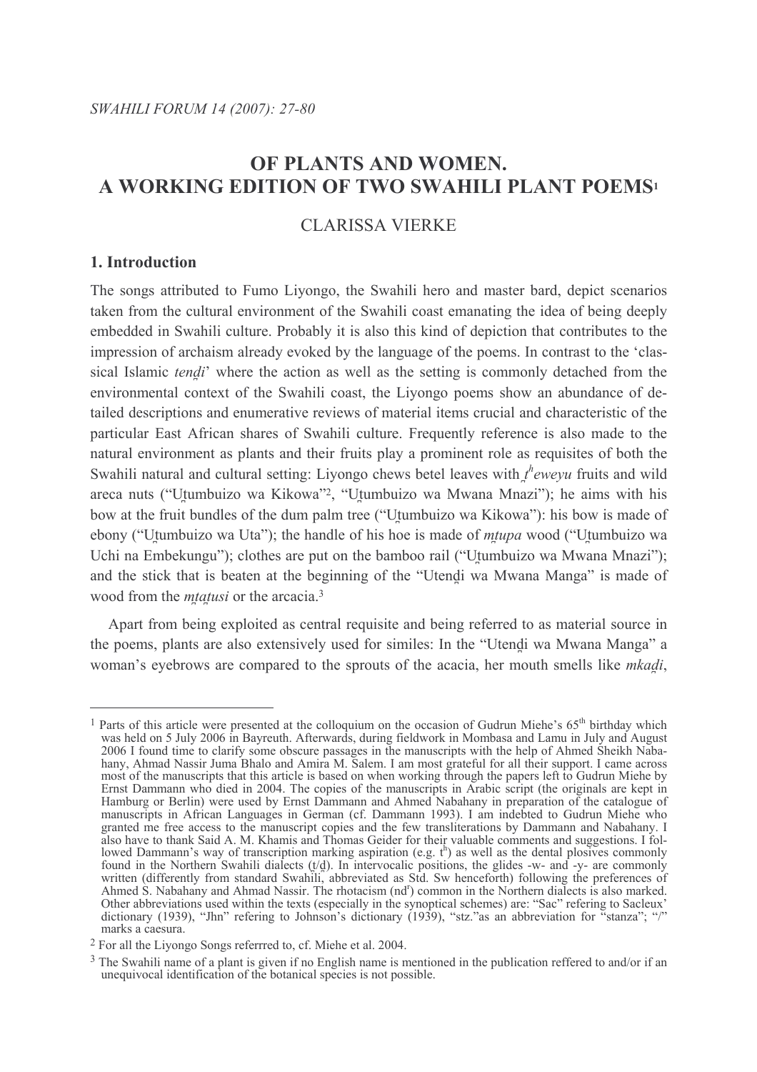# OF PLANTS AND WOMEN.
# A WORKING EDITION OF TWO SWAHILI PLANT POEMS[1]

CLARISSA VIERKE

## 1. Introduction

The songs attributed to Fumo Liyongo, the Swahili hero and master bard, depict scenarios taken from the cultural environment of the Swahili coast emanating the idea of being deeply embedded in Swahili culture. Probably it is also this kind of depiction that contributes to the impression of archaism already evoked by the language of the poems. In contrast to the 'classical Islamic *tenḓi*' where the action as well as the setting is commonly detached from the environmental context of the Swahili coast, the Liyongo poems show an abundance of detailed descriptions and enumerative reviews of material items crucial and characteristic of the particular East African shares of Swahili culture. Frequently reference is also made to the natural environment as plants and their fruits play a prominent role as requisites of both the Swahili natural and cultural setting: Liyongo chews betel leaves with *ṯʰeweyu* fruits and wild areca nuts ("Uṯumbuizo wa Kikowa"[2], "Uṯumbuizo wa Mwana Mnazi"); he aims with his bow at the fruit bundles of the dum palm tree ("Uṯumbuizo wa Kikowa"): his bow is made of ebony ("Uṯumbuizo wa Uta"); the handle of his hoe is made of *mṯupa* wood ("Uṯumbuizo wa Uchi na Embekungu"); clothes are put on the bamboo rail ("Uṯumbuizo wa Mwana Mnazi"); and the stick that is beaten at the beginning of the "Utenḓi wa Mwana Manga" is made of wood from the *mṯaṯusi* or the arcacia.[3]

Apart from being exploited as central requisite and being referred to as material source in the poems, plants are also extensively used for similes: In the "Utenḓi wa Mwana Manga" a woman's eyebrows are compared to the sprouts of the acacia, her mouth smells like *mkaḓi*,

---

[1] Parts of this article were presented at the colloquium on the occasion of Gudrun Miehe's 65th birthday which was held on 5 July 2006 in Bayreuth. Afterwards, during fieldwork in Mombasa and Lamu in July and August 2006 I found time to clarify some obscure passages in the manuscripts with the help of Ahmed Sheikh Nabahany, Ahmad Nassir Juma Bhalo and Amira M. Salem. I am most grateful for all their support. I came across most of the manuscripts that this article is based on when working through the papers left to Gudrun Miehe by Ernst Dammann who died in 2004. The copies of the manuscripts in Arabic script (the originals are kept in Hamburg or Berlin) were used by Ernst Dammann and Ahmed Nabahany in preparation of the catalogue of manuscripts in African Languages in German (cf. Dammann 1993). I am indebted to Gudrun Miehe who granted me free access to the manuscript copies and the few transliterations by Dammann and Nabahany. I also have to thank Said A. M. Khamis and Thomas Geider for their valuable comments and suggestions. I followed Dammann's way of transcription marking aspiration (e.g. tʰ) as well as the dental plosives commonly found in the Northern Swahili dialects (ṯ/ḓ). In intervocalic positions, the glides -w- and -y- are commonly written (differently from standard Swahili, abbreviated as Std. Sw henceforth) following the preferences of Ahmed S. Nabahany and Ahmad Nassir. The rhotacism (ndʳ) common in the Northern dialects is also marked. Other abbreviations used within the texts (especially in the synoptical schemes) are: "Sac" refering to Sacleux' dictionary (1939), "Jhn" refering to Johnson's dictionary (1939), "stz."as an abbreviation for "stanza"; "/" marks a caesura.

[2] For all the Liyongo Songs referrred to, cf. Miehe et al. 2004.

[3] The Swahili name of a plant is given if no English name is mentioned in the publication reffered to and/or if an unequivocal identification of the botanical species is not possible.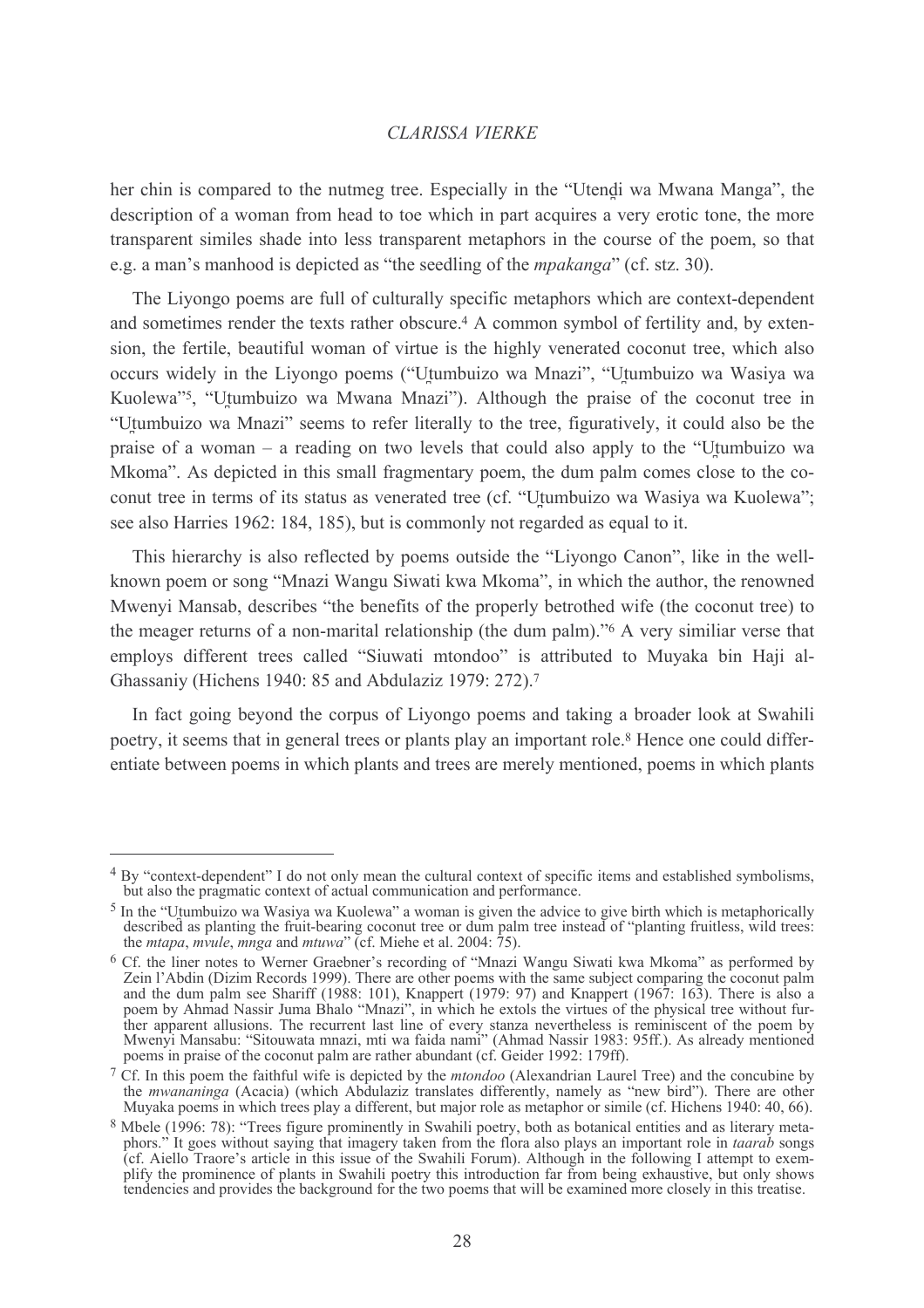her chin is compared to the nutmeg tree. Especially in the "Utenḍi wa Mwana Manga", the description of a woman from head to toe which in part acquires a very erotic tone, the more transparent similes shade into less transparent metaphors in the course of the poem, so that e.g. a man's manhood is depicted as "the seedling of the *mpakanga*" (cf. stz. 30).

The Liyongo poems are full of culturally specific metaphors which are context-dependent and sometimes render the texts rather obscure.[4] A common symbol of fertility and, by extension, the fertile, beautiful woman of virtue is the highly venerated coconut tree, which also occurs widely in the Liyongo poems ("Uṭumbuizo wa Mnazi", "Uṭumbuizo wa Wasiya wa Kuolewa"[5], "Uṭumbuizo wa Mwana Mnazi"). Although the praise of the coconut tree in "Uṭumbuizo wa Mnazi" seems to refer literally to the tree, figuratively, it could also be the praise of a woman – a reading on two levels that could also apply to the "Uṭumbuizo wa Mkoma". As depicted in this small fragmentary poem, the dum palm comes close to the coconut tree in terms of its status as venerated tree (cf. "Uṭumbuizo wa Wasiya wa Kuolewa"; see also Harries 1962: 184, 185), but is commonly not regarded as equal to it.

This hierarchy is also reflected by poems outside the "Liyongo Canon", like in the well-known poem or song "Mnazi Wangu Siwati kwa Mkoma", in which the author, the renowned Mwenyi Mansab, describes "the benefits of the properly betrothed wife (the coconut tree) to the meager returns of a non-marital relationship (the dum palm)."[6] A very similiar verse that employs different trees called "Siuwati mtondoo" is attributed to Muyaka bin Haji al-Ghassaniy (Hichens 1940: 85 and Abdulaziz 1979: 272).[7]

In fact going beyond the corpus of Liyongo poems and taking a broader look at Swahili poetry, it seems that in general trees or plants play an important role.[8] Hence one could differentiate between poems in which plants and trees are merely mentioned, poems in which plants

---

[4] By "context-dependent" I do not only mean the cultural context of specific items and established symbolisms, but also the pragmatic context of actual communication and performance.

[5] In the "Uṭumbuizo wa Wasiya wa Kuolewa" a woman is given the advice to give birth which is metaphorically described as planting the fruit-bearing coconut tree or dum palm tree instead of "planting fruitless, wild trees: the *mtapa*, *mvule*, *mnga* and *mtuwa*" (cf. Miehe et al. 2004: 75).

[6] Cf. the liner notes to Werner Graebner's recording of "Mnazi Wangu Siwati kwa Mkoma" as performed by Zein l'Abdin (Dizim Records 1999). There are other poems with the same subject comparing the coconut palm and the dum palm see Shariff (1988: 101), Knappert (1979: 97) and Knappert (1967: 163). There is also a poem by Ahmad Nassir Juma Bhalo "Mnazi", in which he extols the virtues of the physical tree without further apparent allusions. The recurrent last line of every stanza nevertheless is reminiscent of the poem by Mwenyi Mansabu: "Sitouwata mnazi, mti wa faida nami" (Ahmad Nassir 1983: 95ff.). As already mentioned poems in praise of the coconut palm are rather abundant (cf. Geider 1992: 179ff).

[7] Cf. In this poem the faithful wife is depicted by the *mtondoo* (Alexandrian Laurel Tree) and the concubine by the *mwananinga* (Acacia) (which Abdulaziz translates differently, namely as "new bird"). There are other Muyaka poems in which trees play a different, but major role as metaphor or simile (cf. Hichens 1940: 40, 66).

[8] Mbele (1996: 78): "Trees figure prominently in Swahili poetry, both as botanical entities and as literary metaphors." It goes without saying that imagery taken from the flora also plays an important role in *taarab* songs (cf. Aiello Traore's article in this issue of the Swahili Forum). Although in the following I attempt to exemplify the prominence of plants in Swahili poetry this introduction far from being exhaustive, but only shows tendencies and provides the background for the two poems that will be examined more closely in this treatise.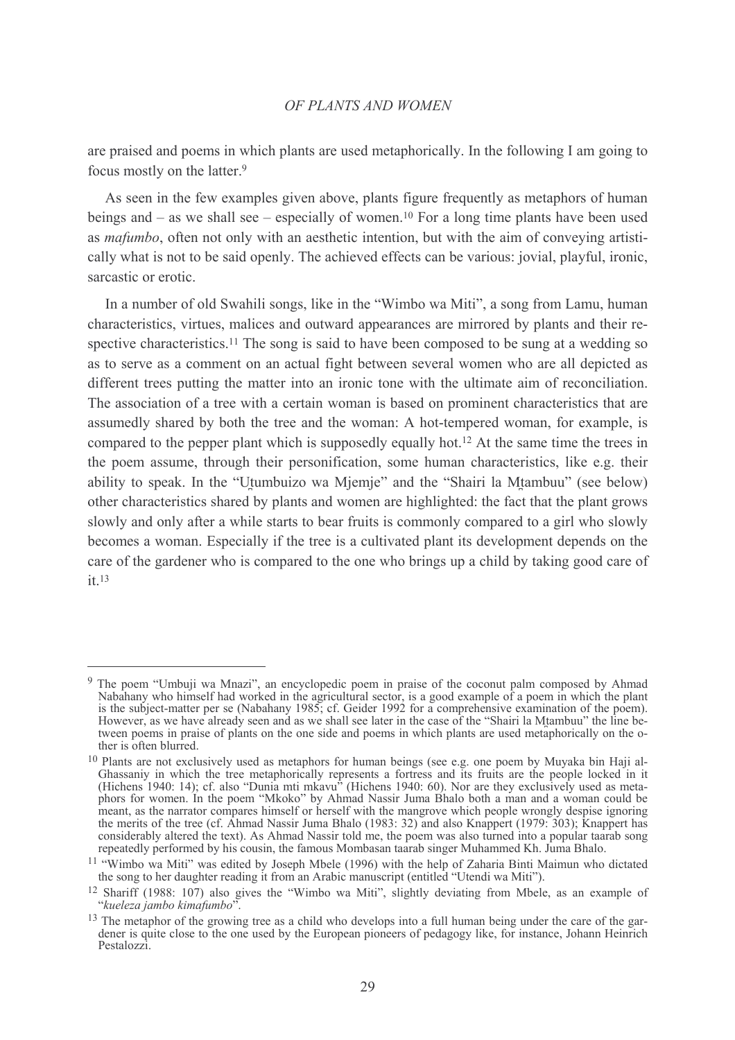are praised and poems in which plants are used metaphorically. In the following I am going to focus mostly on the latter.[9]

As seen in the few examples given above, plants figure frequently as metaphors of human beings and – as we shall see – especially of women.[10] For a long time plants have been used as *mafumbo*, often not only with an aesthetic intention, but with the aim of conveying artistically what is not to be said openly. The achieved effects can be various: jovial, playful, ironic, sarcastic or erotic.

In a number of old Swahili songs, like in the "Wimbo wa Miti", a song from Lamu, human characteristics, virtues, malices and outward appearances are mirrored by plants and their respective characteristics.[11] The song is said to have been composed to be sung at a wedding so as to serve as a comment on an actual fight between several women who are all depicted as different trees putting the matter into an ironic tone with the ultimate aim of reconciliation. The association of a tree with a certain woman is based on prominent characteristics that are assumedly shared by both the tree and the woman: A hot-tempered woman, for example, is compared to the pepper plant which is supposedly equally hot.[12] At the same time the trees in the poem assume, through their personification, some human characteristics, like e.g. their ability to speak. In the "Uṯumbuizo wa Mjemje" and the "Shairi la Mṯambuu" (see below) other characteristics shared by plants and women are highlighted: the fact that the plant grows slowly and only after a while starts to bear fruits is commonly compared to a girl who slowly becomes a woman. Especially if the tree is a cultivated plant its development depends on the care of the gardener who is compared to the one who brings up a child by taking good care of it.[13]

---

[9] The poem "Umbuji wa Mnazi", an encyclopedic poem in praise of the coconut palm composed by Ahmad Nabahany who himself had worked in the agricultural sector, is a good example of a poem in which the plant is the subject-matter per se (Nabahany 1985; cf. Geider 1992 for a comprehensive examination of the poem). However, as we have already seen and as we shall see later in the case of the "Shairi la Mṯambuu" the line between poems in praise of plants on the one side and poems in which plants are used metaphorically on the other is often blurred.

[10] Plants are not exclusively used as metaphors for human beings (see e.g. one poem by Muyaka bin Haji al-Ghassaniy in which the tree metaphorically represents a fortress and its fruits are the people locked in it (Hichens 1940: 14); cf. also "Dunia mti mkavu" (Hichens 1940: 60). Nor are they exclusively used as metaphors for women. In the poem "Mkoko" by Ahmad Nassir Juma Bhalo both a man and a woman could be meant, as the narrator compares himself or herself with the mangrove which people wrongly despise ignoring the merits of the tree (cf. Ahmad Nassir Juma Bhalo (1983: 32) and also Knappert (1979: 303); Knappert has considerably altered the text). As Ahmad Nassir told me, the poem was also turned into a popular taarab song repeatedly performed by his cousin, the famous Mombasan taarab singer Muhammed Kh. Juma Bhalo.

[11] "Wimbo wa Miti" was edited by Joseph Mbele (1996) with the help of Zaharia Binti Maimun who dictated the song to her daughter reading it from an Arabic manuscript (entitled "Utendi wa Miti").

[12] Shariff (1988: 107) also gives the "Wimbo wa Miti", slightly deviating from Mbele, as an example of "*kueleza jambo kimafumbo*".

[13] The metaphor of the growing tree as a child who develops into a full human being under the care of the gardener is quite close to the one used by the European pioneers of pedagogy like, for instance, Johann Heinrich Pestalozzi.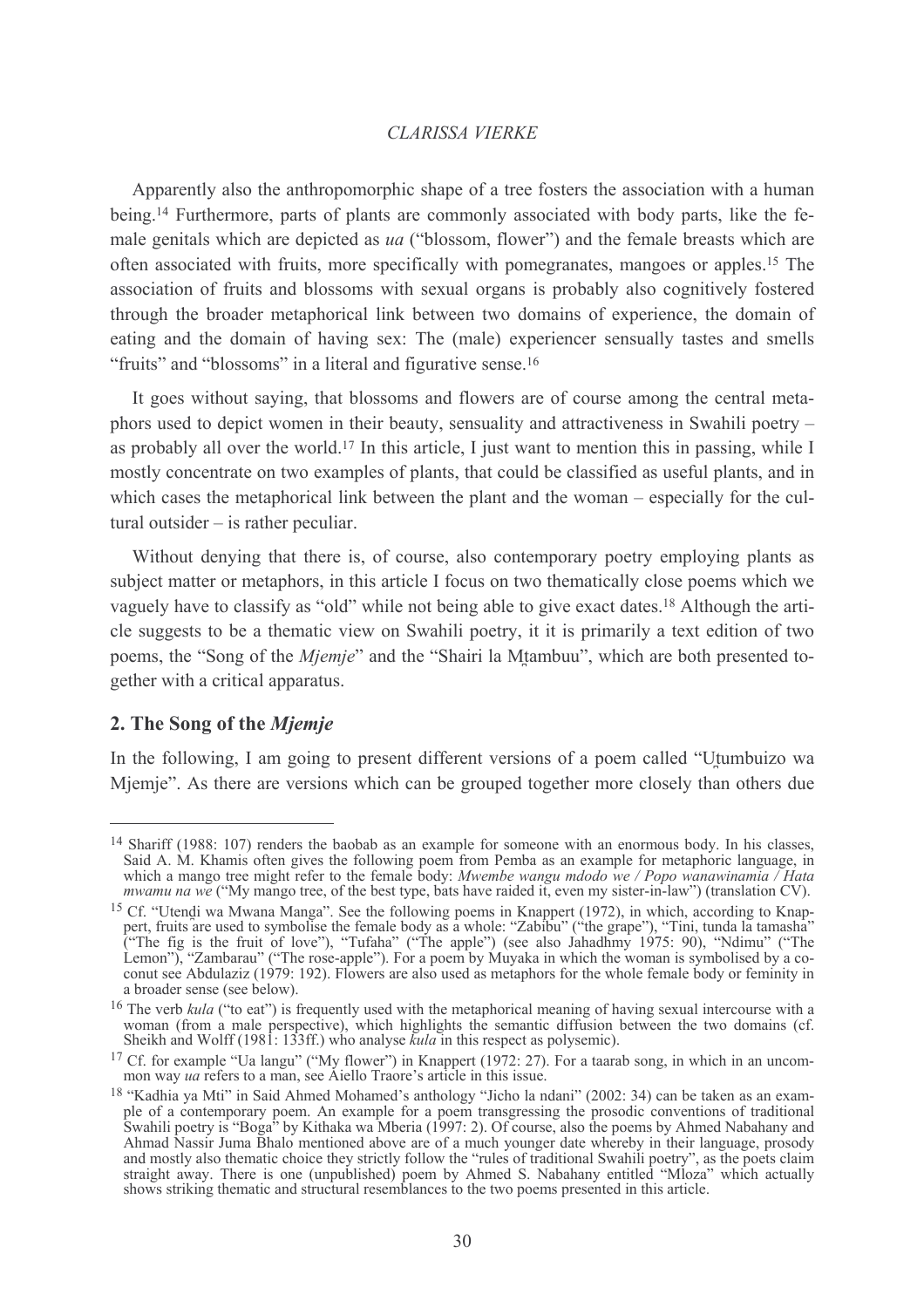Apparently also the anthropomorphic shape of a tree fosters the association with a human being.[14] Furthermore, parts of plants are commonly associated with body parts, like the female genitals which are depicted as *ua* ("blossom, flower") and the female breasts which are often associated with fruits, more specifically with pomegranates, mangoes or apples.[15] The association of fruits and blossoms with sexual organs is probably also cognitively fostered through the broader metaphorical link between two domains of experience, the domain of eating and the domain of having sex: The (male) experiencer sensually tastes and smells "fruits" and "blossoms" in a literal and figurative sense.[16]

It goes without saying, that blossoms and flowers are of course among the central metaphors used to depict women in their beauty, sensuality and attractiveness in Swahili poetry – as probably all over the world.[17] In this article, I just want to mention this in passing, while I mostly concentrate on two examples of plants, that could be classified as useful plants, and in which cases the metaphorical link between the plant and the woman – especially for the cultural outsider – is rather peculiar.

Without denying that there is, of course, also contemporary poetry employing plants as subject matter or metaphors, in this article I focus on two thematically close poems which we vaguely have to classify as "old" while not being able to give exact dates.[18] Although the article suggests to be a thematic view on Swahili poetry, it is primarily a text edition of two poems, the "Song of the *Mjemje*" and the "Shairi la Mṭambuu", which are both presented together with a critical apparatus.

## 2. The Song of the *Mjemje*

In the following, I am going to present different versions of a poem called "Uṭumbuizo wa Mjemje". As there are versions which can be grouped together more closely than others due

---

[14] Shariff (1988: 107) renders the baobab as an example for someone with an enormous body. In his classes, Said A. M. Khamis often gives the following poem from Pemba as an example for metaphoric language, in which a mango tree might refer to the female body: *Mwembe wangu mdodo we / Popo wanawinamia / Hata mwamu na we* ("My mango tree, of the best type, bats have raided it, even my sister-in-law") (translation CV).

[15] Cf. "Utenḍi wa Mwana Manga". See the following poems in Knappert (1972), in which, according to Knappert, fruits are used to symbolise the female body as a whole: "Zabibu" ("the grape"), "Tini, tunda la tamasha" ("The fig is the fruit of love"), "Tufaha" ("The apple") (see also Jahadhmy 1975: 90), "Ndimu" ("The Lemon"), "Zambarau" ("The rose-apple"). For a poem by Muyaka in which the woman is symbolised by a coconut see Abdulaziz (1979: 192). Flowers are also used as metaphors for the whole female body or feminity in a broader sense (see below).

[16] The verb *kula* ("to eat") is frequently used with the metaphorical meaning of having sexual intercourse with a woman (from a male perspective), which highlights the semantic diffusion between the two domains (cf. Sheikh and Wolff (1981: 133ff.) who analyse *kula* in this respect as polysemic).

[17] Cf. for example "Ua langu" ("My flower") in Knappert (1972: 27). For a taarab song, in which in an uncommon way *ua* refers to a man, see Aiello Traore's article in this issue.

[18] "Kadhia ya Mti" in Said Ahmed Mohamed's anthology "Jicho la ndani" (2002: 34) can be taken as an example of a contemporary poem. An example for a poem transgressing the prosodic conventions of traditional Swahili poetry is "Boga" by Kithaka wa Mberia (1997: 2). Of course, also the poems by Ahmed Nabahany and Ahmad Nassir Juma Bhalo mentioned above are of a much younger date whereby in their language, prosody and mostly also thematic choice they strictly follow the "rules of traditional Swahili poetry", as the poets claim straight away. There is one (unpublished) poem by Ahmed S. Nabahany entitled "Mloza" which actually shows striking thematic and structural resemblances to the two poems presented in this article.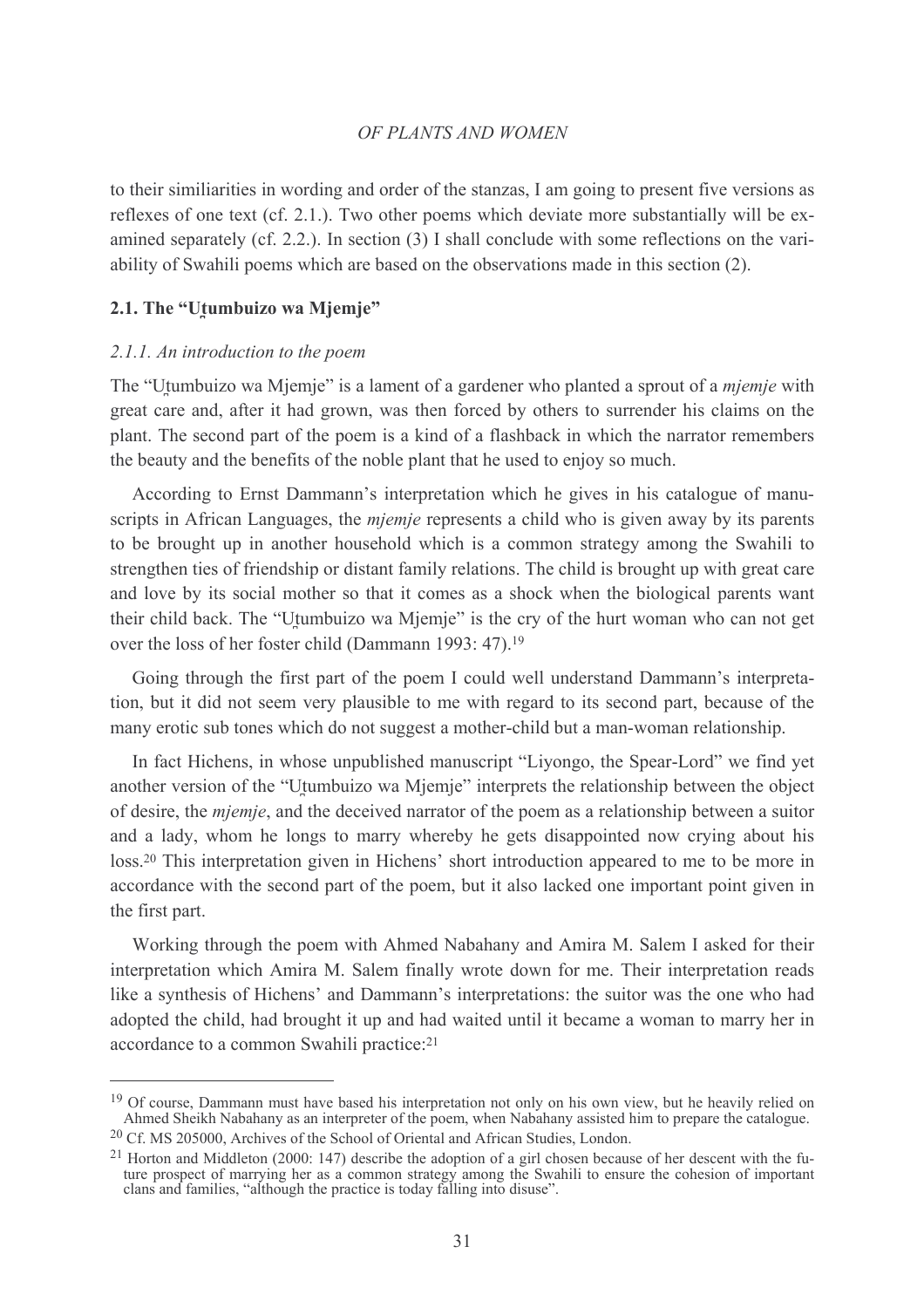to their similiarities in wording and order of the stanzas, I am going to present five versions as reflexes of one text (cf. 2.1.). Two other poems which deviate more substantially will be examined separately (cf. 2.2.). In section (3) I shall conclude with some reflections on the variability of Swahili poems which are based on the observations made in this section (2).

## 2.1. The "Ut̯umbuizo wa Mjemje"

### *2.1.1. An introduction to the poem*

The "Ut̯umbuizo wa Mjemje" is a lament of a gardener who planted a sprout of a *mjemje* with great care and, after it had grown, was then forced by others to surrender his claims on the plant. The second part of the poem is a kind of a flashback in which the narrator remembers the beauty and the benefits of the noble plant that he used to enjoy so much.

According to Ernst Dammann's interpretation which he gives in his catalogue of manuscripts in African Languages, the *mjemje* represents a child who is given away by its parents to be brought up in another household which is a common strategy among the Swahili to strengthen ties of friendship or distant family relations. The child is brought up with great care and love by its social mother so that it comes as a shock when the biological parents want their child back. The "Ut̯umbuizo wa Mjemje" is the cry of the hurt woman who can not get over the loss of her foster child (Dammann 1993: 47).[19]

Going through the first part of the poem I could well understand Dammann's interpretation, but it did not seem very plausible to me with regard to its second part, because of the many erotic sub tones which do not suggest a mother-child but a man-woman relationship.

In fact Hichens, in whose unpublished manuscript "Liyongo, the Spear-Lord" we find yet another version of the "Ut̯umbuizo wa Mjemje" interprets the relationship between the object of desire, the *mjemje*, and the deceived narrator of the poem as a relationship between a suitor and a lady, whom he longs to marry whereby he gets disappointed now crying about his loss.[20] This interpretation given in Hichens' short introduction appeared to me to be more in accordance with the second part of the poem, but it also lacked one important point given in the first part.

Working through the poem with Ahmed Nabahany and Amira M. Salem I asked for their interpretation which Amira M. Salem finally wrote down for me. Their interpretation reads like a synthesis of Hichens' and Dammann's interpretations: the suitor was the one who had adopted the child, had brought it up and had waited until it became a woman to marry her in accordance to a common Swahili practice:[21]

---

[19] Of course, Dammann must have based his interpretation not only on his own view, but he heavily relied on Ahmed Sheikh Nabahany as an interpreter of the poem, when Nabahany assisted him to prepare the catalogue.

[20] Cf. MS 205000, Archives of the School of Oriental and African Studies, London.

[21] Horton and Middleton (2000: 147) describe the adoption of a girl chosen because of her descent with the future prospect of marrying her as a common strategy among the Swahili to ensure the cohesion of important clans and families, "although the practice is today falling into disuse".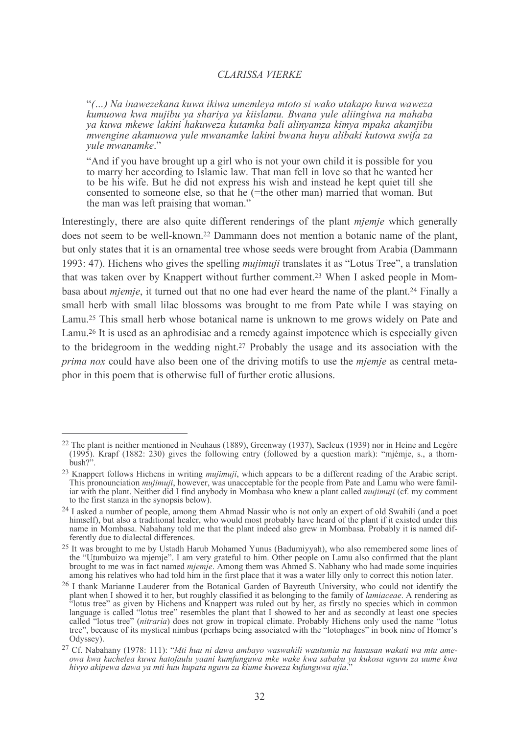"*(…) Na inawezekana kuwa ikiwa umemleya mtoto si wako utakapo kuwa waweza kumuowa kwa mujibu ya shariya ya kiislamu. Bwana yule aliingiwa na mahaba ya kuwa mkewe lakini hakuweza kutamka bali alinyamza kimya mpaka akamjibu mwengine akamuowa yule mwanamke lakini bwana huyu alibaki kutowa swifa za yule mwanamke*."

"And if you have brought up a girl who is not your own child it is possible for you to marry her according to Islamic law. That man fell in love so that he wanted her to be his wife. But he did not express his wish and instead he kept quiet till she consented to someone else, so that he (=the other man) married that woman. But the man was left praising that woman."

Interestingly, there are also quite different renderings of the plant *mjemje* which generally does not seem to be well-known.[22] Dammann does not mention a botanic name of the plant, but only states that it is an ornamental tree whose seeds were brought from Arabia (Dammann 1993: 47). Hichens who gives the spelling *mujimuji* translates it as "Lotus Tree", a translation that was taken over by Knappert without further comment.[23] When I asked people in Mombasa about *mjemje*, it turned out that no one had ever heard the name of the plant.[24] Finally a small herb with small lilac blossoms was brought to me from Pate while I was staying on Lamu.[25] This small herb whose botanical name is unknown to me grows widely on Pate and Lamu.[26] It is used as an aphrodisiac and a remedy against impotence which is especially given to the bridegroom in the wedding night.[27] Probably the usage and its association with the *prima nox* could have also been one of the driving motifs to use the *mjemje* as central metaphor in this poem that is otherwise full of further erotic allusions.

---

[22] The plant is neither mentioned in Neuhaus (1889), Greenway (1937), Sacleux (1939) nor in Heine and Legère (1995). Krapf (1882: 230) gives the following entry (followed by a question mark): "mjémje, s., a thornbush?".

[23] Knappert follows Hichens in writing *mujimuji*, which appears to be a different reading of the Arabic script. This pronounciation *mujimuji*, however, was unacceptable for the people from Pate and Lamu who were familiar with the plant. Neither did I find anybody in Mombasa who knew a plant called *mujimuji* (cf. my comment to the first stanza in the synopsis below).

[24] I asked a number of people, among them Ahmad Nassir who is not only an expert of old Swahili (and a poet himself), but also a traditional healer, who would most probably have heard of the plant if it existed under this name in Mombasa. Nabahany told me that the plant indeed also grew in Mombasa. Probably it is named differently due to dialectal differences.

[25] It was brought to me by Ustadh Harub Mohamed Yunus (Badumiyyah), who also remembered some lines of the "Uṭumbuizo wa mjemje". I am very grateful to him. Other people on Lamu also confirmed that the plant brought to me was in fact named *mjemje*. Among them was Ahmed S. Nabhany who had made some inquiries among his relatives who had told him in the first place that it was a water lilly only to correct this notion later.

[26] I thank Marianne Lauderer from the Botanical Garden of Bayreuth University, who could not identify the plant when I showed it to her, but roughly classified it as belonging to the family of *lamiaceae*. A rendering as "lotus tree" as given by Hichens and Knappert was ruled out by her, as firstly no species which in common language is called "lotus tree" resembles the plant that I showed to her and as secondly at least one species called "lotus tree" (*nitraria*) does not grow in tropical climate. Probably Hichens only used the name "lotus tree", because of its mystical nimbus (perhaps being associated with the "lotophages" in book nine of Homer's Odyssey).

[27] Cf. Nabahany (1978: 111): "*Mti huu ni dawa ambayo waswahili wautumia na hususan wakati wa mtu ameowa kwa kuchelea kuwa hatofaulu yaani kumfunguwa mke wake kwa sababu ya kukosa nguvu za uume kwa hivyo akipewa dawa ya mti huu hupata nguvu za kiume kuweza kufunguwa njia*."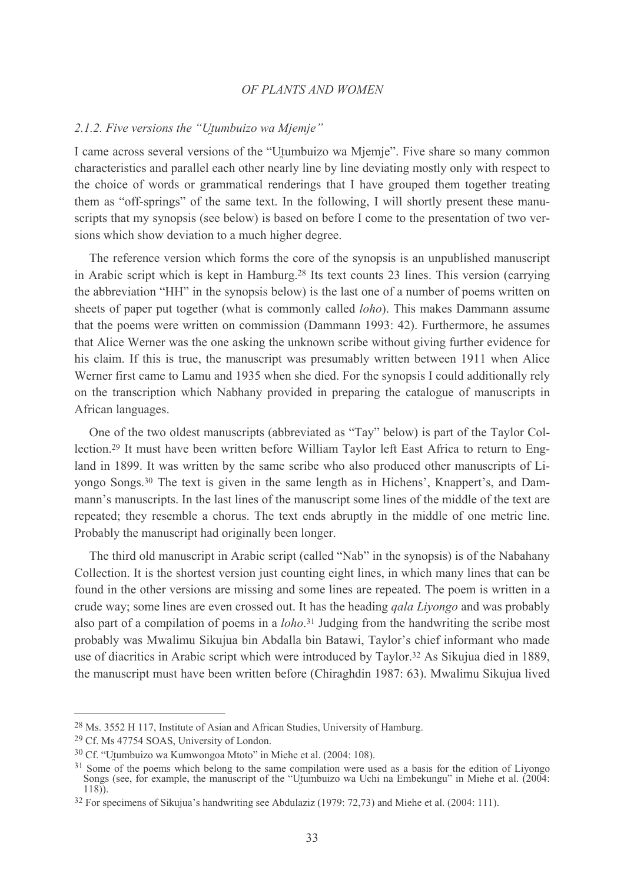### 2.1.2. Five versions the "Uṯumbuizo wa Mjemje"

I came across several versions of the "Uṯumbuizo wa Mjemje". Five share so many common characteristics and parallel each other nearly line by line deviating mostly only with respect to the choice of words or grammatical renderings that I have grouped them together treating them as "off-springs" of the same text. In the following, I will shortly present these manuscripts that my synopsis (see below) is based on before I come to the presentation of two versions which show deviation to a much higher degree.

The reference version which forms the core of the synopsis is an unpublished manuscript in Arabic script which is kept in Hamburg.[28] Its text counts 23 lines. This version (carrying the abbreviation "HH" in the synopsis below) is the last one of a number of poems written on sheets of paper put together (what is commonly called *loho*). This makes Dammann assume that the poems were written on commission (Dammann 1993: 42). Furthermore, he assumes that Alice Werner was the one asking the unknown scribe without giving further evidence for his claim. If this is true, the manuscript was presumably written between 1911 when Alice Werner first came to Lamu and 1935 when she died. For the synopsis I could additionally rely on the transcription which Nabhany provided in preparing the catalogue of manuscripts in African languages.

One of the two oldest manuscripts (abbreviated as "Tay" below) is part of the Taylor Collection.[29] It must have been written before William Taylor left East Africa to return to England in 1899. It was written by the same scribe who also produced other manuscripts of Liyongo Songs.[30] The text is given in the same length as in Hichens', Knappert's, and Dammann's manuscripts. In the last lines of the manuscript some lines of the middle of the text are repeated; they resemble a chorus. The text ends abruptly in the middle of one metric line. Probably the manuscript had originally been longer.

The third old manuscript in Arabic script (called "Nab" in the synopsis) is of the Nabahany Collection. It is the shortest version just counting eight lines, in which many lines that can be found in the other versions are missing and some lines are repeated. The poem is written in a crude way; some lines are even crossed out. It has the heading *qala Liyongo* and was probably also part of a compilation of poems in a *loho*.[31] Judging from the handwriting the scribe most probably was Mwalimu Sikujua bin Abdalla bin Batawi, Taylor's chief informant who made use of diacritics in Arabic script which were introduced by Taylor.[32] As Sikujua died in 1889, the manuscript must have been written before (Chiraghdin 1987: 63). Mwalimu Sikujua lived

---

[28] Ms. 3552 H 117, Institute of Asian and African Studies, University of Hamburg.

[29] Cf. Ms 47754 SOAS, University of London.

[30] Cf. "Uṯumbuizo wa Kumwongoa Mtoto" in Miehe et al. (2004: 108).

[31] Some of the poems which belong to the same compilation were used as a basis for the edition of Liyongo Songs (see, for example, the manuscript of the "Uṯumbuizo wa Uchi na Embekungu" in Miehe et al. (2004: 118)).

[32] For specimens of Sikujua's handwriting see Abdulaziz (1979: 72,73) and Miehe et al. (2004: 111).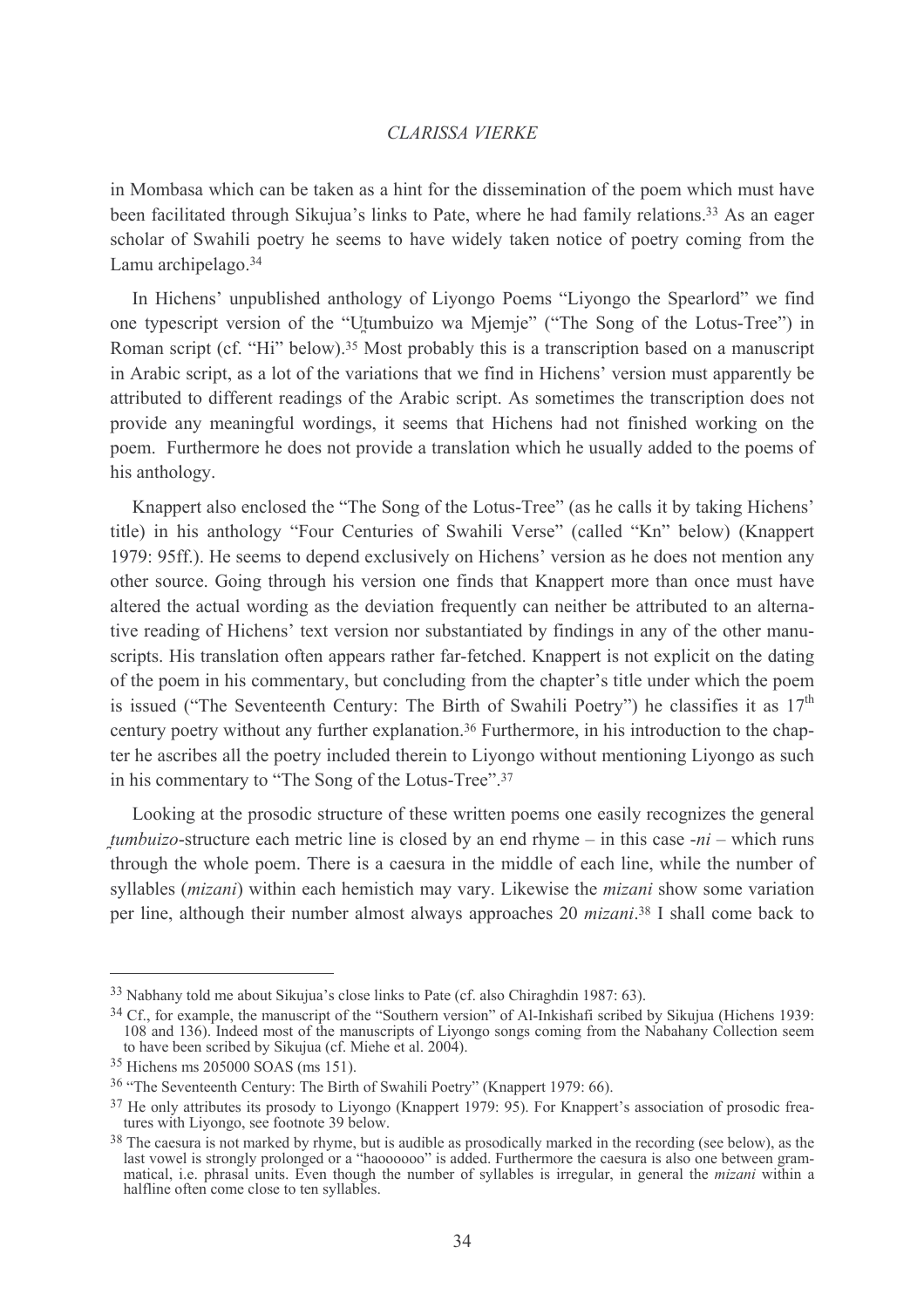in Mombasa which can be taken as a hint for the dissemination of the poem which must have been facilitated through Sikujua's links to Pate, where he had family relations.[33] As an eager scholar of Swahili poetry he seems to have widely taken notice of poetry coming from the Lamu archipelago.[34]

In Hichens' unpublished anthology of Liyongo Poems "Liyongo the Spearlord" we find one typescript version of the "Uṯumbuizo wa Mjemje" ("The Song of the Lotus-Tree") in Roman script (cf. "Hi" below).[35] Most probably this is a transcription based on a manuscript in Arabic script, as a lot of the variations that we find in Hichens' version must apparently be attributed to different readings of the Arabic script. As sometimes the transcription does not provide any meaningful wordings, it seems that Hichens had not finished working on the poem. Furthermore he does not provide a translation which he usually added to the poems of his anthology.

Knappert also enclosed the "The Song of the Lotus-Tree" (as he calls it by taking Hichens' title) in his anthology "Four Centuries of Swahili Verse" (called "Kn" below) (Knappert 1979: 95ff.). He seems to depend exclusively on Hichens' version as he does not mention any other source. Going through his version one finds that Knappert more than once must have altered the actual wording as the deviation frequently can neither be attributed to an alternative reading of Hichens' text version nor substantiated by findings in any of the other manuscripts. His translation often appears rather far-fetched. Knappert is not explicit on the dating of the poem in his commentary, but concluding from the chapter's title under which the poem is issued ("The Seventeenth Century: The Birth of Swahili Poetry") he classifies it as 17th century poetry without any further explanation.[36] Furthermore, in his introduction to the chapter he ascribes all the poetry included therein to Liyongo without mentioning Liyongo as such in his commentary to "The Song of the Lotus-Tree".[37]

Looking at the prosodic structure of these written poems one easily recognizes the general *ṯumbuizo*-structure each metric line is closed by an end rhyme – in this case *-ni* – which runs through the whole poem. There is a caesura in the middle of each line, while the number of syllables (*mizani*) within each hemistich may vary. Likewise the *mizani* show some variation per line, although their number almost always approaches 20 *mizani*.[38] I shall come back to

---

[33] Nabhany told me about Sikujua's close links to Pate (cf. also Chiraghdin 1987: 63).

[34] Cf., for example, the manuscript of the "Southern version" of Al-Inkishafi scribed by Sikujua (Hichens 1939: 108 and 136). Indeed most of the manuscripts of Liyongo songs coming from the Nabahany Collection seem to have been scribed by Sikujua (cf. Miehe et al. 2004).

[35] Hichens ms 205000 SOAS (ms 151).

[36] "The Seventeenth Century: The Birth of Swahili Poetry" (Knappert 1979: 66).

[37] He only attributes its prosody to Liyongo (Knappert 1979: 95). For Knappert's association of prosodic freatures with Liyongo, see footnote 39 below.

[38] The caesura is not marked by rhyme, but is audible as prosodically marked in the recording (see below), as the last vowel is strongly prolonged or a "haoooooo" is added. Furthermore the caesura is also one between grammatical, i.e. phrasal units. Even though the number of syllables is irregular, in general the *mizani* within a halfline often come close to ten syllables.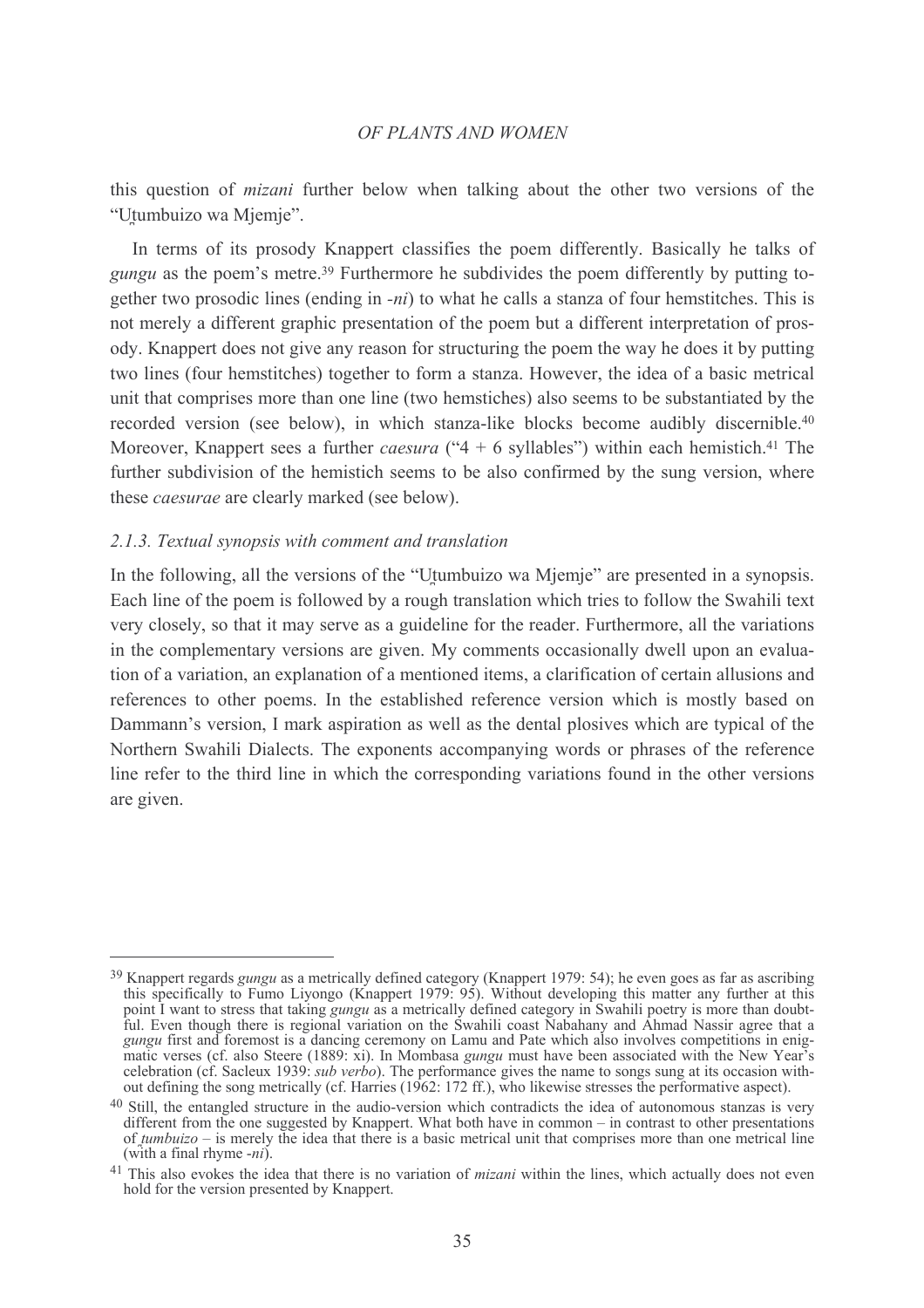this question of *mizani* further below when talking about the other two versions of the "Uṭumbuizo wa Mjemje".

In terms of its prosody Knappert classifies the poem differently. Basically he talks of *gungu* as the poem's metre.[39] Furthermore he subdivides the poem differently by putting together two prosodic lines (ending in *-ni*) to what he calls a stanza of four hemstitches. This is not merely a different graphic presentation of the poem but a different interpretation of prosody. Knappert does not give any reason for structuring the poem the way he does it by putting two lines (four hemstitches) together to form a stanza. However, the idea of a basic metrical unit that comprises more than one line (two hemstiches) also seems to be substantiated by the recorded version (see below), in which stanza-like blocks become audibly discernible.[40] Moreover, Knappert sees a further *caesura* ("4 + 6 syllables") within each hemistich.[41] The further subdivision of the hemistich seems to be also confirmed by the sung version, where these *caesurae* are clearly marked (see below).

### *2.1.3. Textual synopsis with comment and translation*

In the following, all the versions of the "Uṭumbuizo wa Mjemje" are presented in a synopsis. Each line of the poem is followed by a rough translation which tries to follow the Swahili text very closely, so that it may serve as a guideline for the reader. Furthermore, all the variations in the complementary versions are given. My comments occasionally dwell upon an evaluation of a variation, an explanation of a mentioned items, a clarification of certain allusions and references to other poems. In the established reference version which is mostly based on Dammann's version, I mark aspiration as well as the dental plosives which are typical of the Northern Swahili Dialects. The exponents accompanying words or phrases of the reference line refer to the third line in which the corresponding variations found in the other versions are given.

---

[39] Knappert regards *gungu* as a metrically defined category (Knappert 1979: 54); he even goes as far as ascribing this specifically to Fumo Liyongo (Knappert 1979: 95). Without developing this matter any further at this point I want to stress that taking *gungu* as a metrically defined category in Swahili poetry is more than doubtful. Even though there is regional variation on the Swahili coast Nabahany and Ahmad Nassir agree that a *gungu* first and foremost is a dancing ceremony on Lamu and Pate which also involves competitions in enigmatic verses (cf. also Steere (1889: xi). In Mombasa *gungu* must have been associated with the New Year's celebration (cf. Sacleux 1939: *sub verbo*). The performance gives the name to songs sung at its occasion without defining the song metrically (cf. Harries (1962: 172 ff.), who likewise stresses the performative aspect).

[40] Still, the entangled structure in the audio-version which contradicts the idea of autonomous stanzas is very different from the one suggested by Knappert. What both have in common – in contrast to other presentations of *ṭumbuizo* – is merely the idea that there is a basic metrical unit that comprises more than one metrical line (with a final rhyme *-ni*).

[41] This also evokes the idea that there is no variation of *mizani* within the lines, which actually does not even hold for the version presented by Knappert.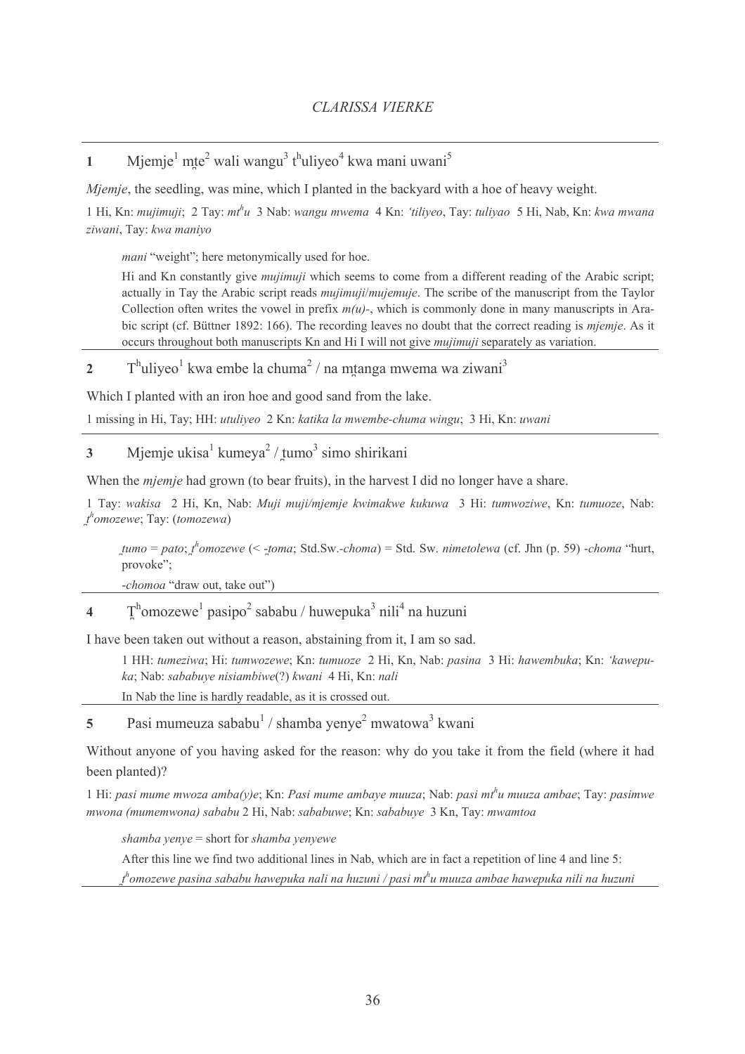**1** Mjemje[1] mṯe[2] wali wangu[3] tʰuliyeo[4] kwa mani uwani[5]

*Mjemje*, the seedling, was mine, which I planted in the backyard with a hoe of heavy weight.

1 Hi, Kn: *mujimuji*; 2 Tay: *mtʰu* 3 Nab: *wangu mwema* 4 Kn: *'tiliyeo*, Tay: *tuliyao* 5 Hi, Nab, Kn: *kwa mwana ziwani*, Tay: *kwa maniyo*

> *mani* "weight"; here metonymically used for hoe.
>
> Hi and Kn constantly give *mujimuji* which seems to come from a different reading of the Arabic script; actually in Tay the Arabic script reads *mujimuji*/*mujemuje*. The scribe of the manuscript from the Taylor Collection often writes the vowel in prefix *m(u)-*, which is commonly done in many manuscripts in Arabic script (cf. Büttner 1892: 166). The recording leaves no doubt that the correct reading is *mjemje*. As it occurs throughout both manuscripts Kn and Hi I will not give *mujimuji* separately as variation.

**2** Tʰuliyeo[1] kwa embe la chuma[2] / na mṯanga mwema wa ziwani[3]

Which I planted with an iron hoe and good sand from the lake.

1 missing in Hi, Tay; HH: *utuliyeo* 2 Kn: *katika la mwembe-chuma wingu*; 3 Hi, Kn: *uwani*

**3** Mjemje ukisa[1] kumeya[2] / ṯumo[3] simo shirikani

When the *mjemje* had grown (to bear fruits), in the harvest I did no longer have a share.

1 Tay: *wakisa* 2 Hi, Kn, Nab: *Muji muji/mjemje kwimakwe kukuwa* 3 Hi: *tumwoziwe*, Kn: *tumuoze*, Nab: *ṯʰomozewe*; Tay: (*tomozewa*)

> *ṯumo* = *pato*; *ṯʰomozewe* (< *-ṯoma*; Std.Sw.*-choma*) = Std. Sw. *nimetolewa* (cf. Jhn (p. 59) *-choma* "hurt, provoke";
>
> *-chomoa* "draw out, take out")

**4** Ṯʰomozewe[1] pasipo[2] sababu / huwepuka[3] nili[4] na huzuni

I have been taken out without a reason, abstaining from it, I am so sad.

> 1 HH: *tumeziwa*; Hi: *tumwozewe*; Kn: *tumuoze* 2 Hi, Kn, Nab: *pasina* 3 Hi: *hawembuka*; Kn: *'kawepuka*; Nab: *sababuye nisiambiwe*(?) *kwani* 4 Hi, Kn: *nali*
>
> In Nab the line is hardly readable, as it is crossed out.

**5** Pasi mumeuza sababu[1] / shamba yenye[2] mwatowa[3] kwani

Without anyone of you having asked for the reason: why do you take it from the field (where it had been planted)?

1 Hi: *pasi mume mwoza amba(y)e*; Kn: *Pasi mume ambaye muuza*; Nab: *pasi mtʰu muuza ambae*; Tay: *pasimwe mwona (mumemwona) sababu* 2 Hi, Nab: *sababuwe*; Kn: *sababuye* 3 Kn, Tay: *mwamtoa*

> *shamba yenye* = short for *shamba yenyewe*
>
> After this line we find two additional lines in Nab, which are in fact a repetition of line 4 and line 5:
>
> *ṯʰomozewe pasina sababu hawepuka nali na huzuni / pasi mtʰu muuza ambae hawepuka nili na huzuni*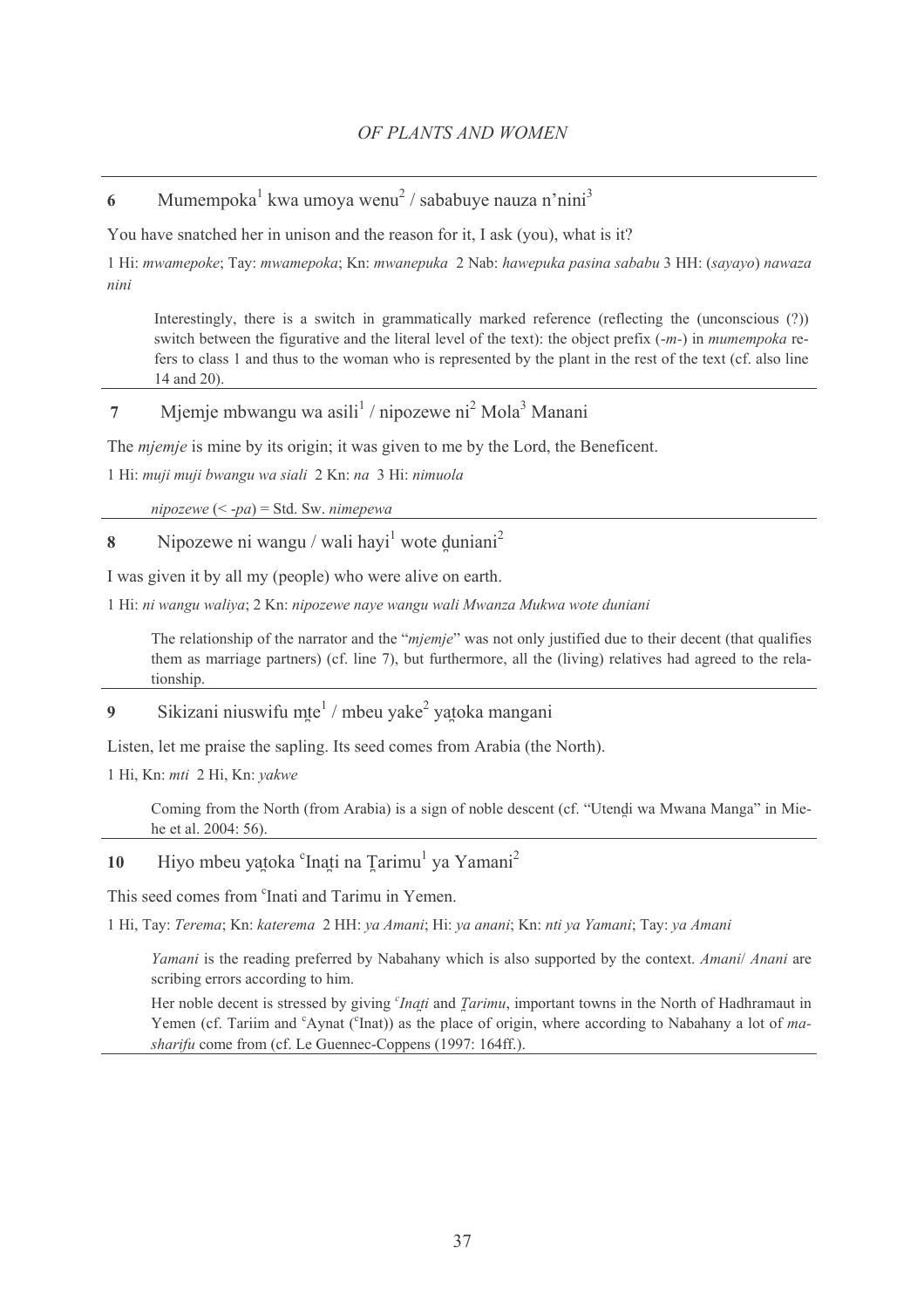**6** Mumempoka[1] kwa umoya wenu[2] / sababuye nauza n'nini[3]

You have snatched her in unison and the reason for it, I ask (you), what is it?

1 Hi: *mwamepoke*; Tay: *mwamepoka*; Kn: *mwanepuka* 2 Nab: *hawepuka pasina sababu* 3 HH: (*sayayo*) *nawaza nini*

> Interestingly, there is a switch in grammatically marked reference (reflecting the (unconscious (?)) switch between the figurative and the literal level of the text): the object prefix (*-m-*) in *mumempoka* refers to class 1 and thus to the woman who is represented by the plant in the rest of the text (cf. also line 14 and 20).

---

**7** Mjemje mbwangu wa asili[1] / nipozewe ni[2] Mola[3] Manani

The *mjemje* is mine by its origin; it was given to me by the Lord, the Beneficent.

1 Hi: *muji muji bwangu wa siali* 2 Kn: *na* 3 Hi: *nimuola*

> *nipozewe* (< *-pa*) = Std. Sw. *nimepewa*

---

**8** Nipozewe ni wangu / wali hayi[1] wote d̪uniani[2]

I was given it by all my (people) who were alive on earth.

1 Hi: *ni wangu waliya*; 2 Kn: *nipozewe naye wangu wali Mwanza Mukwa wote duniani*

> The relationship of the narrator and the "*mjemje*" was not only justified due to their decent (that qualifies them as marriage partners) (cf. line 7), but furthermore, all the (living) relatives had agreed to the relationship.

---

**9** Sikizani niuswifu mt̪e[1] / mbeu yake[2] yat̪oka mangani

Listen, let me praise the sapling. Its seed comes from Arabia (the North).

1 Hi, Kn: *mti* 2 Hi, Kn: *yakwe*

> Coming from the North (from Arabia) is a sign of noble descent (cf. "Utend̪i wa Mwana Manga" in Miehe et al. 2004: 56).

---

**10** Hiyo mbeu yat̪oka ᶜInat̪i na T̪arimu[1] ya Yamani[2]

This seed comes from ᶜInati and Tarimu in Yemen.

1 Hi, Tay: *Terema*; Kn: *katerema* 2 HH: *ya Amani*; Hi: *ya anani*; Kn: *nti ya Yamani*; Tay: *ya Amani*

> *Yamani* is the reading preferred by Nabahany which is also supported by the context. *Amani*/ *Anani* are scribing errors according to him.
>
> Her noble decent is stressed by giving *ᶜInat̪i* and *T̪arimu*, important towns in the North of Hadhramaut in Yemen (cf. Tariim and ᶜAynat (ᶜInat)) as the place of origin, where according to Nabahany a lot of *masharifu* come from (cf. Le Guennec-Coppens (1997: 164ff.).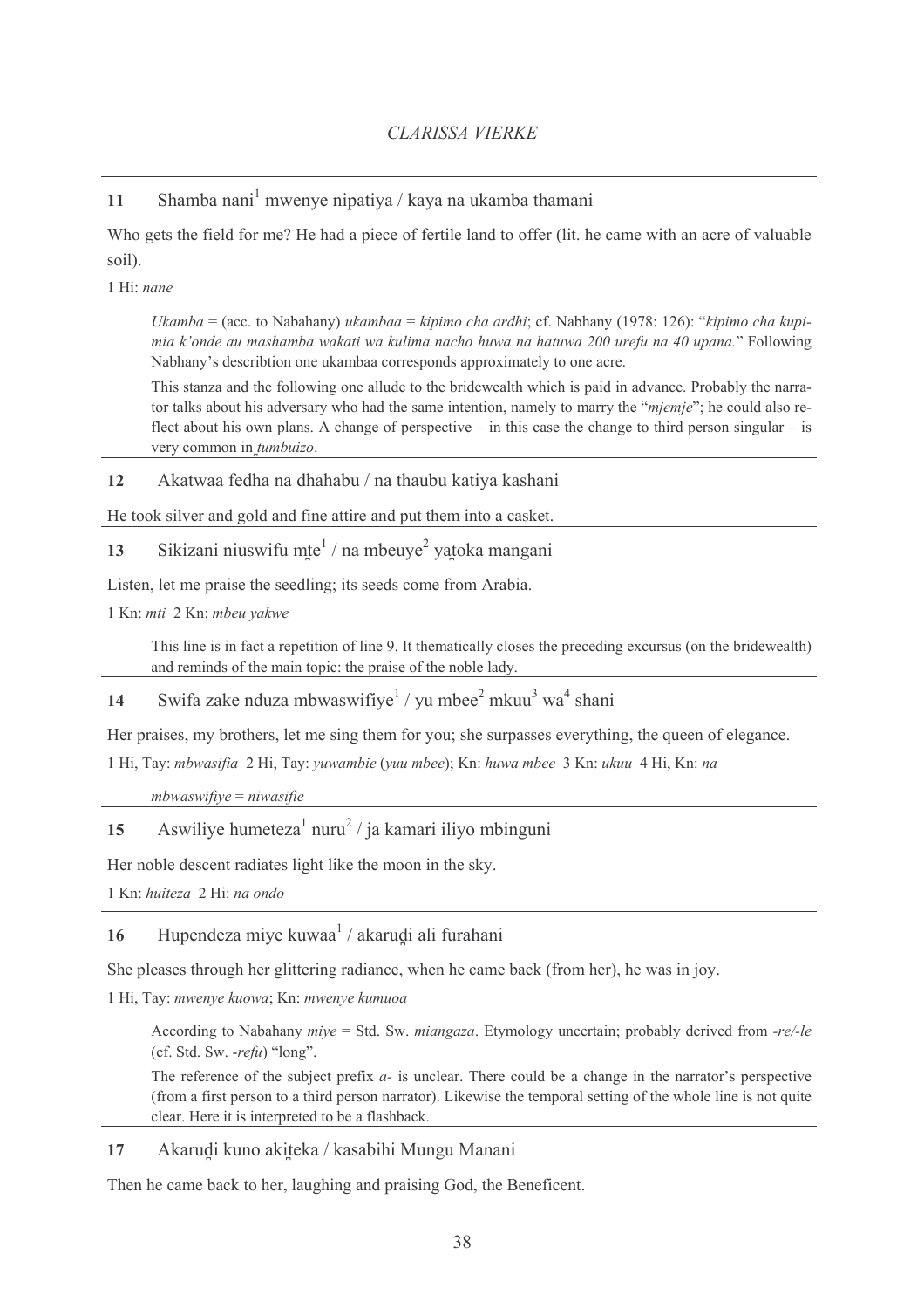**11** Shamba nani[1] mwenye nipatiya / kaya na ukamba thamani

Who gets the field for me? He had a piece of fertile land to offer (lit. he came with an acre of valuable soil).

1 Hi: *nane*

> *Ukamba* = (acc. to Nabahany) *ukambaa* = *kipimo cha ardhi*; cf. Nabhany (1978: 126): "*kipimo cha kupimia k'onde au mashamba wakati wa kulima nacho huwa na hatuwa 200 urefu na 40 upana.*" Following Nabhany's describtion one ukambaa corresponds approximately to one acre.
>
> This stanza and the following one allude to the bridewealth which is paid in advance. Probably the narrator talks about his adversary who had the same intention, namely to marry the "*mjemje*"; he could also reflect about his own plans. A change of perspective – in this case the change to third person singular – is very common in *ṭumbuizo*.

**12** Akatwaa fedha na dhahabu / na thaubu katiya kashani

He took silver and gold and fine attire and put them into a casket.

**13** Sikizani niuswifu mṭe[1] / na mbeuye[2] yaṭoka mangani

Listen, let me praise the seedling; its seeds come from Arabia.

1 Kn: *mti* 2 Kn: *mbeu yakwe*

> This line is in fact a repetition of line 9. It thematically closes the preceding excursus (on the bridewealth) and reminds of the main topic: the praise of the noble lady.

**14** Swifa zake nduza mbwaswifiye[1] / yu mbee[2] mkuu[3] wa[4] shani

Her praises, my brothers, let me sing them for you; she surpasses everything, the queen of elegance.

1 Hi, Tay: *mbwasifia* 2 Hi, Tay: *yuwambie* (*yuu mbee*); Kn: *huwa mbee* 3 Kn: *ukuu* 4 Hi, Kn: *na*

> *mbwaswifiye* = *niwasifie*

**15** Aswiliye humeteza[1] nuru[2] / ja kamari iliyo mbinguni

Her noble descent radiates light like the moon in the sky.

1 Kn: *huiteza* 2 Hi: *na ondo*

**16** Hupendeza miye kuwaa[1] / akaruḍi ali furahani

She pleases through her glittering radiance, when he came back (from her), he was in joy.

1 Hi, Tay: *mwenye kuowa*; Kn: *mwenye kumuoa*

> According to Nabahany *miye* = Std. Sw. *miangaza*. Etymology uncertain; probably derived from *-re/-le* (cf. Std. Sw. *-refu*) "long".
>
> The reference of the subject prefix *a-* is unclear. There could be a change in the narrator's perspective (from a first person to a third person narrator). Likewise the temporal setting of the whole line is not quite clear. Here it is interpreted to be a flashback.

**17** Akaruḍi kuno akiṭeka / kasabihi Mungu Manani

Then he came back to her, laughing and praising God, the Beneficent.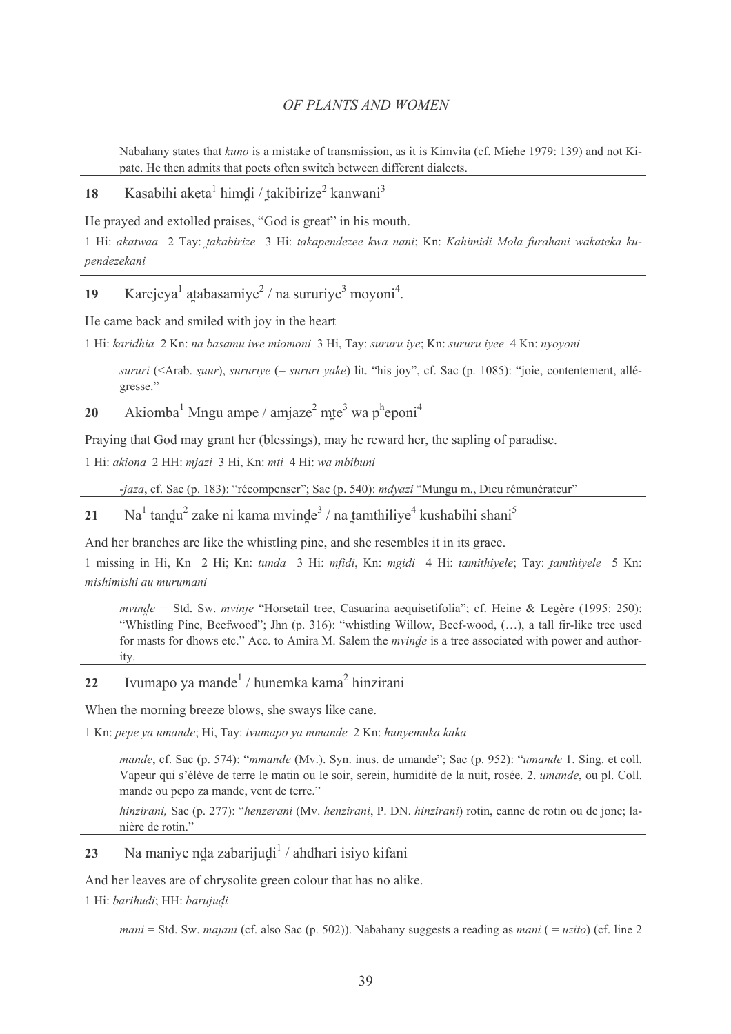Nabahany states that *kuno* is a mistake of transmission, as it is Kimvita (cf. Miehe 1979: 139) and not Kipate. He then admits that poets often switch between different dialects.

**18** Kasabihi aketa[1] himḏi / ṯakibirize[2] kanwani[3]

He prayed and extolled praises, "God is great" in his mouth.

1 Hi: *akatwaa* 2 Tay: *ṯakabirize* 3 Hi: *takapendezee kwa nani*; Kn: *Kahimidi Mola furahani wakateka kupendezekani*

**19** Karejeya[1] aṯabasamiye[2] / na sururiye[3] moyoni[4].

He came back and smiled with joy in the heart

1 Hi: *karidhia* 2 Kn: *na basamu iwe miomoni* 3 Hi, Tay: *sururu iye*; Kn: *sururu iyee* 4 Kn: *nyoyoni*

*sururi* (<Arab. *ṣuur*), *sururiye* (= *sururi yake*) lit. "his joy", cf. Sac (p. 1085): "joie, contentement, allégresse."

**20** Akiomba[1] Mngu ampe / amjaze[2] mṯe[3] wa p[h]eponi[4]

Praying that God may grant her (blessings), may he reward her, the sapling of paradise.

1 Hi: *akiona* 2 HH: *mjazi* 3 Hi, Kn: *mti* 4 Hi: *wa mbibuni*

*-jaza*, cf. Sac (p. 183): "récompenser"; Sac (p. 540): *mdyazi* "Mungu m., Dieu rémunérateur"

**21** Na[1] tanḏu[2] zake ni kama mvinḏe[3] / na ṯamthiliye[4] kushabihi shani[5]

And her branches are like the whistling pine, and she resembles it in its grace.

1 missing in Hi, Kn 2 Hi; Kn: *tunda* 3 Hi: *mfidi*, Kn: *mgidi* 4 Hi: *tamithiyele*; Tay: *ṯamthiyele* 5 Kn: *mishimishi au murumani*

*mvinḏe* = Std. Sw. *mvinje* "Horsetail tree, Casuarina aequisetifolia"; cf. Heine & Legère (1995: 250): "Whistling Pine, Beefwood"; Jhn (p. 316): "whistling Willow, Beef-wood, (…), a tall fir-like tree used for masts for dhows etc." Acc. to Amira M. Salem the *mvinḏe* is a tree associated with power and authority.

**22** Ivumapo ya mande[1] / hunemka kama[2] hinzirani

When the morning breeze blows, she sways like cane.

1 Kn: *pepe ya umande*; Hi, Tay: *ivumapo ya mmande* 2 Kn: *hunyemuka kaka*

*mande*, cf. Sac (p. 574): "*mmande* (Mv.). Syn. inus. de umande"; Sac (p. 952): "*umande* 1. Sing. et coll. Vapeur qui s'élève de terre le matin ou le soir, serein, humidité de la nuit, rosée. 2. *umande*, ou pl. Coll. mande ou pepo za mande, vent de terre."

*hinzirani,* Sac (p. 277): "*henzerani* (Mv. *henzirani*, P. DN. *hinzirani*) rotin, canne de rotin ou de jonc; lanière de rotin."

**23** Na maniye nḏa zabarijuḏi[1] / ahdhari isiyo kifani

And her leaves are of chrysolite green colour that has no alike.

1 Hi: *barihudi*; HH: *barujuḏi*

*mani* = Std. Sw. *majani* (cf. also Sac (p. 502)). Nabahany suggests a reading as *mani* ( = *uzito*) (cf. line 2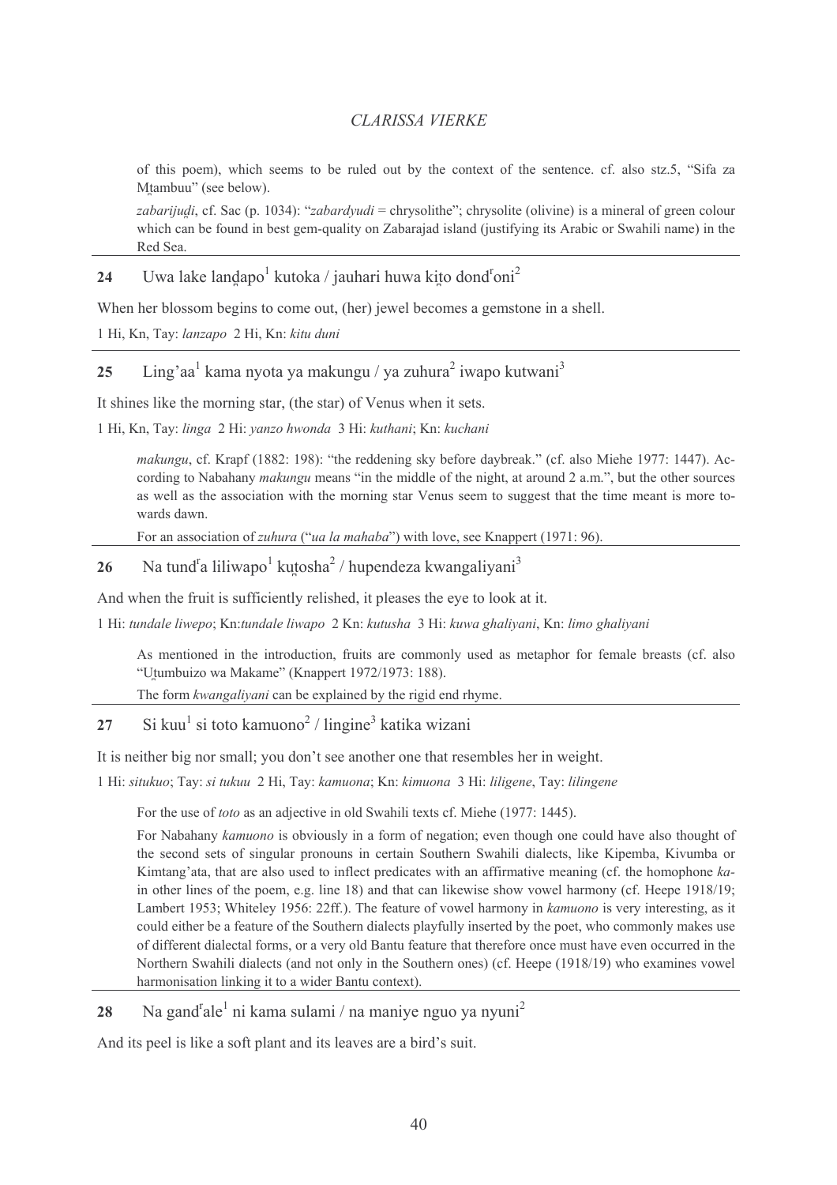of this poem), which seems to be ruled out by the context of the sentence. cf. also stz.5, "Sifa za Mṭambuu" (see below).

*zabarijuḍi*, cf. Sac (p. 1034): "*zabardyudi* = chrysolithe"; chrysolite (olivine) is a mineral of green colour which can be found in best gem-quality on Zabarajad island (justifying its Arabic or Swahili name) in the Red Sea.

---

**24** Uwa lake lanḍapo[1] kutoka / jauhari huwa kiṭo dond[r]oni[2]

When her blossom begins to come out, (her) jewel becomes a gemstone in a shell.

1 Hi, Kn, Tay: *lanzapo* 2 Hi, Kn: *kitu duni*

---

**25** Ling'aa[1] kama nyota ya makungu / ya zuhura[2] iwapo kutwani[3]

It shines like the morning star, (the star) of Venus when it sets.

1 Hi, Kn, Tay: *linga* 2 Hi: *yanzo hwonda* 3 Hi: *kuthani*; Kn: *kuchani*

*makungu*, cf. Krapf (1882: 198): "the reddening sky before daybreak." (cf. also Miehe 1977: 1447). According to Nabahany *makungu* means "in the middle of the night, at around 2 a.m.", but the other sources as well as the association with the morning star Venus seem to suggest that the time meant is more towards dawn.

For an association of *zuhura* ("*ua la mahaba*") with love, see Knappert (1971: 96).

---

**26** Na tund[r]a liliwapo[1] kuṭosha[2] / hupendeza kwangaliyani[3]

And when the fruit is sufficiently relished, it pleases the eye to look at it.

1 Hi: *tundale liwepo*; Kn:*tundale liwapo* 2 Kn: *kutusha* 3 Hi: *kuwa ghaliyani*, Kn: *limo ghaliyani*

As mentioned in the introduction, fruits are commonly used as metaphor for female breasts (cf. also "Uṭumbuizo wa Makame" (Knappert 1972/1973: 188).

The form *kwangaliyani* can be explained by the rigid end rhyme.

---

**27** Si kuu[1] si toto kamuono[2] / lingine[3] katika wizani

It is neither big nor small; you don't see another one that resembles her in weight.

1 Hi: *situkuo*; Tay: *si tukuu* 2 Hi, Tay: *kamuona*; Kn: *kimuona* 3 Hi: *liligene*, Tay: *lilingene*

For the use of *toto* as an adjective in old Swahili texts cf. Miehe (1977: 1445).

For Nabahany *kamuono* is obviously in a form of negation; even though one could have also thought of the second sets of singular pronouns in certain Southern Swahili dialects, like Kipemba, Kivumba or Kimtang'ata, that are also used to inflect predicates with an affirmative meaning (cf. the homophone *ka-* in other lines of the poem, e.g. line 18) and that can likewise show vowel harmony (cf. Heepe 1918/19; Lambert 1953; Whiteley 1956: 22ff.). The feature of vowel harmony in *kamuono* is very interesting, as it could either be a feature of the Southern dialects playfully inserted by the poet, who commonly makes use of different dialectal forms, or a very old Bantu feature that therefore once must have even occurred in the Northern Swahili dialects (and not only in the Southern ones) (cf. Heepe (1918/19) who examines vowel harmonisation linking it to a wider Bantu context).

---

**28** Na gand[r]ale[1] ni kama sulami / na maniye nguo ya nyuni[2]

And its peel is like a soft plant and its leaves are a bird's suit.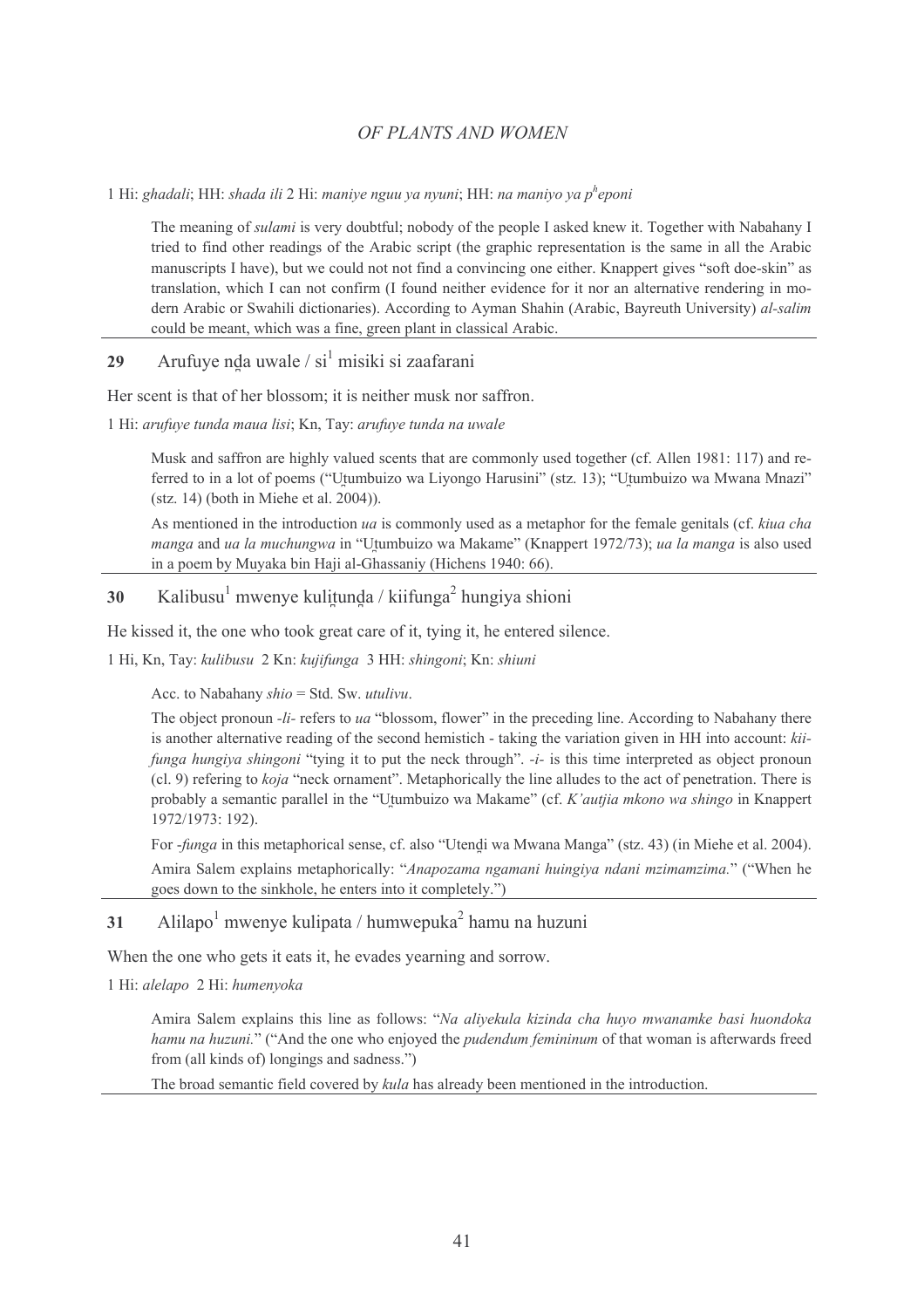1 Hi: *ghadali*; HH: *shada ili* 2 Hi: *maniye nguu ya nyuni*; HH: *na maniyo ya p^heponi*

> The meaning of *sulami* is very doubtful; nobody of the people I asked knew it. Together with Nabahany I tried to find other readings of the Arabic script (the graphic representation is the same in all the Arabic manuscripts I have), but we could not not find a convincing one either. Knappert gives "soft doe-skin" as translation, which I can not confirm (I found neither evidence for it nor an alternative rendering in modern Arabic or Swahili dictionaries). According to Ayman Shahin (Arabic, Bayreuth University) *al-salim* could be meant, which was a fine, green plant in classical Arabic.

### 29 Arufuye nḓa uwale / si[1] misiki si zaafarani

Her scent is that of her blossom; it is neither musk nor saffron.

1 Hi: *arufuye tunda maua lisi*; Kn, Tay: *arufuye tunda na uwale*

> Musk and saffron are highly valued scents that are commonly used together (cf. Allen 1981: 117) and referred to in a lot of poems ("Uṯumbuizo wa Liyongo Harusini" (stz. 13); "Uṯumbuizo wa Mwana Mnazi" (stz. 14) (both in Miehe et al. 2004)).
>
> As mentioned in the introduction *ua* is commonly used as a metaphor for the female genitals (cf. *kiua cha manga* and *ua la muchungwa* in "Uṯumbuizo wa Makame" (Knappert 1972/73); *ua la manga* is also used in a poem by Muyaka bin Haji al-Ghassaniy (Hichens 1940: 66).

### 30 Kalibusu[1] mwenye kuliṯunḓa / kiifunga[2] hungiya shioni

He kissed it, the one who took great care of it, tying it, he entered silence.

1 Hi, Kn, Tay: *kulibusu* 2 Kn: *kujifunga* 3 HH: *shingoni*; Kn: *shiuni*

> Acc. to Nabahany *shio* = Std. Sw. *utulivu*.
>
> The object pronoun *-li-* refers to *ua* "blossom, flower" in the preceding line. According to Nabahany there is another alternative reading of the second hemistich - taking the variation given in HH into account: *kiifunga hungiya shingoni* "tying it to put the neck through". *-i-* is this time interpreted as object pronoun (cl. 9) refering to *koja* "neck ornament". Metaphorically the line alludes to the act of penetration. There is probably a semantic parallel in the "Uṯumbuizo wa Makame" (cf. *K'autjia mkono wa shingo* in Knappert 1972/1973: 192).
>
> For *-funga* in this metaphorical sense, cf. also "Utenḓi wa Mwana Manga" (stz. 43) (in Miehe et al. 2004).
>
> Amira Salem explains metaphorically: "*Anapozama ngamani huingiya ndani mzimamzima.*" ("When he goes down to the sinkhole, he enters into it completely.")

### 31 Alilapo[1] mwenye kulipata / humwepuka[2] hamu na huzuni

When the one who gets it eats it, he evades yearning and sorrow.

1 Hi: *alelapo* 2 Hi: *humenyoka*

> Amira Salem explains this line as follows: "*Na aliyekula kizinda cha huyo mwanamke basi huondoka hamu na huzuni.*" ("And the one who enjoyed the *pudendum femininum* of that woman is afterwards freed from (all kinds of) longings and sadness.")
>
> The broad semantic field covered by *kula* has already been mentioned in the introduction.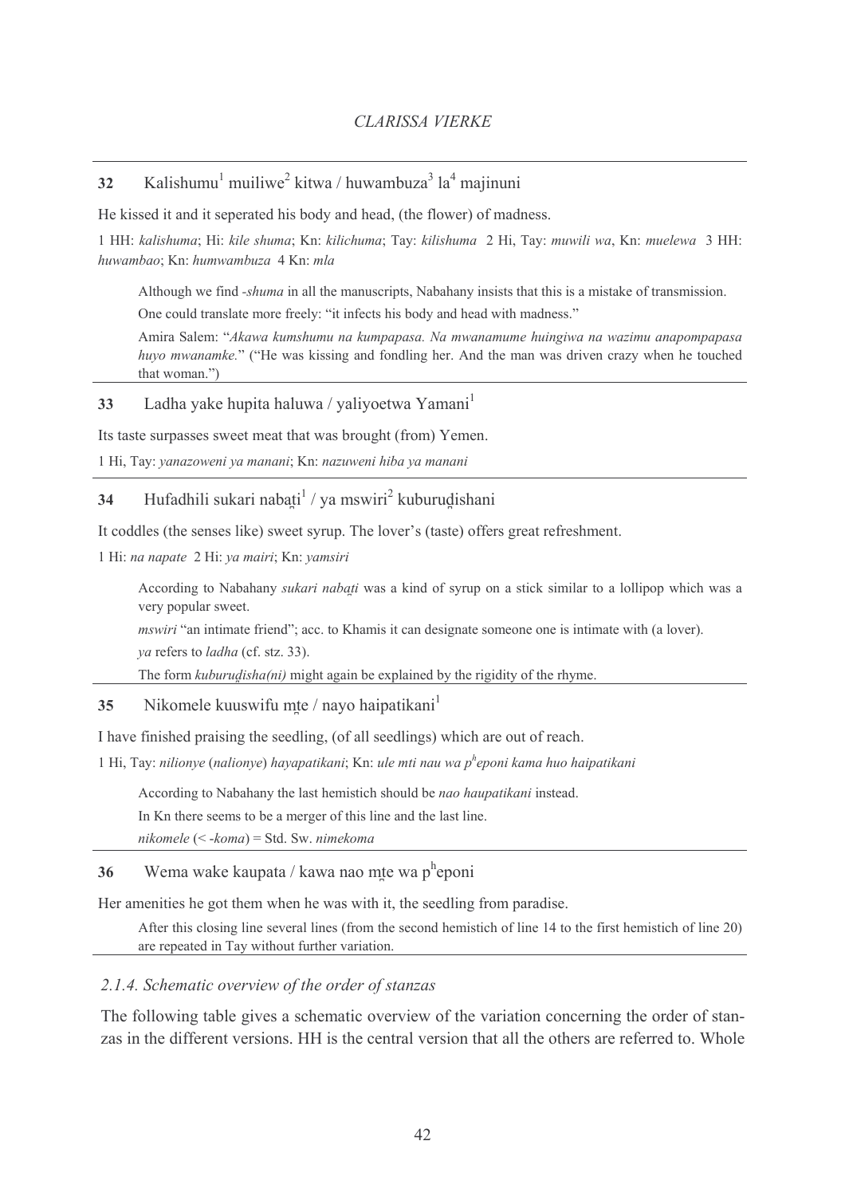**32** Kalishumu[1] muiliwe[2] kitwa / huwambuza[3] la[4] majinuni

He kissed it and it seperated his body and head, (the flower) of madness.

1 HH: *kalishuma*; Hi: *kile shuma*; Kn: *kilichuma*; Tay: *kilishuma* 2 Hi, Tay: *muwili wa*, Kn: *muelewa* 3 HH: *huwambao*; Kn: *humwambuza* 4 Kn: *mla*

> Although we find *-shuma* in all the manuscripts, Nabahany insists that this is a mistake of transmission.
>
> One could translate more freely: "it infects his body and head with madness."
>
> Amira Salem: "*Akawa kumshumu na kumpapasa. Na mwanamume huingiwa na wazimu anapompapasa huyo mwanamke.*" ("He was kissing and fondling her. And the man was driven crazy when he touched that woman.")

**33** Ladha yake hupita haluwa / yaliyoetwa Yamani[1]

Its taste surpasses sweet meat that was brought (from) Yemen.

1 Hi, Tay: *yanazoweni ya manani*; Kn: *nazuweni hiba ya manani*

**34** Hufadhili sukari nabaṭi[1] / ya mswiri[2] kuburuḓishani

It coddles (the senses like) sweet syrup. The lover's (taste) offers great refreshment.

1 Hi: *na napate* 2 Hi: *ya mairi*; Kn: *yamsiri*

> According to Nabahany *sukari nabaṭi* was a kind of syrup on a stick similar to a lollipop which was a very popular sweet.
>
> *mswiri* "an intimate friend"; acc. to Khamis it can designate someone one is intimate with (a lover).
>
> *ya* refers to *ladha* (cf. stz. 33).
>
> The form *kuburuḓisha(ni)* might again be explained by the rigidity of the rhyme.

**35** Nikomele kuuswifu mṯe / nayo haipatikani[1]

I have finished praising the seedling, (of all seedlings) which are out of reach.

1 Hi, Tay: *nilionye* (*nalionye*) *hayapatikani*; Kn: *ule mti nau wa pʰeponi kama huo haipatikani*

> According to Nabahany the last hemistich should be *nao haupatikani* instead.
>
> In Kn there seems to be a merger of this line and the last line.
>
> *nikomele* (< *-koma*) = Std. Sw. *nimekoma*

**36** Wema wake kaupata / kawa nao mṯe wa pʰeponi

Her amenities he got them when he was with it, the seedling from paradise.

> After this closing line several lines (from the second hemistich of line 14 to the first hemistich of line 20) are repeated in Tay without further variation.

### *2.1.4. Schematic overview of the order of stanzas*

The following table gives a schematic overview of the variation concerning the order of stanzas in the different versions. HH is the central version that all the others are referred to. Whole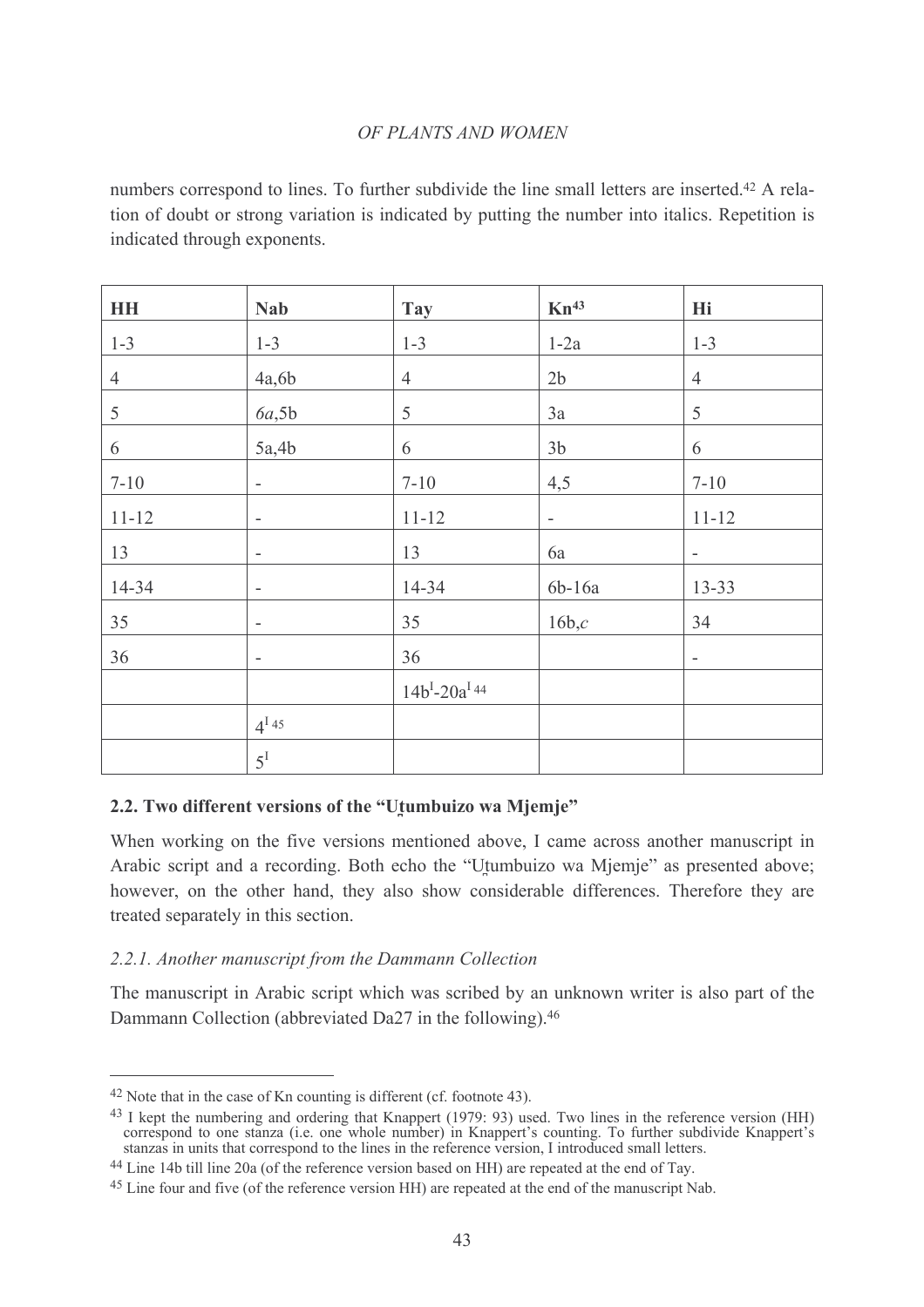numbers correspond to lines. To further subdivide the line small letters are inserted.[42] A relation of doubt or strong variation is indicated by putting the number into italics. Repetition is indicated through exponents.

| HH | Nab | Tay | Kn[43] | Hi |
|---|---|---|---|---|
| 1-3 | 1-3 | 1-3 | 1-2a | 1-3 |
| 4 | 4a,6b | 4 | 2b | 4 |
| 5 | *6a*,5b | 5 | 3a | 5 |
| 6 | 5a,4b | 6 | 3b | 6 |
| 7-10 | - | 7-10 | 4,5 | 7-10 |
| 11-12 | - | 11-12 | - | 11-12 |
| 13 | - | 13 | 6a | - |
| 14-34 | - | 14-34 | 6b-16a | 13-33 |
| 35 | - | 35 | 16b,*c* | 34 |
| 36 | - | 36 | | - |
| | | $14b^{I}$-$20a^{I}$ [44] | | |
| | $4^{I}$ [45] | | | |
| | $5^{I}$ | | | |

### 2.2. Two different versions of the "Uṭumbuizo wa Mjemje"

When working on the five versions mentioned above, I came across another manuscript in Arabic script and a recording. Both echo the "Uṭumbuizo wa Mjemje" as presented above; however, on the other hand, they also show considerable differences. Therefore they are treated separately in this section.

#### *2.2.1. Another manuscript from the Dammann Collection*

The manuscript in Arabic script which was scribed by an unknown writer is also part of the Dammann Collection (abbreviated Da27 in the following).[46]

---

[42] Note that in the case of Kn counting is different (cf. footnote 43).

[43] I kept the numbering and ordering that Knappert (1979: 93) used. Two lines in the reference version (HH) correspond to one stanza (i.e. one whole number) in Knappert's counting. To further subdivide Knappert's stanzas in units that correspond to the lines in the reference version, I introduced small letters.

[44] Line 14b till line 20a (of the reference version based on HH) are repeated at the end of Tay.

[45] Line four and five (of the reference version HH) are repeated at the end of the manuscript Nab.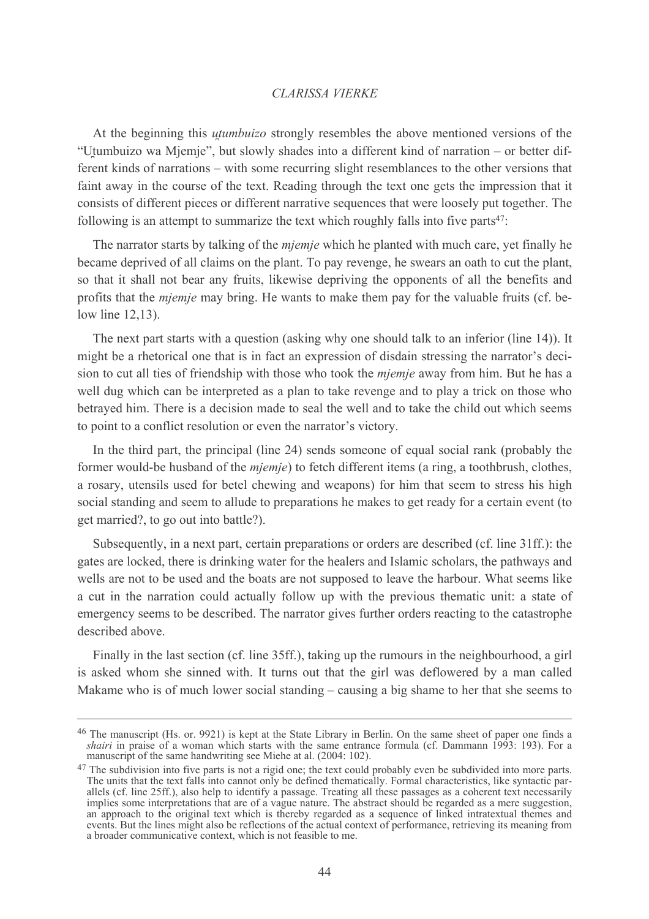At the beginning this *u̥tumbuizo* strongly resembles the above mentioned versions of the "U̥tumbuizo wa Mjemje", but slowly shades into a different kind of narration – or better different kinds of narrations – with some recurring slight resemblances to the other versions that faint away in the course of the text. Reading through the text one gets the impression that it consists of different pieces or different narrative sequences that were loosely put together. The following is an attempt to summarize the text which roughly falls into five parts[47]:

The narrator starts by talking of the *mjemje* which he planted with much care, yet finally he became deprived of all claims on the plant. To pay revenge, he swears an oath to cut the plant, so that it shall not bear any fruits, likewise depriving the opponents of all the benefits and profits that the *mjemje* may bring. He wants to make them pay for the valuable fruits (cf. below line 12,13).

The next part starts with a question (asking why one should talk to an inferior (line 14)). It might be a rhetorical one that is in fact an expression of disdain stressing the narrator's decision to cut all ties of friendship with those who took the *mjemje* away from him. But he has a well dug which can be interpreted as a plan to take revenge and to play a trick on those who betrayed him. There is a decision made to seal the well and to take the child out which seems to point to a conflict resolution or even the narrator's victory.

In the third part, the principal (line 24) sends someone of equal social rank (probably the former would-be husband of the *mjemje*) to fetch different items (a ring, a toothbrush, clothes, a rosary, utensils used for betel chewing and weapons) for him that seem to stress his high social standing and seem to allude to preparations he makes to get ready for a certain event (to get married?, to go out into battle?).

Subsequently, in a next part, certain preparations or orders are described (cf. line 31ff.): the gates are locked, there is drinking water for the healers and Islamic scholars, the pathways and wells are not to be used and the boats are not supposed to leave the harbour. What seems like a cut in the narration could actually follow up with the previous thematic unit: a state of emergency seems to be described. The narrator gives further orders reacting to the catastrophe described above.

Finally in the last section (cf. line 35ff.), taking up the rumours in the neighbourhood, a girl is asked whom she sinned with. It turns out that the girl was deflowered by a man called Makame who is of much lower social standing – causing a big shame to her that she seems to

---

[46] The manuscript (Hs. or. 9921) is kept at the State Library in Berlin. On the same sheet of paper one finds a *shairi* in praise of a woman which starts with the same entrance formula (cf. Dammann 1993: 193). For a manuscript of the same handwriting see Miehe at al. (2004: 102).

[47] The subdivision into five parts is not a rigid one; the text could probably even be subdivided into more parts. The units that the text falls into cannot only be defined thematically. Formal characteristics, like syntactic parallels (cf. line 25ff.), also help to identify a passage. Treating all these passages as a coherent text necessarily implies some interpretations that are of a vague nature. The abstract should be regarded as a mere suggestion, an approach to the original text which is thereby regarded as a sequence of linked intratextual themes and events. But the lines might also be reflections of the actual context of performance, retrieving its meaning from a broader communicative context, which is not feasible to me.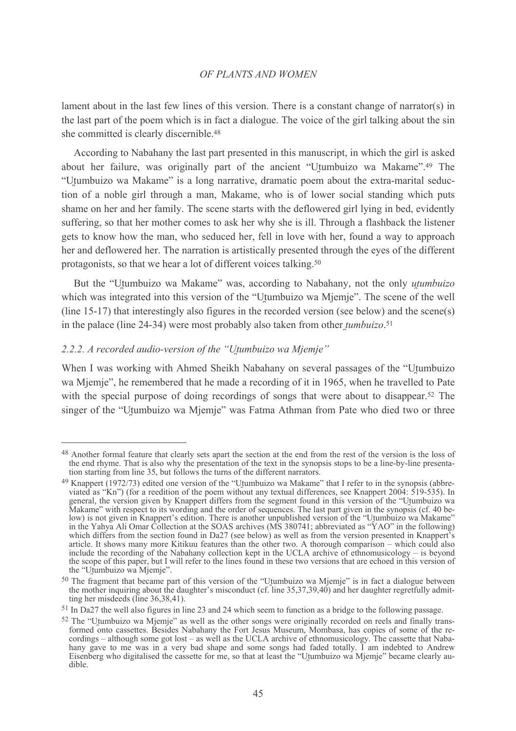lament about in the last few lines of this version. There is a constant change of narrator(s) in the last part of the poem which is in fact a dialogue. The voice of the girl talking about the sin she committed is clearly discernible.[48]

According to Nabahany the last part presented in this manuscript, in which the girl is asked about her failure, was originally part of the ancient "Ut̯umbuizo wa Makame".[49] The "Ut̯umbuizo wa Makame" is a long narrative, dramatic poem about the extra-marital seduction of a noble girl through a man, Makame, who is of lower social standing which puts shame on her and her family. The scene starts with the deflowered girl lying in bed, evidently suffering, so that her mother comes to ask her why she is ill. Through a flashback the listener gets to know how the man, who seduced her, fell in love with her, found a way to approach her and deflowered her. The narration is artistically presented through the eyes of the different protagonists, so that we hear a lot of different voices talking.[50]

But the "Ut̯umbuizo wa Makame" was, according to Nabahany, not the only *ut̯umbuizo* which was integrated into this version of the "Ut̯umbuizo wa Mjemje". The scene of the well (line 15-17) that interestingly also figures in the recorded version (see below) and the scene(s) in the palace (line 24-34) were most probably also taken from other *t̯umbuizo*.[51]

### *2.2.2. A recorded audio-version of the "Ut̯umbuizo wa Mjemje"*

When I was working with Ahmed Sheikh Nabahany on several passages of the "Ut̯umbuizo wa Mjemje", he remembered that he made a recording of it in 1965, when he travelled to Pate with the special purpose of doing recordings of songs that were about to disappear.[52] The singer of the "Ut̯umbuizo wa Mjemje" was Fatma Athman from Pate who died two or three

---

[48] Another formal feature that clearly sets apart the section at the end from the rest of the version is the loss of the end rhyme. That is also why the presentation of the text in the synopsis stops to be a line-by-line presentation starting from line 35, but follows the turns of the different narrators.

[49] Knappert (1972/73) edited one version of the "Ut̯umbuizo wa Makame" that I refer to in the synopsis (abbreviated as "Kn") (for a reedition of the poem without any textual differences, see Knappert 2004: 519-535). In general, the version given by Knappert differs from the segment found in this version of the "Ut̯umbuizo wa Makame" with respect to its wording and the order of sequences. The last part given in the synopsis (cf. 40 below) is not given in Knappert's edition. There is another unpublished version of the "Ut̯umbuizo wa Makame" in the Yahya Ali Omar Collection at the SOAS archives (MS 380741; abbreviated as "YAO" in the following) which differs from the section found in Da27 (see below) as well as from the version presented in Knappert's article. It shows many more Kitikuu features than the other two. A thorough comparison – which could also include the recording of the Nabahany collection kept in the UCLA archive of ethnomusicology – is beyond the scope of this paper, but I will refer to the lines found in these two versions that are echoed in this version of the "Ut̯umbuizo wa Mjemje".

[50] The fragment that became part of this version of the "Ut̯umbuizo wa Mjemje" is in fact a dialogue between the mother inquiring about the daughter's misconduct (cf. line 35,37,39,40) and her daughter regretfully admitting her misdeeds (line 36,38,41).

[51] In Da27 the well also figures in line 23 and 24 which seem to function as a bridge to the following passage.

[52] The "Ut̯umbuizo wa Mjemje" as well as the other songs were originally recorded on reels and finally transformed onto cassettes. Besides Nabahany the Fort Jesus Museum, Mombasa, has copies of some of the recordings – although some got lost – as well as the UCLA archive of ethnomusicology. The cassette that Nabahany gave to me was in a very bad shape and some songs had faded totally. I am indebted to Andrew Eisenberg who digitalised the cassette for me, so that at least the "Ut̯umbuizo wa Mjemje" became clearly audible.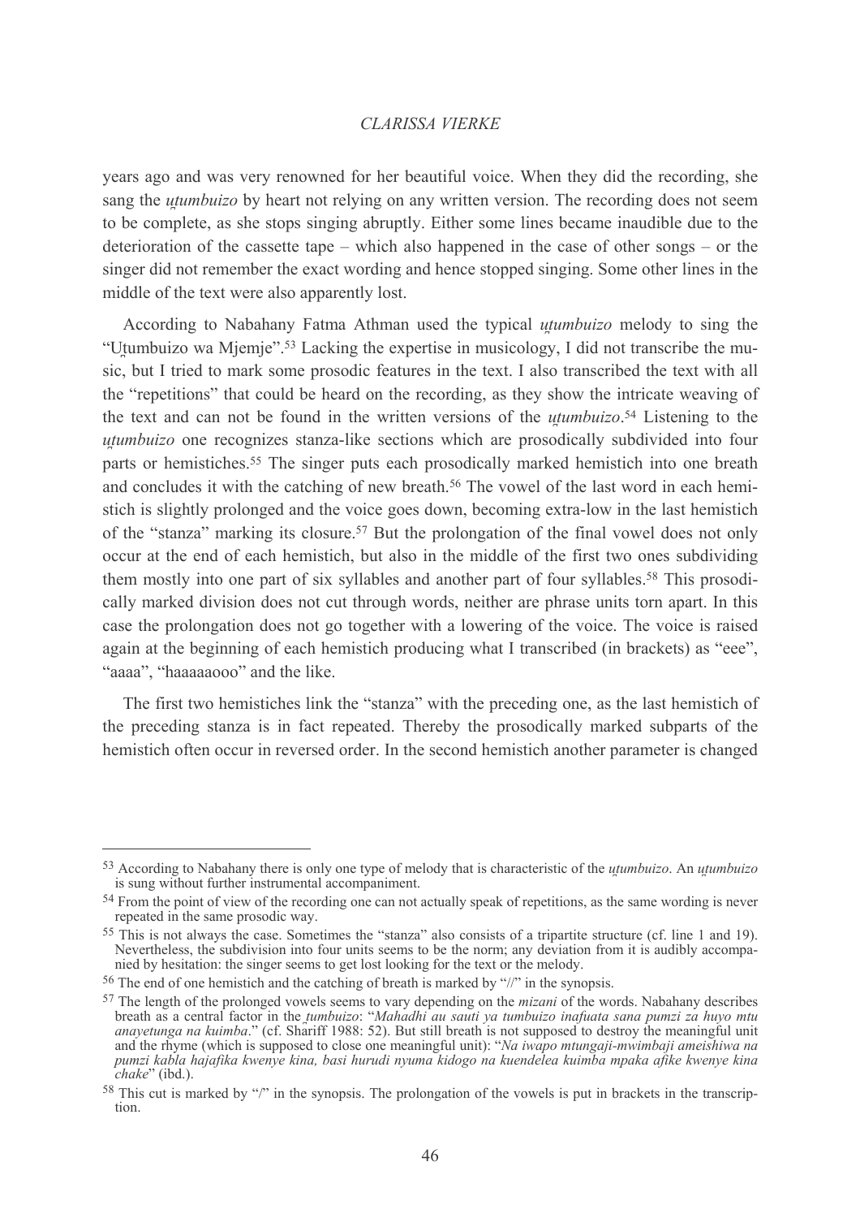years ago and was very renowned for her beautiful voice. When they did the recording, she sang the *u̠tumbuizo* by heart not relying on any written version. The recording does not seem to be complete, as she stops singing abruptly. Either some lines became inaudible due to the deterioration of the cassette tape – which also happened in the case of other songs – or the singer did not remember the exact wording and hence stopped singing. Some other lines in the middle of the text were also apparently lost.

According to Nabahany Fatma Athman used the typical *u̠tumbuizo* melody to sing the "U̠tumbuizo wa Mjemje".[53] Lacking the expertise in musicology, I did not transcribe the music, but I tried to mark some prosodic features in the text. I also transcribed the text with all the "repetitions" that could be heard on the recording, as they show the intricate weaving of the text and can not be found in the written versions of the *u̠tumbuizo*.[54] Listening to the *u̠tumbuizo* one recognizes stanza-like sections which are prosodically subdivided into four parts or hemistiches.[55] The singer puts each prosodically marked hemistich into one breath and concludes it with the catching of new breath.[56] The vowel of the last word in each hemistich is slightly prolonged and the voice goes down, becoming extra-low in the last hemistich of the "stanza" marking its closure.[57] But the prolongation of the final vowel does not only occur at the end of each hemistich, but also in the middle of the first two ones subdividing them mostly into one part of six syllables and another part of four syllables.[58] This prosodically marked division does not cut through words, neither are phrase units torn apart. In this case the prolongation does not go together with a lowering of the voice. The voice is raised again at the beginning of each hemistich producing what I transcribed (in brackets) as "eee", "aaaa", "haaaaaooo" and the like.

The first two hemistiches link the "stanza" with the preceding one, as the last hemistich of the preceding stanza is in fact repeated. Thereby the prosodically marked subparts of the hemistich often occur in reversed order. In the second hemistich another parameter is changed

---

[53] According to Nabahany there is only one type of melody that is characteristic of the *u̠tumbuizo*. An *u̠tumbuizo* is sung without further instrumental accompaniment.

[54] From the point of view of the recording one can not actually speak of repetitions, as the same wording is never repeated in the same prosodic way.

[55] This is not always the case. Sometimes the "stanza" also consists of a tripartite structure (cf. line 1 and 19). Nevertheless, the subdivision into four units seems to be the norm; any deviation from it is audibly accompanied by hesitation: the singer seems to get lost looking for the text or the melody.

[56] The end of one hemistich and the catching of breath is marked by "//" in the synopsis.

[57] The length of the prolonged vowels seems to vary depending on the *mizani* of the words. Nabahany describes breath as a central factor in the *t̠umbuizo*: "*Mahadhi au sauti ya tumbuizo inafuata sana pumzi za huyo mtu anayetunga na kuimba*." (cf. Shariff 1988: 52). But still breath is not supposed to destroy the meaningful unit and the rhyme (which is supposed to close one meaningful unit): "*Na iwapo mtungaji-mwimbaji ameishiwa na pumzi kabla hajafika kwenye kina, basi hurudi nyuma kidogo na kuendelea kuimba mpaka afike kwenye kina chake*" (ibd.).

[58] This cut is marked by "/" in the synopsis. The prolongation of the vowels is put in brackets in the transcription.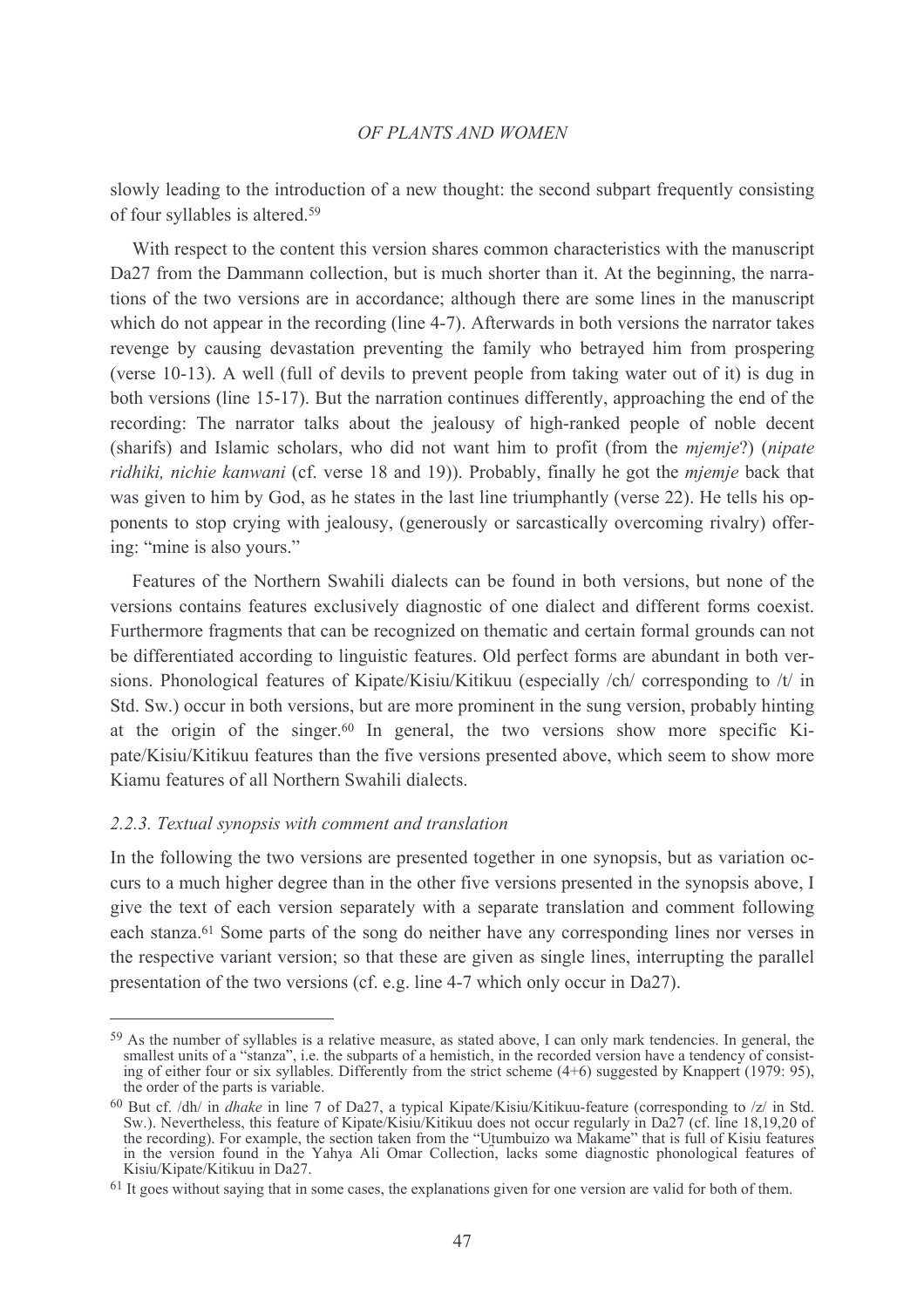slowly leading to the introduction of a new thought: the second subpart frequently consisting of four syllables is altered.[59]

With respect to the content this version shares common characteristics with the manuscript Da27 from the Dammann collection, but is much shorter than it. At the beginning, the narrations of the two versions are in accordance; although there are some lines in the manuscript which do not appear in the recording (line 4-7). Afterwards in both versions the narrator takes revenge by causing devastation preventing the family who betrayed him from prospering (verse 10-13). A well (full of devils to prevent people from taking water out of it) is dug in both versions (line 15-17). But the narration continues differently, approaching the end of the recording: The narrator talks about the jealousy of high-ranked people of noble decent (sharifs) and Islamic scholars, who did not want him to profit (from the *mjemje*?) (*nipate ridhiki, nichie kanwani* (cf. verse 18 and 19)). Probably, finally he got the *mjemje* back that was given to him by God, as he states in the last line triumphantly (verse 22). He tells his opponents to stop crying with jealousy, (generously or sarcastically overcoming rivalry) offering: "mine is also yours."

Features of the Northern Swahili dialects can be found in both versions, but none of the versions contains features exclusively diagnostic of one dialect and different forms coexist. Furthermore fragments that can be recognized on thematic and certain formal grounds can not be differentiated according to linguistic features. Old perfect forms are abundant in both versions. Phonological features of Kipate/Kisiu/Kitikuu (especially /ch/ corresponding to /t/ in Std. Sw.) occur in both versions, but are more prominent in the sung version, probably hinting at the origin of the singer.[60] In general, the two versions show more specific Kipate/Kisiu/Kitikuu features than the five versions presented above, which seem to show more Kiamu features of all Northern Swahili dialects.

### *2.2.3. Textual synopsis with comment and translation*

In the following the two versions are presented together in one synopsis, but as variation occurs to a much higher degree than in the other five versions presented in the synopsis above, I give the text of each version separately with a separate translation and comment following each stanza.[61] Some parts of the song do neither have any corresponding lines nor verses in the respective variant version; so that these are given as single lines, interrupting the parallel presentation of the two versions (cf. e.g. line 4-7 which only occur in Da27).

---

[59] As the number of syllables is a relative measure, as stated above, I can only mark tendencies. In general, the smallest units of a "stanza", i.e. the subparts of a hemistich, in the recorded version have a tendency of consisting of either four or six syllables. Differently from the strict scheme (4+6) suggested by Knappert (1979: 95), the order of the parts is variable.

[60] But cf. /dh/ in *dhake* in line 7 of Da27, a typical Kipate/Kisiu/Kitikuu-feature (corresponding to /z/ in Std. Sw.). Nevertheless, this feature of Kipate/Kisiu/Kitikuu does not occur regularly in Da27 (cf. line 18,19,20 of the recording). For example, the section taken from the "Utumbuizo wa Makame" that is full of Kisiu features in the version found in the Yahya Ali Omar Collection, lacks some diagnostic phonological features of Kisiu/Kipate/Kitikuu in Da27.

[61] It goes without saying that in some cases, the explanations given for one version are valid for both of them.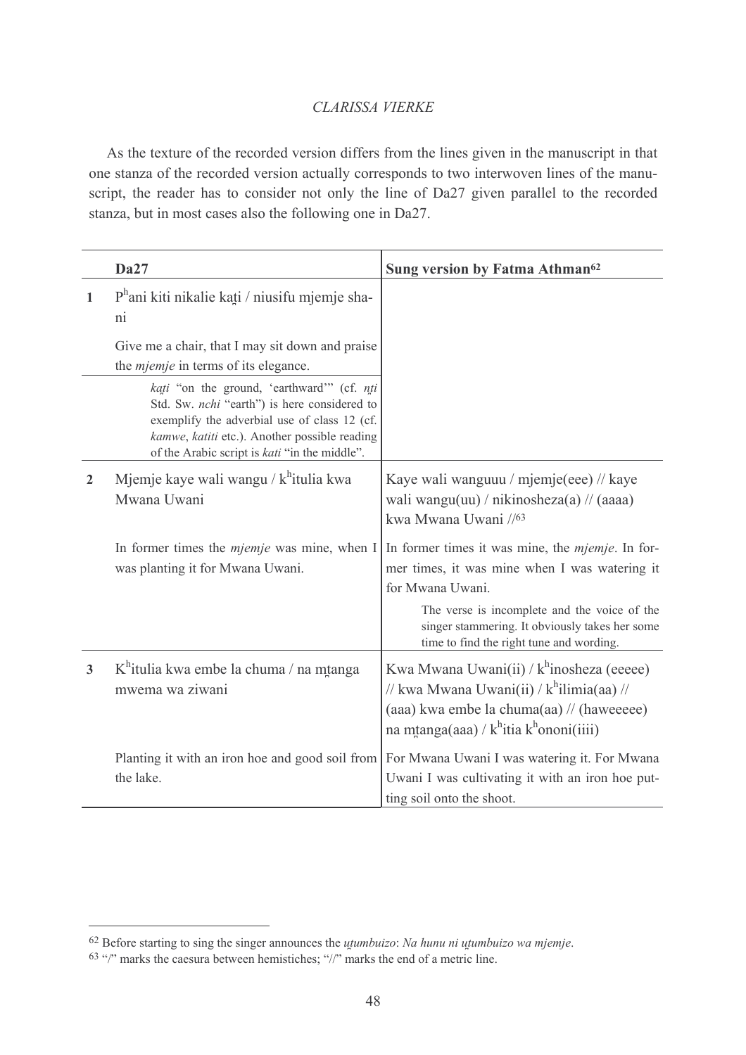As the texture of the recorded version differs from the lines given in the manuscript in that one stanza of the recorded version actually corresponds to two interwoven lines of the manuscript, the reader has to consider not only the line of Da27 given parallel to the recorded stanza, but in most cases also the following one in Da27.

| | Da27 | Sung version by Fatma Athman[62] |
|---|---|---|
| 1 | P^hani kiti nikalie kaṭi / niusifu mjemje shani | |
| | Give me a chair, that I may sit down and praise the *mjemje* in terms of its elegance. | |
| | *kaṭi* "on the ground, 'earthward'" (cf. *nṭi* Std. Sw. *nchi* "earth") is here considered to exemplify the adverbial use of class 12 (cf. *kamwe*, *katiti* etc.). Another possible reading of the Arabic script is *kati* "in the middle". | |
| 2 | Mjemje kaye wali wangu / k^hitulia kwa Mwana Uwani | Kaye wali wanguuu / mjemje(eee) // kaye wali wangu(uu) / nikinosheza(a) // (aaaa) kwa Mwana Uwani //[63] |
| | In former times the *mjemje* was mine, when I was planting it for Mwana Uwani. | In former times it was mine, the *mjemje*. In former times, it was mine when I was watering it for Mwana Uwani. |
| | | The verse is incomplete and the voice of the singer stammering. It obviously takes her some time to find the right tune and wording. |
| 3 | K^hitulia kwa embe la chuma / na mṭanga mwema wa ziwani | Kwa Mwana Uwani(ii) / k^hinosheza (eeeee) // kwa Mwana Uwani(ii) / k^hilimia(aa) // (aaa) kwa embe la chuma(aa) // (haweeeee) na mṭanga(aaa) / k^hitia k^hononi(iiii) |
| | Planting it with an iron hoe and good soil from the lake. | For Mwana Uwani I was watering it. For Mwana Uwani I was cultivating it with an iron hoe putting soil onto the shoot. |

[62] Before starting to sing the singer announces the *uṭumbuizo*: *Na hunu ni uṭumbuizo wa mjemje*.

[63] "/" marks the caesura between hemistiches; "//" marks the end of a metric line.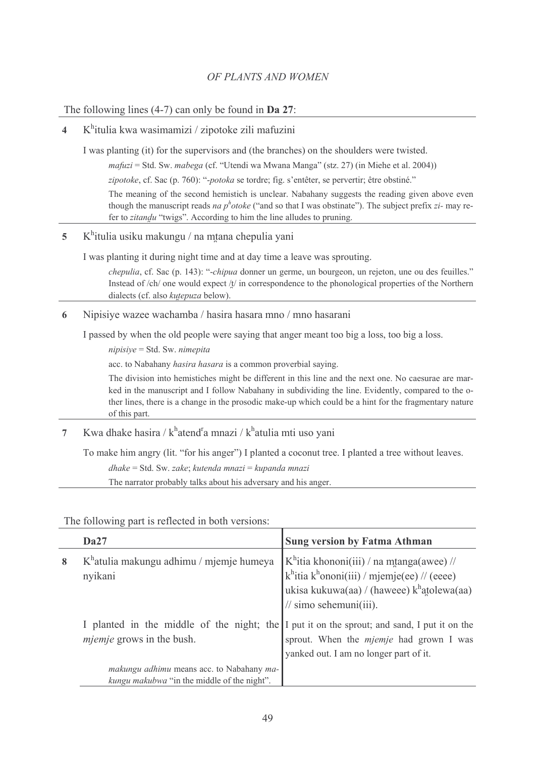The following lines (4-7) can only be found in **Da 27**:

**4** Kʰitulia kwa wasimamizi / zipotoke zili mafuzini

I was planting (it) for the supervisors and (the branches) on the shoulders were twisted.

> *mafuzi* = Std. Sw. *mabega* (cf. "Utendi wa Mwana Manga" (stz. 27) (in Miehe et al. 2004))
>
> *zipotoke*, cf. Sac (p. 760): "*-potoka* se tordre; fig. s'entêter, se pervertir; être obstiné."
>
> The meaning of the second hemistich is unclear. Nabahany suggests the reading given above even though the manuscript reads *na pʰotoke* ("and so that I was obstinate"). The subject prefix *zi-* may refer to *zitaṋdu* "twigs". According to him the line alludes to pruning.

**5** Kʰitulia usiku makungu / na mṯana chepulia yani

I was planting it during night time and at day time a leave was sprouting.

> *chepulia*, cf. Sac (p. 143): "*-chipua* donner un germe, un bourgeon, un rejeton, une ou des feuilles." Instead of /ch/ one would expect /ṯ/ in correspondence to the phonological properties of the Northern dialects (cf. also *kuṯepuza* below).

**6** Nipisiye wazee wachamba / hasira hasara mno / mno hasarani

I passed by when the old people were saying that anger meant too big a loss, too big a loss.

> *nipisiye* = Std. Sw. *nimepita*
>
> acc. to Nabahany *hasira hasara* is a common proverbial saying.
>
> The division into hemistiches might be different in this line and the next one. No caesurae are marked in the manuscript and I follow Nabahany in subdividing the line. Evidently, compared to the other lines, there is a change in the prosodic make-up which could be a hint for the fragmentary nature of this part.

**7** Kwa dhake hasira / kʰatendʳa mnazi / kʰatulia mti uso yani

To make him angry (lit. "for his anger") I planted a coconut tree. I planted a tree without leaves.

> *dhake* = Std. Sw. *zake*; *kutenda mnazi* = *kupanda mnazi*
>
> The narrator probably talks about his adversary and his anger.

The following part is reflected in both versions:

| | **Da27** | **Sung version by Fatma Athman** |
|---|---|---|
| **8** | Kʰatulia makungu adhimu / mjemje humeya nyikani | Kʰitia khononi(iii) / na mṯanga(awee) // kʰitia kʰononi(iii) / mjemje(ee) // (eeee) ukisa kukuwa(aa) / (haweee) kʰaṯolewa(aa) // simo sehemuni(iii). |
| | I planted in the middle of the night; the *mjemje* grows in the bush. | I put it on the sprout; and sand, I put it on the sprout. When the *mjemje* had grown I was yanked out. I am no longer part of it. |
| | *makungu adhimu* means acc. to Nabahany *makungu makubwa* "in the middle of the night". | |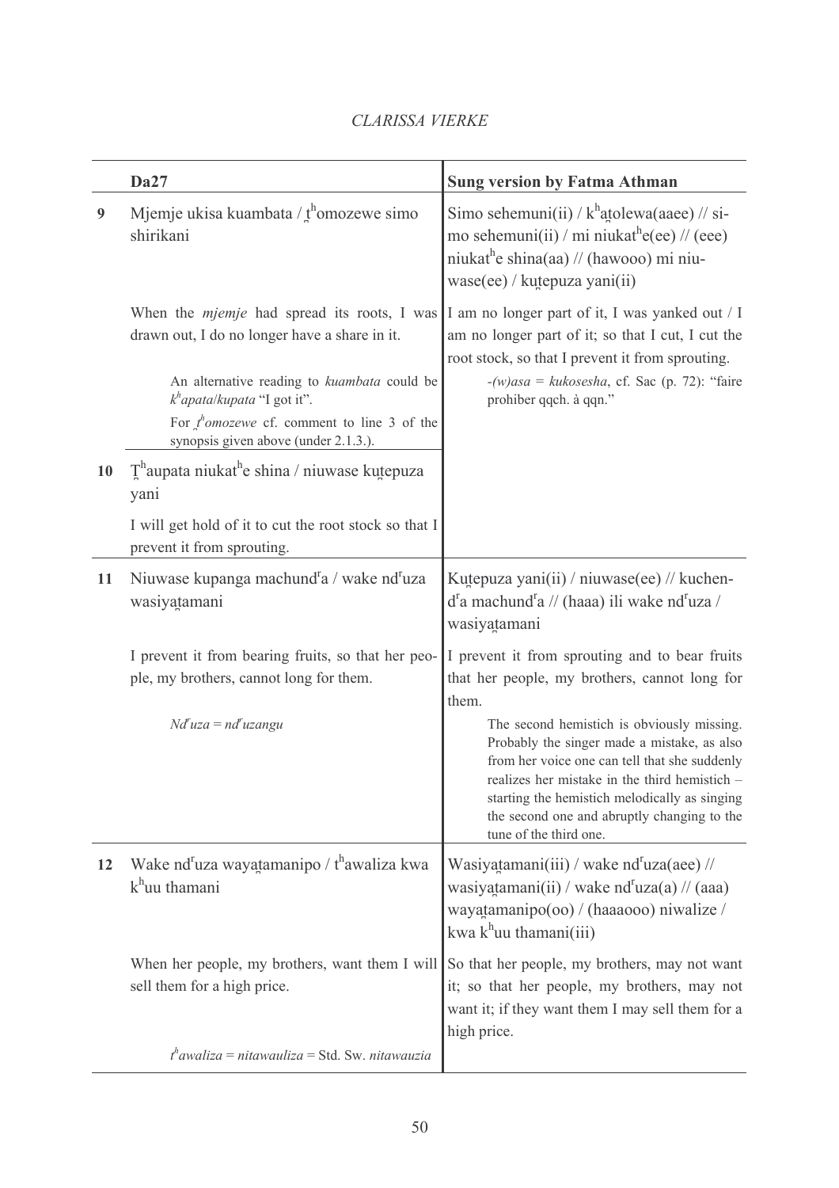| | Da27 | Sung version by Fatma Athman |
|---|---|---|
| **9** | Mjemje ukisa kuambata / ṯʰomozewe simo shirikani | Simo sehemuni(ii) / kʰaṯolewa(aaee) // simo sehemuni(ii) / mi niukatʰe(ee) // (eee) niukatʰe shina(aa) // (hawooo) mi niuwase(ee) / kuṯepuza yani(ii) |
| | When the *mjemje* had spread its roots, I was drawn out, I do no longer have a share in it. | I am no longer part of it, I was yanked out / I am no longer part of it; so that I cut, I cut the root stock, so that I prevent it from sprouting. |
| | An alternative reading to *kuambata* could be *kʰapata*/*kupata* "I got it". For *ṯʰomozewe* cf. comment to line 3 of the synopsis given above (under 2.1.3.). | *-(w)asa* = *kukosesha*, cf. Sac (p. 72): "faire prohiber qqch. à qqn." |
| **10** | Ṯʰaupata niukatʰe shina / niuwase kuṯepuza yani | |
| | I will get hold of it to cut the root stock so that I prevent it from sprouting. | |
| **11** | Niuwase kupanga machundʳa / wake ndʳuza wasiyaṯamani | Kuṯepuza yani(ii) / niuwase(ee) // kuchendʳa machundʳa // (haaa) ili wake ndʳuza / wasiyaṯamani |
| | I prevent it from bearing fruits, so that her people, my brothers, cannot long for them. | I prevent it from sprouting and to bear fruits that her people, my brothers, cannot long for them. |
| | *Ndʳuza* = *ndʳuzangu* | The second hemistich is obviously missing. Probably the singer made a mistake, as also from her voice one can tell that she suddenly realizes her mistake in the third hemistich – starting the hemistich melodically as singing the second one and abruptly changing to the tune of the third one. |
| **12** | Wake ndʳuza wayaṯamanipo / tʰawaliza kwa kʰuu thamani | Wasiyaṯamani(iii) / wake ndʳuza(aee) // wasiyaṯamani(ii) / wake ndʳuza(a) // (aaa) wayaṯamanipo(oo) / (haaaooo) niwalize / kwa kʰuu thamani(iii) |
| | When her people, my brothers, want them I will sell them for a high price. | So that her people, my brothers, may not want it; so that her people, my brothers, may not want it; if they want them I may sell them for a high price. |
| | *tʰawaliza* = *nitawauliza* = Std. Sw. *nitawauzia* | |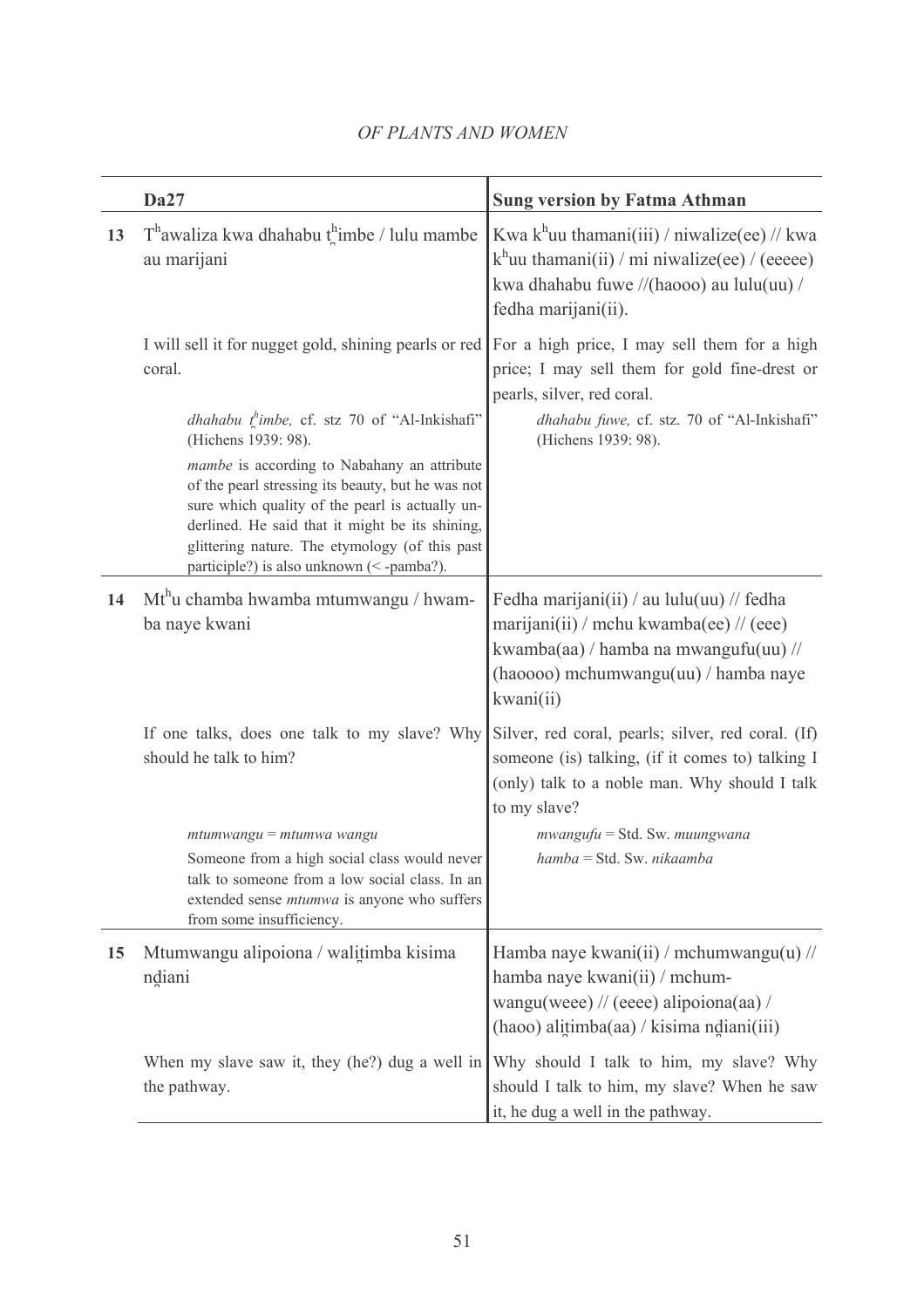| | Da27 | Sung version by Fatma Athman |
|---|---|---|
| 13 | Tʰawaliza kwa dhahabu t̪ʰimbe / lulu mambe au marijani | Kwa kʰuu thamani(iii) / niwalize(ee) // kwa kʰuu thamani(ii) / mi niwalize(ee) / (eeeee) kwa dhahabu fuwe //(haooo) au lulu(uu) / fedha marijani(ii). |
| | I will sell it for nugget gold, shining pearls or red coral. | For a high price, I may sell them for a high price; I may sell them for gold fine-drest or pearls, silver, red coral. |
| | *dhahabu t̪ʰimbe,* cf. stz 70 of "Al-Inkishafi" (Hichens 1939: 98). *mambe* is according to Nabahany an attribute of the pearl stressing its beauty, but he was not sure which quality of the pearl is actually underlined. He said that it might be its shining, glittering nature. The etymology (of this past participle?) is also unknown (< -pamba?). | *dhahabu fuwe,* cf. stz. 70 of "Al-Inkishafi" (Hichens 1939: 98). |
| 14 | Mtʰu chamba hwamba mtumwangu / hwamba naye kwani | Fedha marijani(ii) / au lulu(uu) // fedha marijani(ii) / mchu kwamba(ee) // (eee) kwamba(aa) / hamba na mwangufu(uu) // (haoooo) mchumwangu(uu) / hamba naye kwani(ii) |
| | If one talks, does one talk to my slave? Why should he talk to him? | Silver, red coral, pearls; silver, red coral. (If) someone (is) talking, (if it comes to) talking I (only) talk to a noble man. Why should I talk to my slave? |
| | *mtumwangu* = *mtumwa wangu* Someone from a high social class would never talk to someone from a low social class. In an extended sense *mtumwa* is anyone who suffers from some insufficiency. | *mwangufu* = Std. Sw. *muungwana* *hamba* = Std. Sw. *nikaamba* |
| 15 | Mtumwangu alipoiona / walit̪imba kisima nd̪iani | Hamba naye kwani(ii) / mchumwangu(u) // hamba naye kwani(ii) / mchumwangu(weee) // (eeee) alipoiona(aa) / (haoo) alit̪imba(aa) / kisima nd̪iani(iii) |
| | When my slave saw it, they (he?) dug a well in the pathway. | Why should I talk to him, my slave? Why should I talk to him, my slave? When he saw it, he dug a well in the pathway. |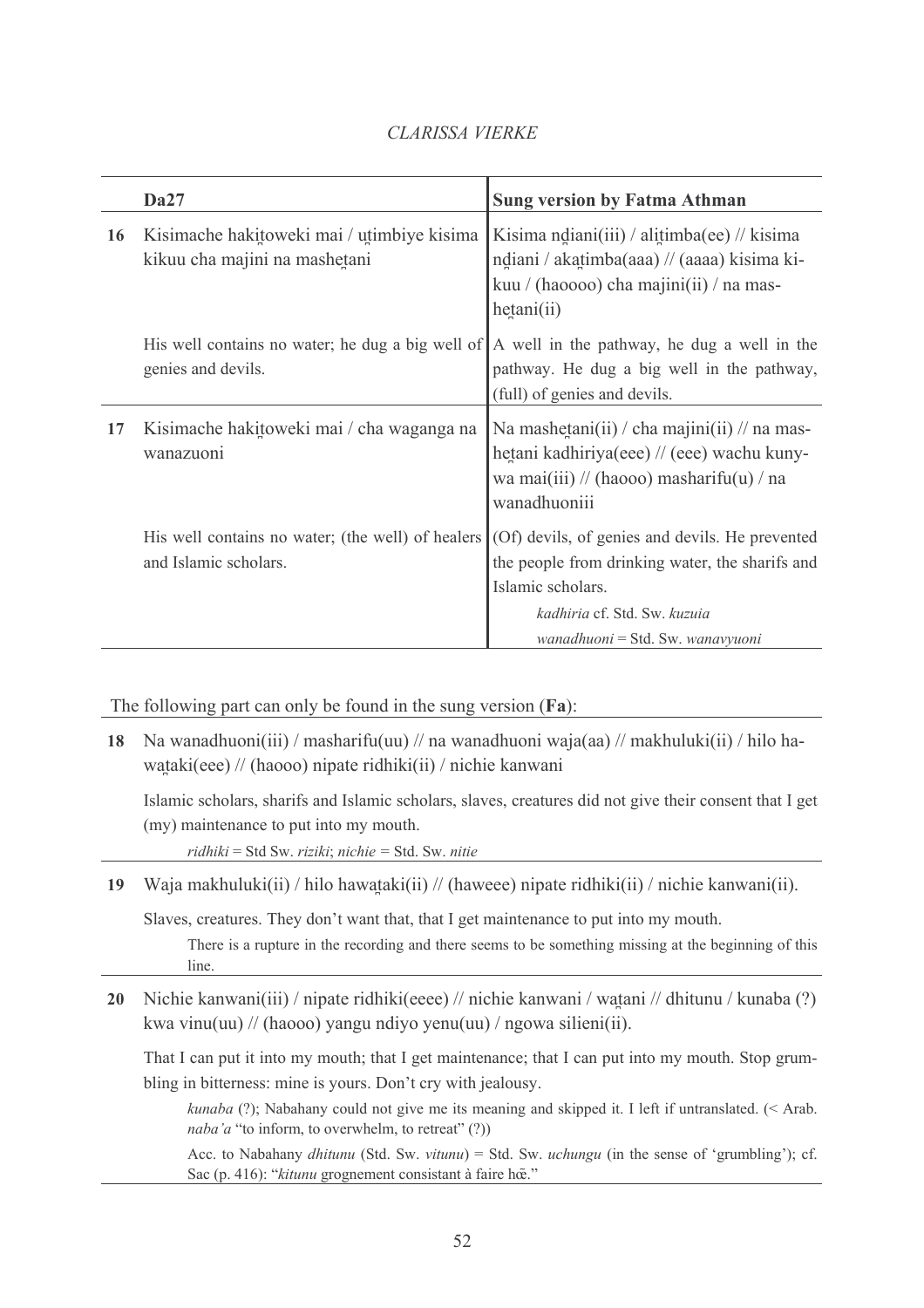| | Da27 | Sung version by Fatma Athman |
|---|---|---|
| **16** | Kisimache hakiṭoweki mai / uṭimbiye kisima kikuu cha majini na masheṭani | Kisima nḍiani(iii) / aliṭimba(ee) // kisima nḍiani / akaṭimba(aaa) // (aaaa) kisima kikuu / (haoooo) cha majini(ii) / na masheṭani(ii) |
| | His well contains no water; he dug a big well of genies and devils. | A well in the pathway, he dug a well in the pathway. He dug a big well in the pathway, (full) of genies and devils. |
| **17** | Kisimache hakiṭoweki mai / cha waganga na wanazuoni | Na masheṭani(ii) / cha majini(ii) // na masheṭani kadhiriya(eee) // (eee) wachu kunywa mai(iii) // (haooo) masharifu(u) / na wanadhuoniii |
| | His well contains no water; (the well) of healers and Islamic scholars. | (Of) devils, of genies and devils. He prevented the people from drinking water, the sharifs and Islamic scholars.<br>*kadhiria* cf. Std. Sw. *kuzuia*<br>*wanadhuoni* = Std. Sw. *wanavyuoni* |

The following part can only be found in the sung version (**Fa**):

**18** Na wanadhuoni(iii) / masharifu(uu) // na wanadhuoni waja(aa) // makhuluki(ii) / hilo hawaṭaki(eee) // (haooo) nipate ridhiki(ii) / nichie kanwani

Islamic scholars, sharifs and Islamic scholars, slaves, creatures did not give their consent that I get (my) maintenance to put into my mouth.

*ridhiki* = Std Sw. *riziki*; *nichie* = Std. Sw. *nitie*

**19** Waja makhuluki(ii) / hilo hawaṭaki(ii) // (haweee) nipate ridhiki(ii) / nichie kanwani(ii).

Slaves, creatures. They don't want that, that I get maintenance to put into my mouth.

There is a rupture in the recording and there seems to be something missing at the beginning of this line.

**20** Nichie kanwani(iii) / nipate ridhiki(eeee) // nichie kanwani / waṭani // dhitunu / kunaba (?) kwa vinu(uu) // (haooo) yangu ndiyo yenu(uu) / ngowa silieni(ii).

That I can put it into my mouth; that I get maintenance; that I can put into my mouth. Stop grumbling in bitterness: mine is yours. Don't cry with jealousy.

*kunaba* (?); Nabahany could not give me its meaning and skipped it. I left if untranslated. (< Arab. *naba'a* "to inform, to overwhelm, to retreat" (?))

Acc. to Nabahany *dhitunu* (Std. Sw. *vitunu*) = Std. Sw. *uchungu* (in the sense of 'grumbling'); cf. Sac (p. 416): "*kitunu* grognement consistant à faire hœ̄."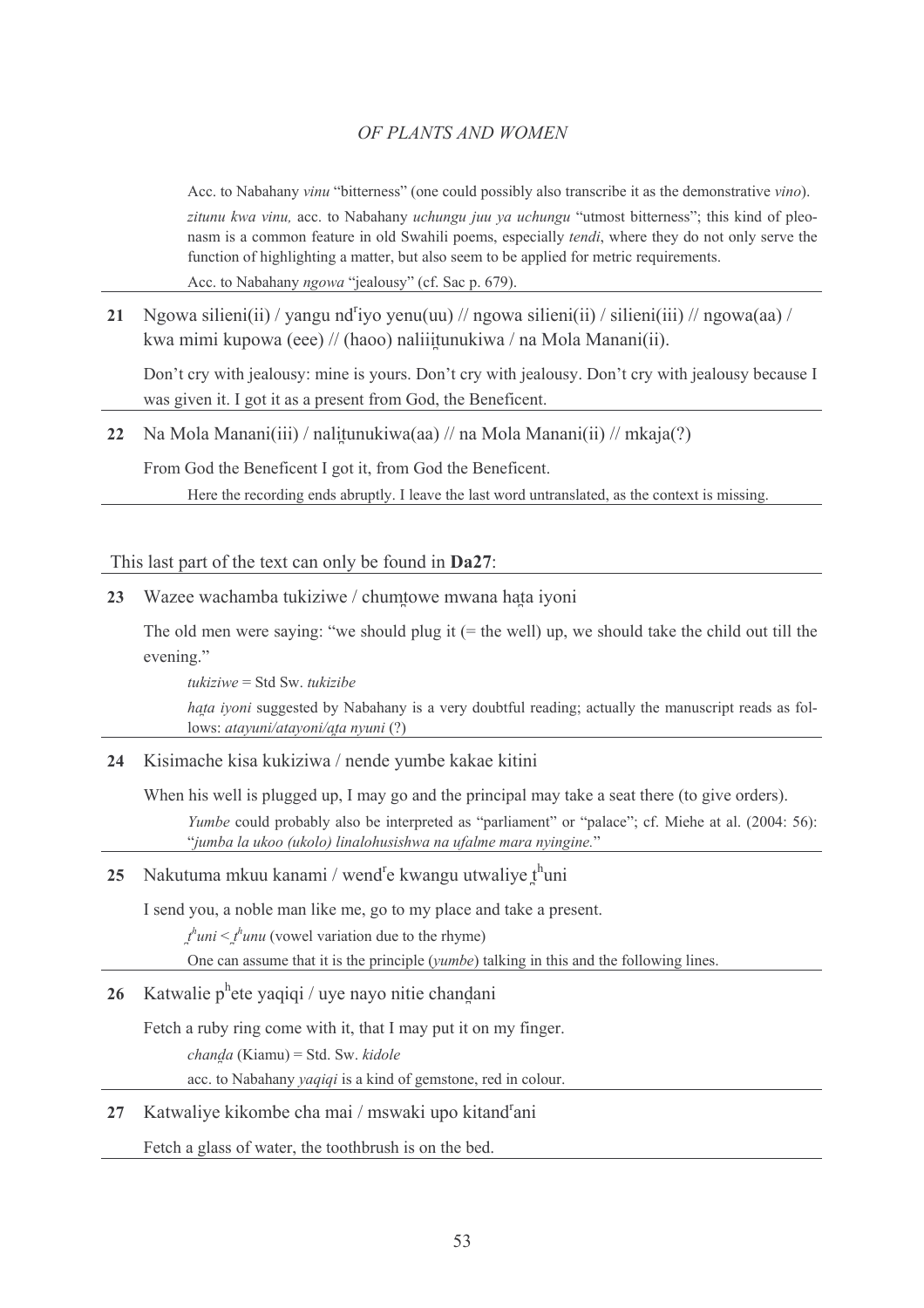Acc. to Nabahany *vinu* "bitterness" (one could possibly also transcribe it as the demonstrative *vino*).

*zitunu kwa vinu,* acc. to Nabahany *uchungu juu ya uchungu* "utmost bitterness"; this kind of pleonasm is a common feature in old Swahili poems, especially *tendi*, where they do not only serve the function of highlighting a matter, but also seem to be applied for metric requirements.

Acc. to Nabahany *ngowa* "jealousy" (cf. Sac p. 679).

**21** Ngowa silieni(ii) / yangu nd[r]iyo yenu(uu) // ngowa silieni(ii) / silieni(iii) // ngowa(aa) / kwa mimi kupowa (eee) // (haoo) naliiiṯunukiwa / na Mola Manani(ii).

Don't cry with jealousy: mine is yours. Don't cry with jealousy. Don't cry with jealousy because I was given it. I got it as a present from God, the Beneficent.

**22** Na Mola Manani(iii) / naliṯunukiwa(aa) // na Mola Manani(ii) // mkaja(?)

From God the Beneficent I got it, from God the Beneficent.

Here the recording ends abruptly. I leave the last word untranslated, as the context is missing.

This last part of the text can only be found in **Da27**:

**23** Wazee wachamba tukiziwe / chumṯowe mwana haṯa iyoni

The old men were saying: "we should plug it (= the well) up, we should take the child out till the evening."

*tukiziwe* = Std Sw. *tukizibe*

*haṯa iyoni* suggested by Nabahany is a very doubtful reading; actually the manuscript reads as follows: *atayuni/atayoni/aṯa nyuni* (?)

**24** Kisimache kisa kukiziwa / nende yumbe kakae kitini

When his well is plugged up, I may go and the principal may take a seat there (to give orders).

*Yumbe* could probably also be interpreted as "parliament" or "palace"; cf. Miehe at al. (2004: 56): "*jumba la ukoo (ukolo) linalohusishwa na ufalme mara nyingine.*"

**25** Nakutuma mkuu kanami / wend[r]e kwangu utwaliye ṯ[h]uni

I send you, a noble man like me, go to my place and take a present.

*ṯ[h]uni* < *ṯ[h]unu* (vowel variation due to the rhyme)

One can assume that it is the principle (*yumbe*) talking in this and the following lines.

**26** Katwalie p[h]ete yaqiqi / uye nayo nitie chanḏani

Fetch a ruby ring come with it, that I may put it on my finger.

*chanḏa* (Kiamu) = Std. Sw. *kidole*

acc. to Nabahany *yaqiqi* is a kind of gemstone, red in colour.

**27** Katwaliye kikombe cha mai / mswaki upo kitand[r]ani

Fetch a glass of water, the toothbrush is on the bed.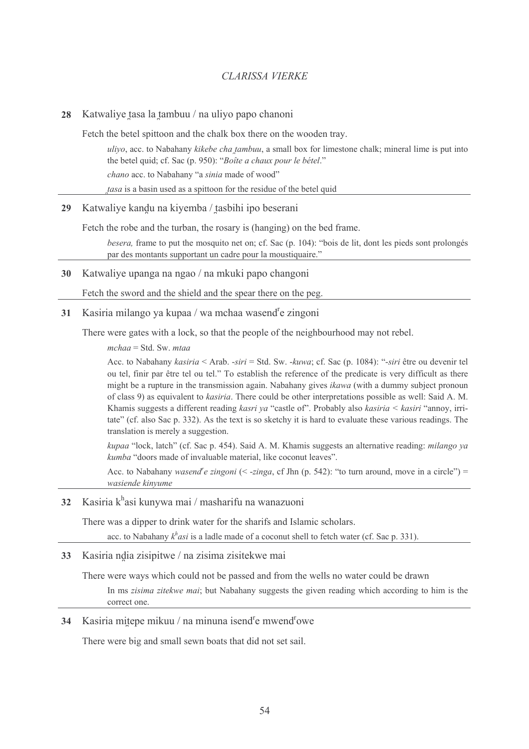**28** Katwaliye t̪asa la t̪ambuu / na uliyo papo chanoni

Fetch the betel spittoon and the chalk box there on the wooden tray.

> *uliyo*, acc. to Nabahany *kikebe cha t̪ambuu*, a small box for limestone chalk; mineral lime is put into the betel quid; cf. Sac (p. 950): "*Boîte a chaux pour le bétel*."
>
> *chano* acc. to Nabahany "a *sinia* made of wood"
>
> *t̪asa* is a basin used as a spittoon for the residue of the betel quid

---

**29** Katwaliye kand̪u na kiyemba / t̪asbihi ipo beserani

Fetch the robe and the turban, the rosary is (hanging) on the bed frame.

> *besera,* frame to put the mosquito net on; cf. Sac (p. 104): "bois de lit, dont les pieds sont prolongés par des montants supportant un cadre pour la moustiquaire."

---

**30** Katwaliye upanga na ngao / na mkuki papo changoni

Fetch the sword and the shield and the spear there on the peg.

---

**31** Kasiria milango ya kupaa / wa mchaa wasendʳe zingoni

There were gates with a lock, so that the people of the neighbourhood may not rebel.

> *mchaa* = Std. Sw. *mtaa*
>
> Acc. to Nabahany *kasiria* < Arab. *-siri* = Std. Sw. *-kuwa*; cf. Sac (p. 1084): "*-siri* être ou devenir tel ou tel, finir par être tel ou tel." To establish the reference of the predicate is very difficult as there might be a rupture in the transmission again. Nabahany gives *ikawa* (with a dummy subject pronoun of class 9) as equivalent to *kasiria*. There could be other interpretations possible as well: Said A. M. Khamis suggests a different reading *kasri ya* "castle of". Probably also *kasiria* < *kasiri* "annoy, irritate" (cf. also Sac p. 332). As the text is so sketchy it is hard to evaluate these various readings. The translation is merely a suggestion.
>
> *kupaa* "lock, latch" (cf. Sac p. 454). Said A. M. Khamis suggests an alternative reading: *milango ya kumba* "doors made of invaluable material, like coconut leaves".
>
> Acc. to Nabahany *wasendʳe zingoni* (< *-zinga*, cf Jhn (p. 542): "to turn around, move in a circle") = *wasiende kinyume*

---

**32** Kasiria kʰasi kunywa mai / masharifu na wanazuoni

There was a dipper to drink water for the sharifs and Islamic scholars.

> acc. to Nabahany *kʰasi* is a ladle made of a coconut shell to fetch water (cf. Sac p. 331).

---

**33** Kasiria nd̪ia zisipitwe / na zisima zisitekwe mai

There were ways which could not be passed and from the wells no water could be drawn

> In ms *zisima zitekwe mai*; but Nabahany suggests the given reading which according to him is the correct one.

---

**34** Kasiria mit̪epe mikuu / na minuna isendʳe mwendʳowe

There were big and small sewn boats that did not set sail.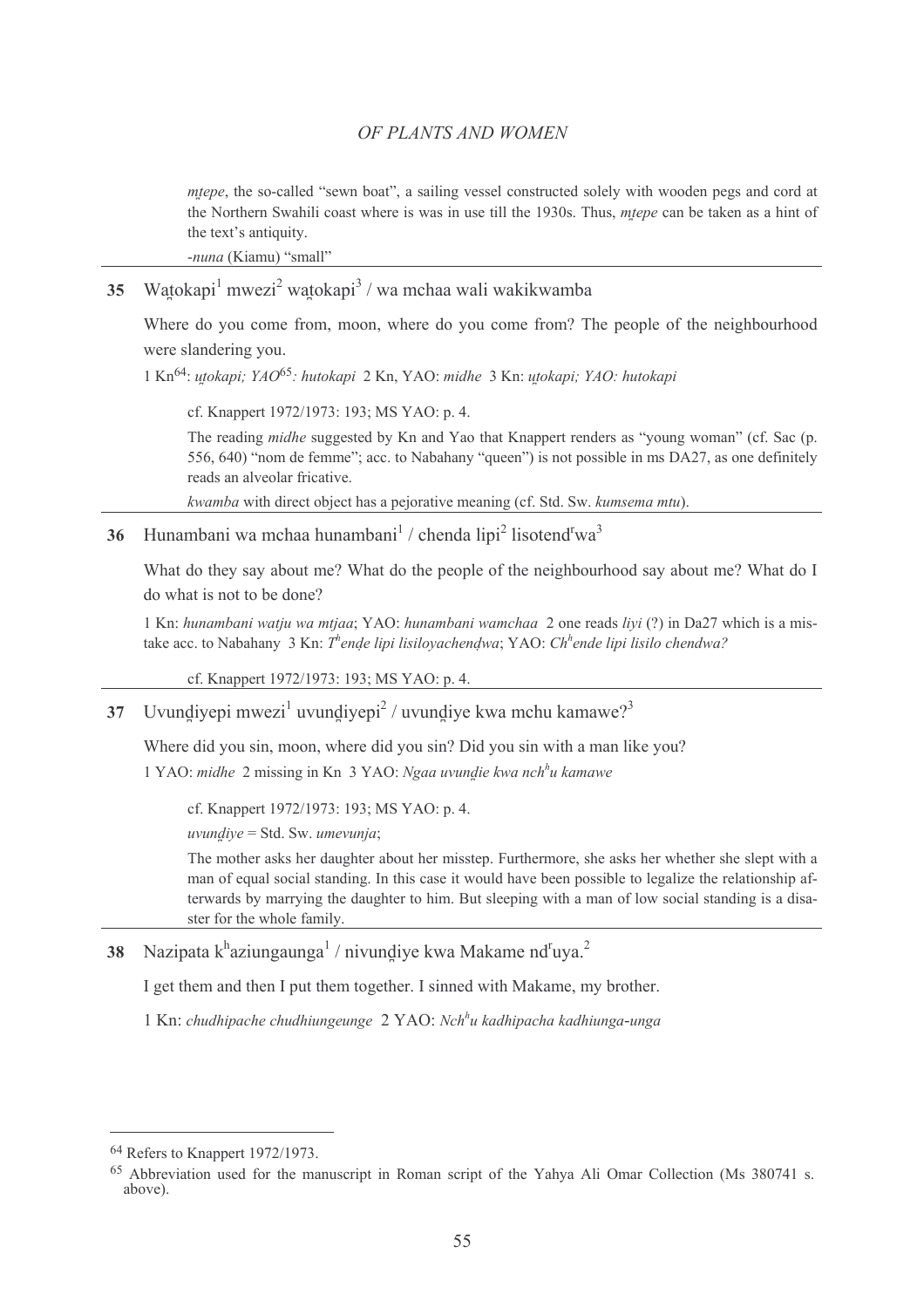*mṭepe*, the so-called "sewn boat", a sailing vessel constructed solely with wooden pegs and cord at the Northern Swahili coast where is was in use till the 1930s. Thus, *mṭepe* can be taken as a hint of the text's antiquity.

-*nuna* (Kiamu) "small"

---

**35** Waṭokapi[1] mwezi[2] waṭokapi[3] / wa mchaa wali wakikwamba

Where do you come from, moon, where do you come from? The people of the neighbourhood were slandering you.

1 Kn[64]: *uṭokapi; YAO*[65]*: hutokapi* 2 Kn, YAO: *midhe* 3 Kn: *uṭokapi; YAO: hutokapi*

cf. Knappert 1972/1973: 193; MS YAO: p. 4.

The reading *midhe* suggested by Kn and Yao that Knappert renders as "young woman" (cf. Sac (p. 556, 640) "nom de femme"; acc. to Nabahany "queen") is not possible in ms DA27, as one definitely reads an alveolar fricative.

*kwamba* with direct object has a pejorative meaning (cf. Std. Sw. *kumsema mtu*).

---

**36** Hunambani wa mchaa hunambani[1] / chenda lipi[2] lisotend<sup>r</sup>wa[3]

What do they say about me? What do the people of the neighbourhood say about me? What do I do what is not to be done?

1 Kn: *hunambani watju wa mtjaa*; YAO: *hunambani wamchaa* 2 one reads *liyi* (?) in Da27 which is a mistake acc. to Nabahany 3 Kn: *T<sup>h</sup>enḍe lipi lisiloyachenḍwa*; YAO: *Ch<sup>h</sup>ende lipi lisilo chendwa?*

cf. Knappert 1972/1973: 193; MS YAO: p. 4.

---

**37** Uvunḍiyepi mwezi[1] uvunḍiyepi[2] / uvunḍiye kwa mchu kamawe?[3]

Where did you sin, moon, where did you sin? Did you sin with a man like you?

1 YAO: *midhe* 2 missing in Kn 3 YAO: *Ngaa uvunḍie kwa nch<sup>h</sup>u kamawe*

cf. Knappert 1972/1973: 193; MS YAO: p. 4.

*uvunḍiye* = Std. Sw. *umevunja*;

The mother asks her daughter about her misstep. Furthermore, she asks her whether she slept with a man of equal social standing. In this case it would have been possible to legalize the relationship afterwards by marrying the daughter to him. But sleeping with a man of low social standing is a disaster for the whole family.

---

**38** Nazipata k<sup>h</sup>aziungaunga[1] / nivunḍiye kwa Makame nd<sup>r</sup>uya.[2]

I get them and then I put them together. I sinned with Makame, my brother.

1 Kn: *chudhipache chudhiungeunge* 2 YAO: *Nch<sup>h</sup>u kadhipacha kadhiunga-unga*

---

[64] Refers to Knappert 1972/1973.

[65] Abbreviation used for the manuscript in Roman script of the Yahya Ali Omar Collection (Ms 380741 s. above).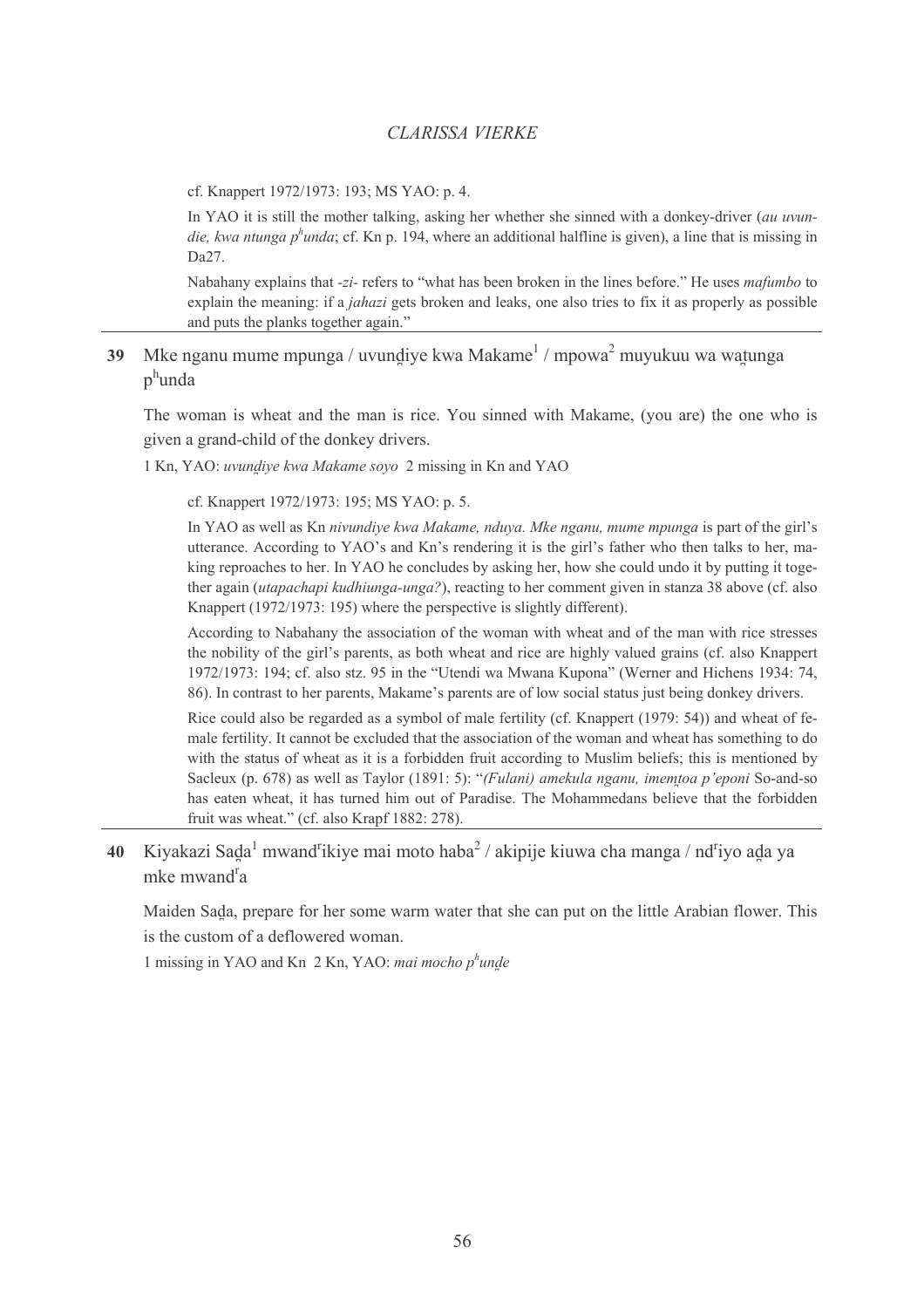cf. Knappert 1972/1973: 193; MS YAO: p. 4.

In YAO it is still the mother talking, asking her whether she sinned with a donkey-driver (*au uvundie, kwa ntunga pʰunda*; cf. Kn p. 194, where an additional halfline is given), a line that is missing in Da27.

Nabahany explains that *-zi-* refers to "what has been broken in the lines before." He uses *mafumbo* to explain the meaning: if a *jahazi* gets broken and leaks, one also tries to fix it as properly as possible and puts the planks together again."

---

**39** Mke nganu mume mpunga / uvunḏiye kwa Makame[1] / mpowa[2] muyukuu wa waṯunga pʰunda

The woman is wheat and the man is rice. You sinned with Makame, (you are) the one who is given a grand-child of the donkey drivers.

1 Kn, YAO: *uvunḏiye kwa Makame soyo* 2 missing in Kn and YAO

cf. Knappert 1972/1973: 195; MS YAO: p. 5.

In YAO as well as Kn *nivundiye kwa Makame, nduya. Mke nganu, mume mpunga* is part of the girl's utterance. According to YAO's and Kn's rendering it is the girl's father who then talks to her, making reproaches to her. In YAO he concludes by asking her, how she could undo it by putting it together again (*utapachapi kudhiunga-unga?*), reacting to her comment given in stanza 38 above (cf. also Knappert (1972/1973: 195) where the perspective is slightly different).

According to Nabahany the association of the woman with wheat and of the man with rice stresses the nobility of the girl's parents, as both wheat and rice are highly valued grains (cf. also Knappert 1972/1973: 194; cf. also stz. 95 in the "Utendi wa Mwana Kupona" (Werner and Hichens 1934: 74, 86). In contrast to her parents, Makame's parents are of low social status just being donkey drivers.

Rice could also be regarded as a symbol of male fertility (cf. Knappert (1979: 54)) and wheat of female fertility. It cannot be excluded that the association of the woman and wheat has something to do with the status of wheat as it is a forbidden fruit according to Muslim beliefs; this is mentioned by Sacleux (p. 678) as well as Taylor (1891: 5): "*(Fulani) amekula nganu, imemṯoa p'eponi* So-and-so has eaten wheat, it has turned him out of Paradise. The Mohammedans believe that the forbidden fruit was wheat." (cf. also Krapf 1882: 278).

---

**40** Kiyakazi Saḏa[1] mwandʳikiye mai moto haba[2] / akipije kiuwa cha manga / ndʳiyo aḏa ya mke mwandʳa

Maiden Saḏa, prepare for her some warm water that she can put on the little Arabian flower. This is the custom of a deflowered woman.

1 missing in YAO and Kn 2 Kn, YAO: *mai mocho pʰunḏe*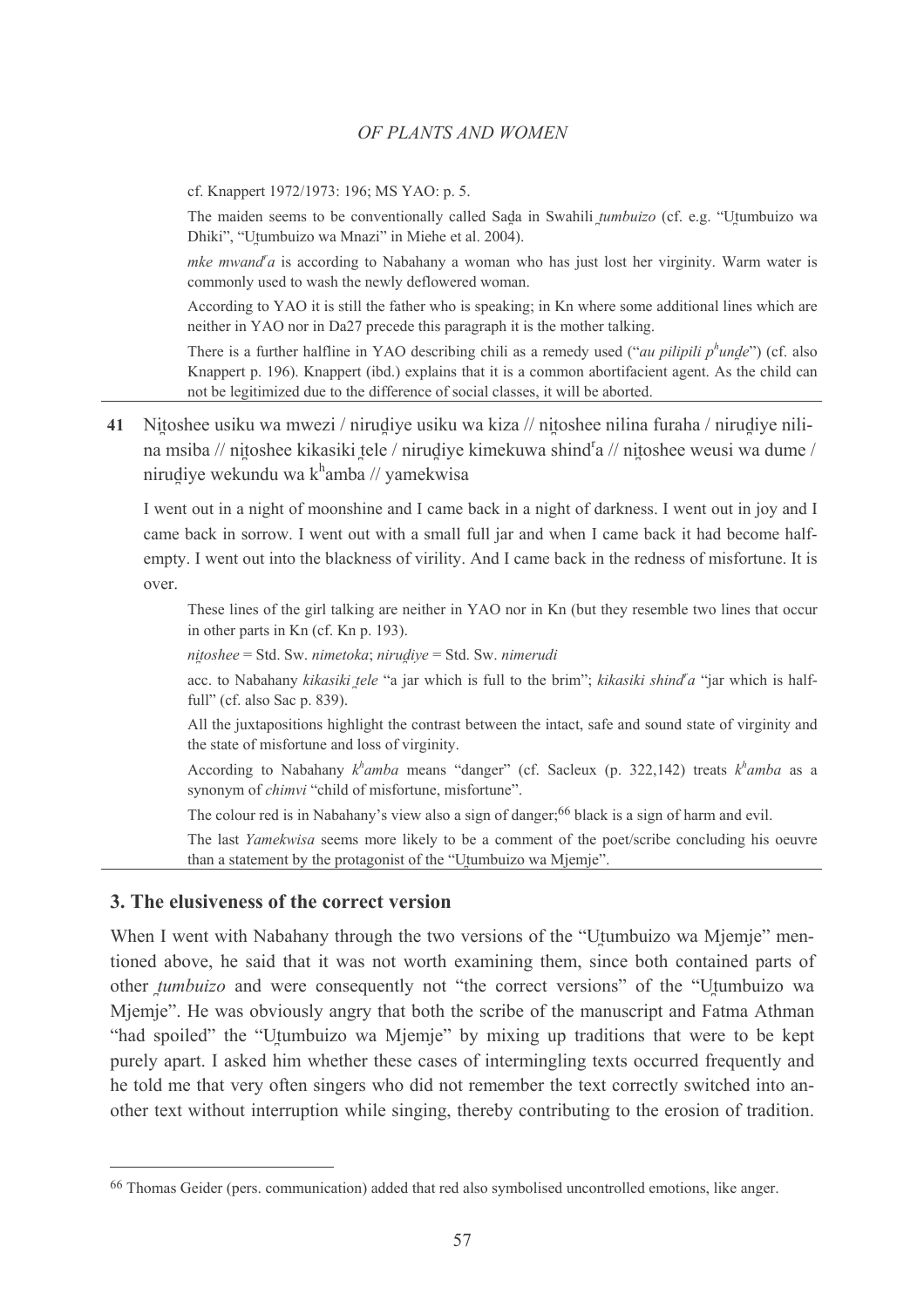cf. Knappert 1972/1973: 196; MS YAO: p. 5.

The maiden seems to be conventionally called Sa̠da in Swahili *t̠umbuizo* (cf. e.g. "Ut̠umbuizo wa Dhiki", "Ut̠umbuizo wa Mnazi" in Miehe et al. 2004).

*mke mwand*ʳ*a* is according to Nabahany a woman who has just lost her virginity. Warm water is commonly used to wash the newly deflowered woman.

According to YAO it is still the father who is speaking; in Kn where some additional lines which are neither in YAO nor in Da27 precede this paragraph it is the mother talking.

There is a further halfline in YAO describing chili as a remedy used ("*au pilipili p*ʰ*unde̠*") (cf. also Knappert p. 196). Knappert (ibd.) explains that it is a common abortifacient agent. As the child can not be legitimized due to the difference of social classes, it will be aborted.

---

**41** Nit̠oshee usiku wa mwezi / nirud̠iye usiku wa kiza // nit̠oshee nilina furaha / nirud̠iye nilina msiba // nit̠oshee kikasiki t̠ele / nirud̠iye kimekuwa shindʳa // nit̠oshee weusi wa dume / nirud̠iye wekundu wa kʰamba // yamekwisa

I went out in a night of moonshine and I came back in a night of darkness. I went out in joy and I came back in sorrow. I went out with a small full jar and when I came back it had become half-empty. I went out into the blackness of virility. And I came back in the redness of misfortune. It is over.

These lines of the girl talking are neither in YAO nor in Kn (but they resemble two lines that occur in other parts in Kn (cf. Kn p. 193).

*nit̠oshee* = Std. Sw. *nimetoka*; *nirud̠iye* = Std. Sw. *nimerudi*

acc. to Nabahany *kikasiki t̠ele* "a jar which is full to the brim"; *kikasiki shind*ʳ*a* "jar which is half-full" (cf. also Sac p. 839).

All the juxtapositions highlight the contrast between the intact, safe and sound state of virginity and the state of misfortune and loss of virginity.

According to Nabahany *k*ʰ*amba* means "danger" (cf. Sacleux (p. 322,142) treats *k*ʰ*amba* as a synonym of *chimvi* "child of misfortune, misfortune".

The colour red is in Nabahany's view also a sign of danger;[66] black is a sign of harm and evil.

The last *Yamekwisa* seems more likely to be a comment of the poet/scribe concluding his oeuvre than a statement by the protagonist of the "Ut̠umbuizo wa Mjemje".

---

## 3. The elusiveness of the correct version

When I went with Nabahany through the two versions of the "Ut̠umbuizo wa Mjemje" mentioned above, he said that it was not worth examining them, since both contained parts of other *t̠umbuizo* and were consequently not "the correct versions" of the "Ut̠umbuizo wa Mjemje". He was obviously angry that both the scribe of the manuscript and Fatma Athman "had spoiled" the "Ut̠umbuizo wa Mjemje" by mixing up traditions that were to be kept purely apart. I asked him whether these cases of intermingling texts occurred frequently and he told me that very often singers who did not remember the text correctly switched into another text without interruption while singing, thereby contributing to the erosion of tradition.

---

[66] Thomas Geider (pers. communication) added that red also symbolised uncontrolled emotions, like anger.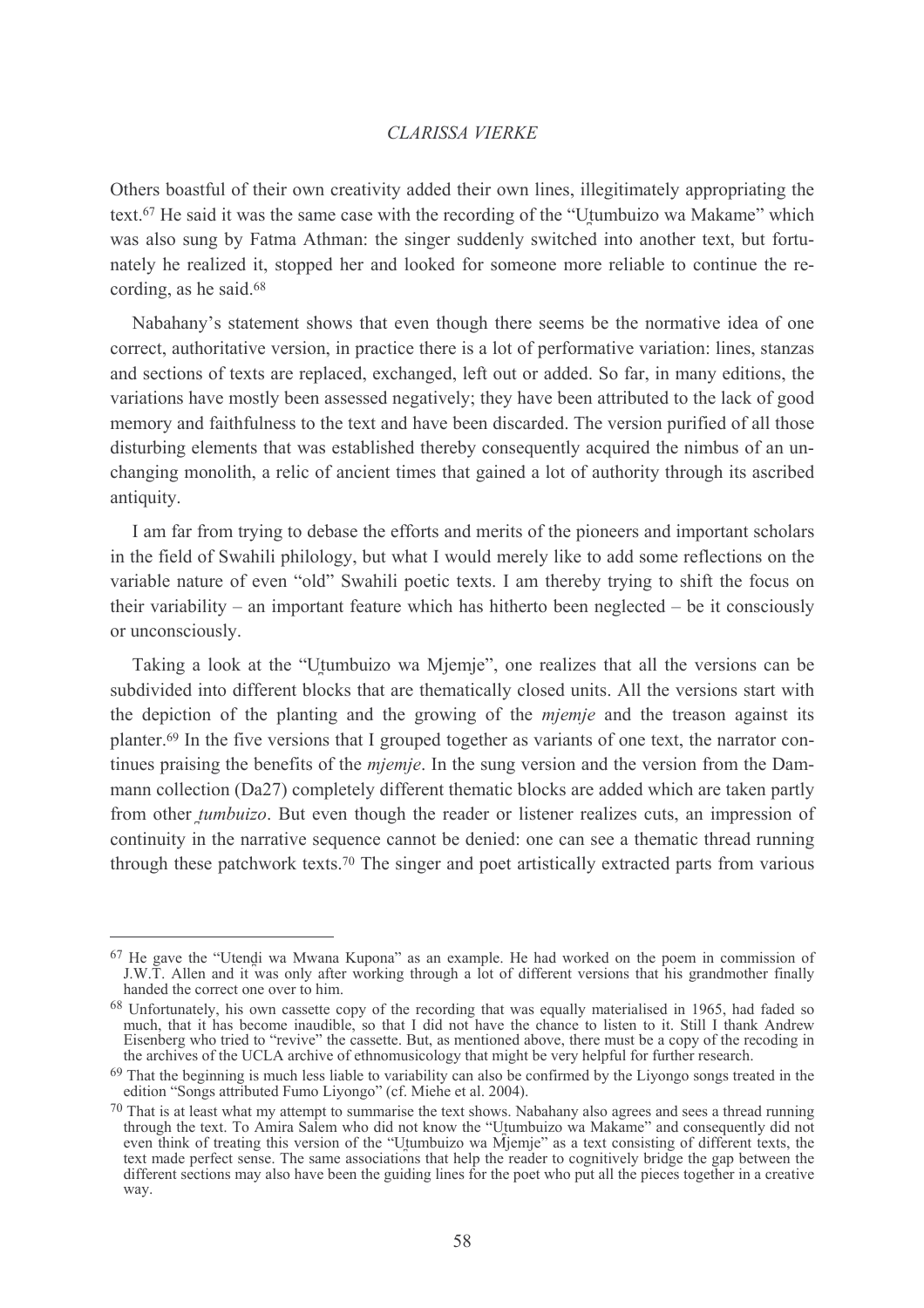Others boastful of their own creativity added their own lines, illegitimately appropriating the text.[67] He said it was the same case with the recording of the "Uṯumbuizo wa Makame" which was also sung by Fatma Athman: the singer suddenly switched into another text, but fortunately he realized it, stopped her and looked for someone more reliable to continue the recording, as he said.[68]

Nabahany's statement shows that even though there seems be the normative idea of one correct, authoritative version, in practice there is a lot of performative variation: lines, stanzas and sections of texts are replaced, exchanged, left out or added. So far, in many editions, the variations have mostly been assessed negatively; they have been attributed to the lack of good memory and faithfulness to the text and have been discarded. The version purified of all those disturbing elements that was established thereby consequently acquired the nimbus of an unchanging monolith, a relic of ancient times that gained a lot of authority through its ascribed antiquity.

I am far from trying to debase the efforts and merits of the pioneers and important scholars in the field of Swahili philology, but what I would merely like to add some reflections on the variable nature of even "old" Swahili poetic texts. I am thereby trying to shift the focus on their variability – an important feature which has hitherto been neglected – be it consciously or unconsciously.

Taking a look at the "Uṯumbuizo wa Mjemje", one realizes that all the versions can be subdivided into different blocks that are thematically closed units. All the versions start with the depiction of the planting and the growing of the *mjemje* and the treason against its planter.[69] In the five versions that I grouped together as variants of one text, the narrator continues praising the benefits of the *mjemje*. In the sung version and the version from the Dammann collection (Da27) completely different thematic blocks are added which are taken partly from other *ṯumbuizo*. But even though the reader or listener realizes cuts, an impression of continuity in the narrative sequence cannot be denied: one can see a thematic thread running through these patchwork texts.[70] The singer and poet artistically extracted parts from various

---

[67] He gave the "Utenḏi wa Mwana Kupona" as an example. He had worked on the poem in commission of J.W.T. Allen and it was only after working through a lot of different versions that his grandmother finally handed the correct one over to him.

[68] Unfortunately, his own cassette copy of the recording that was equally materialised in 1965, had faded so much, that it has become inaudible, so that I did not have the chance to listen to it. Still I thank Andrew Eisenberg who tried to "revive" the cassette. But, as mentioned above, there must be a copy of the recoding in the archives of the UCLA archive of ethnomusicology that might be very helpful for further research.

[69] That the beginning is much less liable to variability can also be confirmed by the Liyongo songs treated in the edition "Songs attributed Fumo Liyongo" (cf. Miehe et al. 2004).

[70] That is at least what my attempt to summarise the text shows. Nabahany also agrees and sees a thread running through the text. To Amira Salem who did not know the "Uṯumbuizo wa Makame" and consequently did not even think of treating this version of the "Uṯumbuizo wa Mjemje" as a text consisting of different texts, the text made perfect sense. The same associations that help the reader to cognitively bridge the gap between the different sections may also have been the guiding lines for the poet who put all the pieces together in a creative way.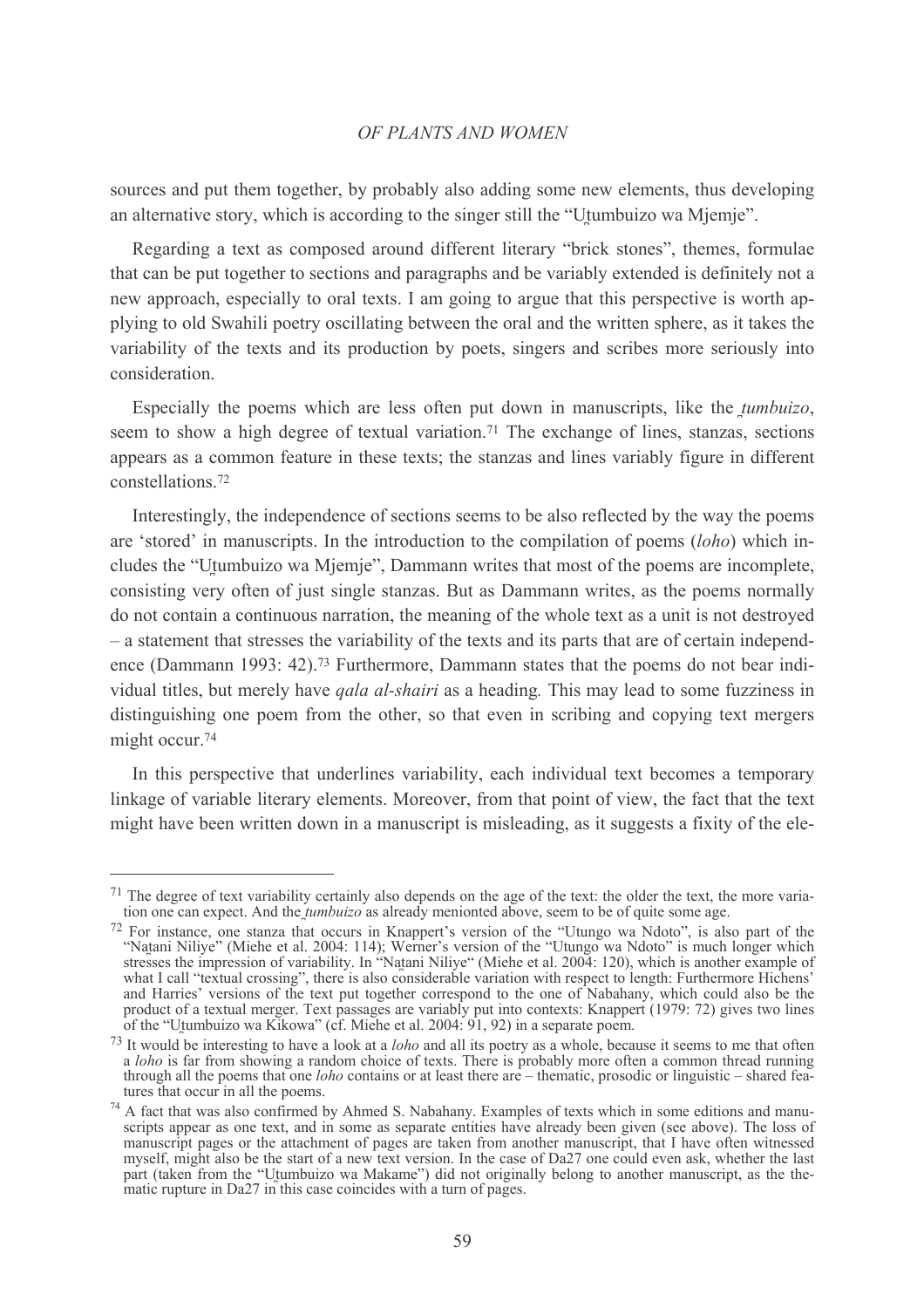sources and put them together, by probably also adding some new elements, thus developing an alternative story, which is according to the singer still the "Uṯumbuizo wa Mjemje".

Regarding a text as composed around different literary "brick stones", themes, formulae that can be put together to sections and paragraphs and be variably extended is definitely not a new approach, especially to oral texts. I am going to argue that this perspective is worth applying to old Swahili poetry oscillating between the oral and the written sphere, as it takes the variability of the texts and its production by poets, singers and scribes more seriously into consideration.

Especially the poems which are less often put down in manuscripts, like the *ṯumbuizo*, seem to show a high degree of textual variation.[71] The exchange of lines, stanzas, sections appears as a common feature in these texts; the stanzas and lines variably figure in different constellations.[72]

Interestingly, the independence of sections seems to be also reflected by the way the poems are 'stored' in manuscripts. In the introduction to the compilation of poems (*loho*) which includes the "Uṯumbuizo wa Mjemje", Dammann writes that most of the poems are incomplete, consisting very often of just single stanzas. But as Dammann writes, as the poems normally do not contain a continuous narration, the meaning of the whole text as a unit is not destroyed – a statement that stresses the variability of the texts and its parts that are of certain independence (Dammann 1993: 42).[73] Furthermore, Dammann states that the poems do not bear individual titles, but merely have *qala al-shairi* as a heading. This may lead to some fuzziness in distinguishing one poem from the other, so that even in scribing and copying text mergers might occur.[74]

In this perspective that underlines variability, each individual text becomes a temporary linkage of variable literary elements. Moreover, from that point of view, the fact that the text might have been written down in a manuscript is misleading, as it suggests a fixity of the ele-

---

[71] The degree of text variability certainly also depends on the age of the text: the older the text, the more variation one can expect. And the *ṯumbuizo* as already menionted above, seem to be of quite some age.

[72] For instance, one stanza that occurs in Knappert's version of the "Utungo wa Ndoto", is also part of the "Naṯani Niliye" (Miehe et al. 2004: 114); Werner's version of the "Utungo wa Ndoto" is much longer which stresses the impression of variability. In "Naṯani Niliye" (Miehe et al. 2004: 120), which is another example of what I call "textual crossing", there is also considerable variation with respect to length: Furthermore Hichens' and Harries' versions of the text put together correspond to the one of Nabahany, which could also be the product of a textual merger. Text passages are variably put into contexts: Knappert (1979: 72) gives two lines of the "Uṯumbuizo wa Kikowa" (cf. Miehe et al. 2004: 91, 92) in a separate poem.

[73] It would be interesting to have a look at a *loho* and all its poetry as a whole, because it seems to me that often a *loho* is far from showing a random choice of texts. There is probably more often a common thread running through all the poems that one *loho* contains or at least there are – thematic, prosodic or linguistic – shared features that occur in all the poems.

[74] A fact that was also confirmed by Ahmed S. Nabahany. Examples of texts which in some editions and manuscripts appear as one text, and in some as separate entities have already been given (see above). The loss of manuscript pages or the attachment of pages are taken from another manuscript, that I have often witnessed myself, might also be the start of a new text version. In the case of Da27 one could even ask, whether the last part (taken from the "Uṯumbuizo wa Makame") did not originally belong to another manuscript, as the thematic rupture in Da27 in this case coincides with a turn of pages.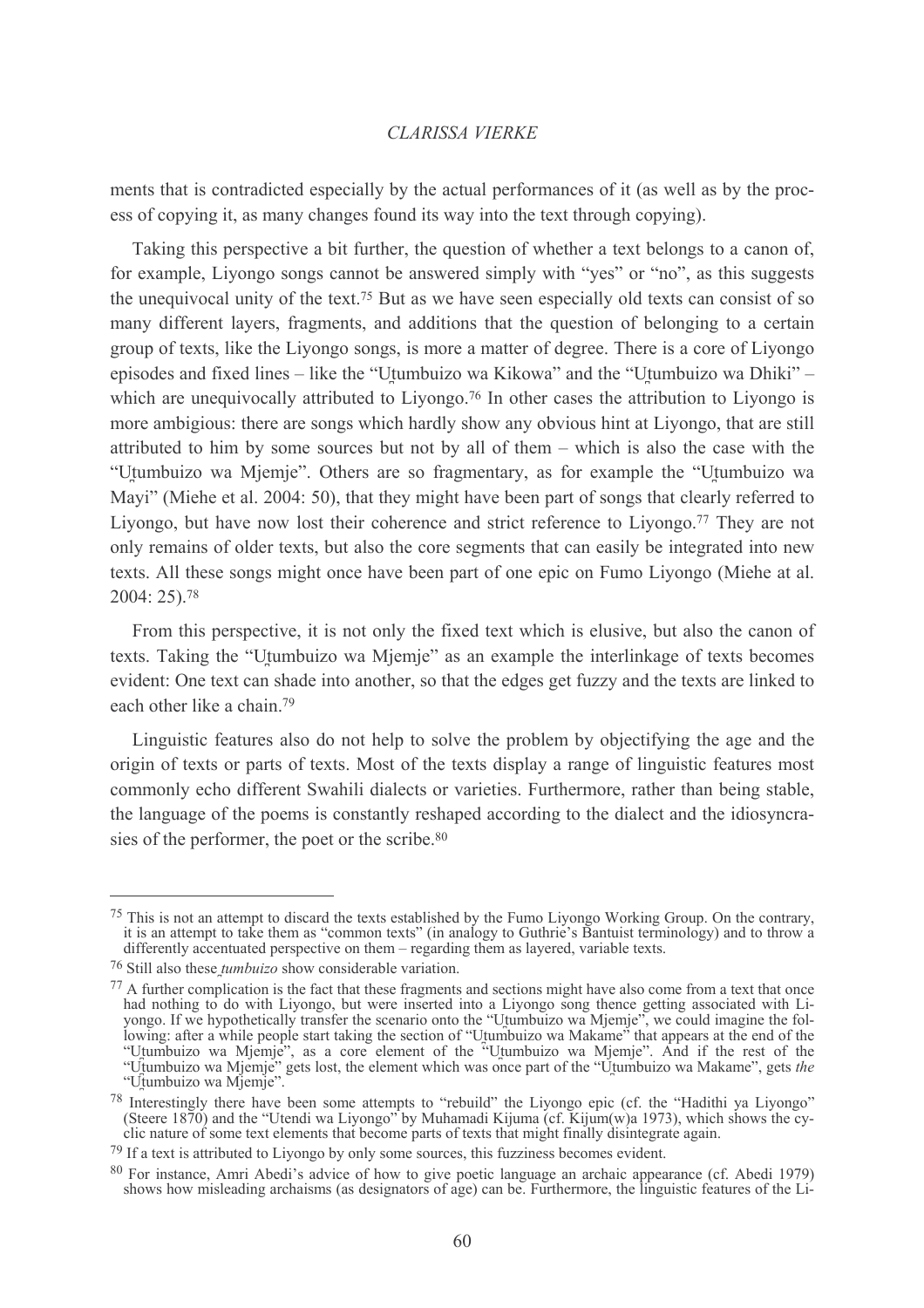ments that is contradicted especially by the actual performances of it (as well as by the process of copying it, as many changes found its way into the text through copying).

Taking this perspective a bit further, the question of whether a text belongs to a canon of, for example, Liyongo songs cannot be answered simply with "yes" or "no", as this suggests the unequivocal unity of the text.[75] But as we have seen especially old texts can consist of so many different layers, fragments, and additions that the question of belonging to a certain group of texts, like the Liyongo songs, is more a matter of degree. There is a core of Liyongo episodes and fixed lines – like the "Ut̮umbuizo wa Kikowa" and the "Ut̮umbuizo wa Dhiki" – which are unequivocally attributed to Liyongo.[76] In other cases the attribution to Liyongo is more ambigious: there are songs which hardly show any obvious hint at Liyongo, that are still attributed to him by some sources but not by all of them – which is also the case with the "Ut̮umbuizo wa Mjemje". Others are so fragmentary, as for example the "Ut̮umbuizo wa Mayi" (Miehe et al. 2004: 50), that they might have been part of songs that clearly referred to Liyongo, but have now lost their coherence and strict reference to Liyongo.[77] They are not only remains of older texts, but also the core segments that can easily be integrated into new texts. All these songs might once have been part of one epic on Fumo Liyongo (Miehe at al. 2004: 25).[78]

From this perspective, it is not only the fixed text which is elusive, but also the canon of texts. Taking the "Ut̮umbuizo wa Mjemje" as an example the interlinkage of texts becomes evident: One text can shade into another, so that the edges get fuzzy and the texts are linked to each other like a chain.[79]

Linguistic features also do not help to solve the problem by objectifying the age and the origin of texts or parts of texts. Most of the texts display a range of linguistic features most commonly echo different Swahili dialects or varieties. Furthermore, rather than being stable, the language of the poems is constantly reshaped according to the dialect and the idiosyncrasies of the performer, the poet or the scribe.[80]

---

[75] This is not an attempt to discard the texts established by the Fumo Liyongo Working Group. On the contrary, it is an attempt to take them as "common texts" (in analogy to Guthrie's Bantuist terminology) and to throw a differently accentuated perspective on them – regarding them as layered, variable texts.

[76] Still also these *t̮umbuizo* show considerable variation.

[77] A further complication is the fact that these fragments and sections might have also come from a text that once had nothing to do with Liyongo, but were inserted into a Liyongo song thence getting associated with Liyongo. If we hypothetically transfer the scenario onto the "Ut̮umbuizo wa Mjemje", we could imagine the following: after a while people start taking the section of "Ut̮umbuizo wa Makame" that appears at the end of the "Ut̮umbuizo wa Mjemje", as a core element of the "Ut̮umbuizo wa Mjemje". And if the rest of the "Ut̮umbuizo wa Mjemje" gets lost, the element which was once part of the "Ut̮umbuizo wa Makame", gets *the* "Ut̮umbuizo wa Mjemje".

[78] Interestingly there have been some attempts to "rebuild" the Liyongo epic (cf. the "Hadithi ya Liyongo" (Steere 1870) and the "Utendi wa Liyongo" by Muhamadi Kijuma (cf. Kijum(w)a 1973), which shows the cyclic nature of some text elements that become parts of texts that might finally disintegrate again.

[79] If a text is attributed to Liyongo by only some sources, this fuzziness becomes evident.

[80] For instance, Amri Abedi's advice of how to give poetic language an archaic appearance (cf. Abedi 1979) shows how misleading archaisms (as designators of age) can be. Furthermore, the linguistic features of the Li-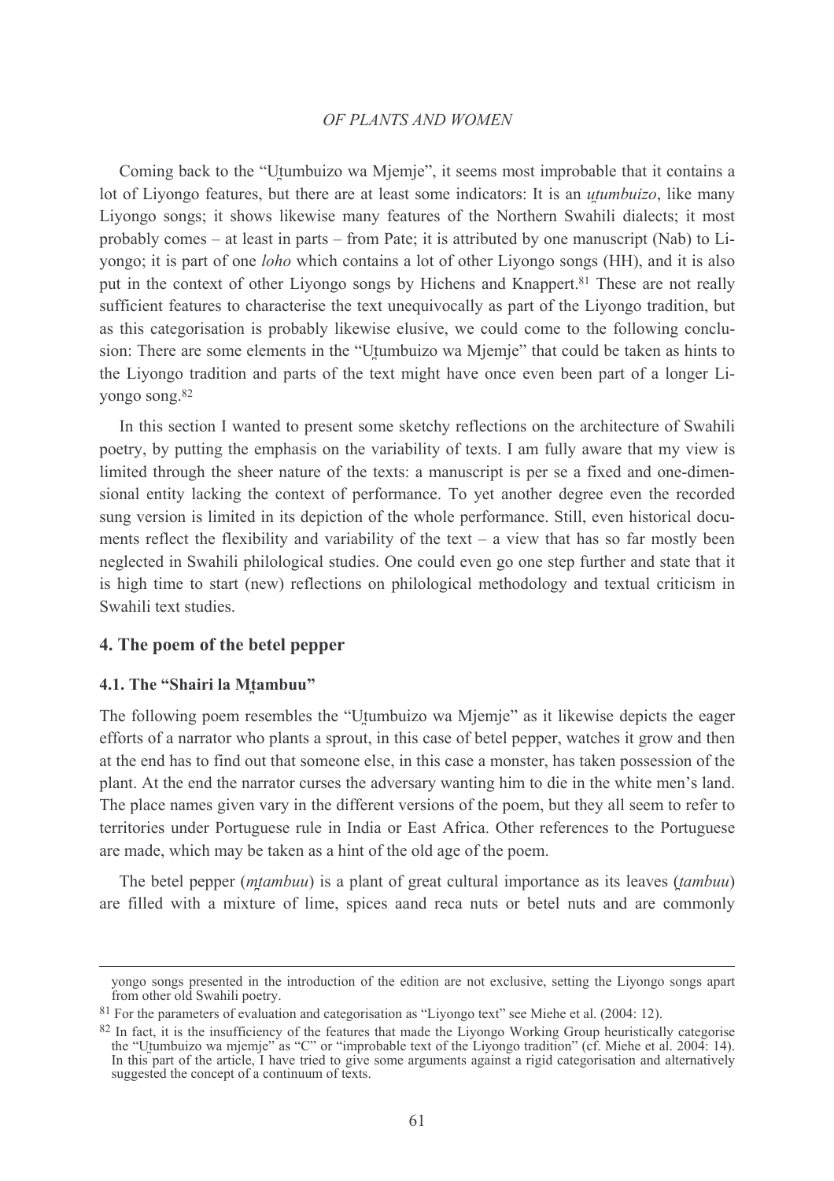Coming back to the "Uṭumbuizo wa Mjemje", it seems most improbable that it contains a lot of Liyongo features, but there are at least some indicators: It is an *uṭumbuizo*, like many Liyongo songs; it shows likewise many features of the Northern Swahili dialects; it most probably comes – at least in parts – from Pate; it is attributed by one manuscript (Nab) to Liyongo; it is part of one *loho* which contains a lot of other Liyongo songs (HH), and it is also put in the context of other Liyongo songs by Hichens and Knappert.[81] These are not really sufficient features to characterise the text unequivocally as part of the Liyongo tradition, but as this categorisation is probably likewise elusive, we could come to the following conclusion: There are some elements in the "Uṭumbuizo wa Mjemje" that could be taken as hints to the Liyongo tradition and parts of the text might have once even been part of a longer Liyongo song.[82]

In this section I wanted to present some sketchy reflections on the architecture of Swahili poetry, by putting the emphasis on the variability of texts. I am fully aware that my view is limited through the sheer nature of the texts: a manuscript is per se a fixed and one-dimensional entity lacking the context of performance. To yet another degree even the recorded sung version is limited in its depiction of the whole performance. Still, even historical documents reflect the flexibility and variability of the text – a view that has so far mostly been neglected in Swahili philological studies. One could even go one step further and state that it is high time to start (new) reflections on philological methodology and textual criticism in Swahili text studies.

## 4. The poem of the betel pepper

### 4.1. The "Shairi la Mṭambuu"

The following poem resembles the "Uṭumbuizo wa Mjemje" as it likewise depicts the eager efforts of a narrator who plants a sprout, in this case of betel pepper, watches it grow and then at the end has to find out that someone else, in this case a monster, has taken possession of the plant. At the end the narrator curses the adversary wanting him to die in the white men's land. The place names given vary in the different versions of the poem, but they all seem to refer to territories under Portuguese rule in India or East Africa. Other references to the Portuguese are made, which may be taken as a hint of the old age of the poem.

The betel pepper (*mṭambuu*) is a plant of great cultural importance as its leaves (*ṭambuu*) are filled with a mixture of lime, spices aand reca nuts or betel nuts and are commonly

---

yongo songs presented in the introduction of the edition are not exclusive, setting the Liyongo songs apart from other old Swahili poetry.

[81] For the parameters of evaluation and categorisation as "Liyongo text" see Miehe et al. (2004: 12).

[82] In fact, it is the insufficiency of the features that made the Liyongo Working Group heuristically categorise the "Uṭumbuizo wa mjemje" as "C" or "improbable text of the Liyongo tradition" (cf. Miehe et al. 2004: 14). In this part of the article, I have tried to give some arguments against a rigid categorisation and alternatively suggested the concept of a continuum of texts.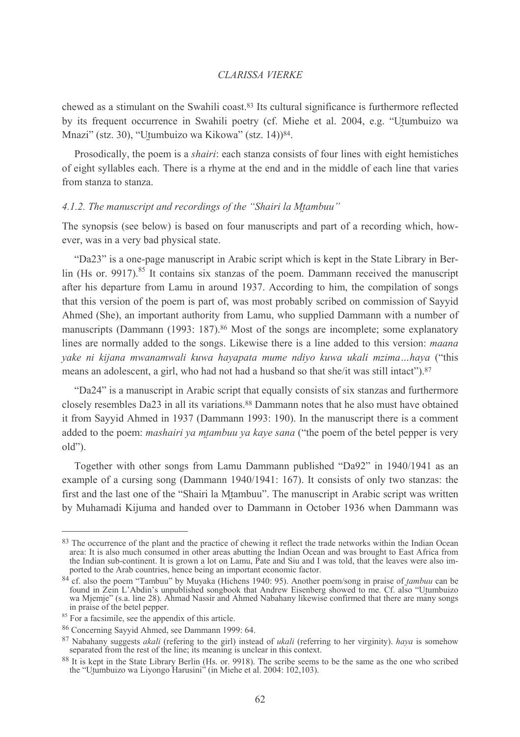chewed as a stimulant on the Swahili coast.[83] Its cultural significance is furthermore reflected by its frequent occurrence in Swahili poetry (cf. Miehe et al. 2004, e.g. "Utumbuizo wa Mnazi" (stz. 30), "Utumbuizo wa Kikowa" (stz. 14))[84].

Prosodically, the poem is a *shairi*: each stanza consists of four lines with eight hemistiches of eight syllables each. There is a rhyme at the end and in the middle of each line that varies from stanza to stanza.

#### 4.1.2. The manuscript and recordings of the "Shairi la Mtambuu"

The synopsis (see below) is based on four manuscripts and part of a recording which, however, was in a very bad physical state.

"Da23" is a one-page manuscript in Arabic script which is kept in the State Library in Berlin (Hs or. 9917).[85] It contains six stanzas of the poem. Dammann received the manuscript after his departure from Lamu in around 1937. According to him, the compilation of songs that this version of the poem is part of, was most probably scribed on commission of Sayyid Ahmed (She), an important authority from Lamu, who supplied Dammann with a number of manuscripts (Dammann (1993: 187).[86] Most of the songs are incomplete; some explanatory lines are normally added to the songs. Likewise there is a line added to this version: *maana yake ni kijana mwanamwali kuwa hayapata mume ndiyo kuwa ukali mzima…haya* ("this means an adolescent, a girl, who had not had a husband so that she/it was still intact").[87]

"Da24" is a manuscript in Arabic script that equally consists of six stanzas and furthermore closely resembles Da23 in all its variations.[88] Dammann notes that he also must have obtained it from Sayyid Ahmed in 1937 (Dammann 1993: 190). In the manuscript there is a comment added to the poem: *mashairi ya mtambuu ya kaye sana* ("the poem of the betel pepper is very old").

Together with other songs from Lamu Dammann published "Da92" in 1940/1941 as an example of a cursing song (Dammann 1940/1941: 167). It consists of only two stanzas: the first and the last one of the "Shairi la Mtambuu". The manuscript in Arabic script was written by Muhamadi Kijuma and handed over to Dammann in October 1936 when Dammann was

---

[83] The occurrence of the plant and the practice of chewing it reflect the trade networks within the Indian Ocean area: It is also much consumed in other areas abutting the Indian Ocean and was brought to East Africa from the Indian sub-continent. It is grown a lot on Lamu, Pate and Siu and I was told, that the leaves were also imported to the Arab countries, hence being an important economic factor.

[84] cf. also the poem "Tambuu" by Muyaka (Hichens 1940: 95). Another poem/song in praise of *tambuu* can be found in Zein L'Abdin's unpublished songbook that Andrew Eisenberg showed to me. Cf. also "Utumbuizo wa Mjemje" (s.a. line 28). Ahmad Nassir and Ahmed Nabahany likewise confirmed that there are many songs in praise of the betel pepper.

[85] For a facsimile, see the appendix of this article.

[86] Concerning Sayyid Ahmed, see Dammann 1999: 64.

[87] Nabahany suggests *akali* (refering to the girl) instead of *ukali* (referring to her virginity). *haya* is somehow separated from the rest of the line; its meaning is unclear in this context.

[88] It is kept in the State Library Berlin (Hs. or. 9918). The scribe seems to be the same as the one who scribed the "Utumbuizo wa Liyongo Harusini" (in Miehe et al. 2004: 102,103).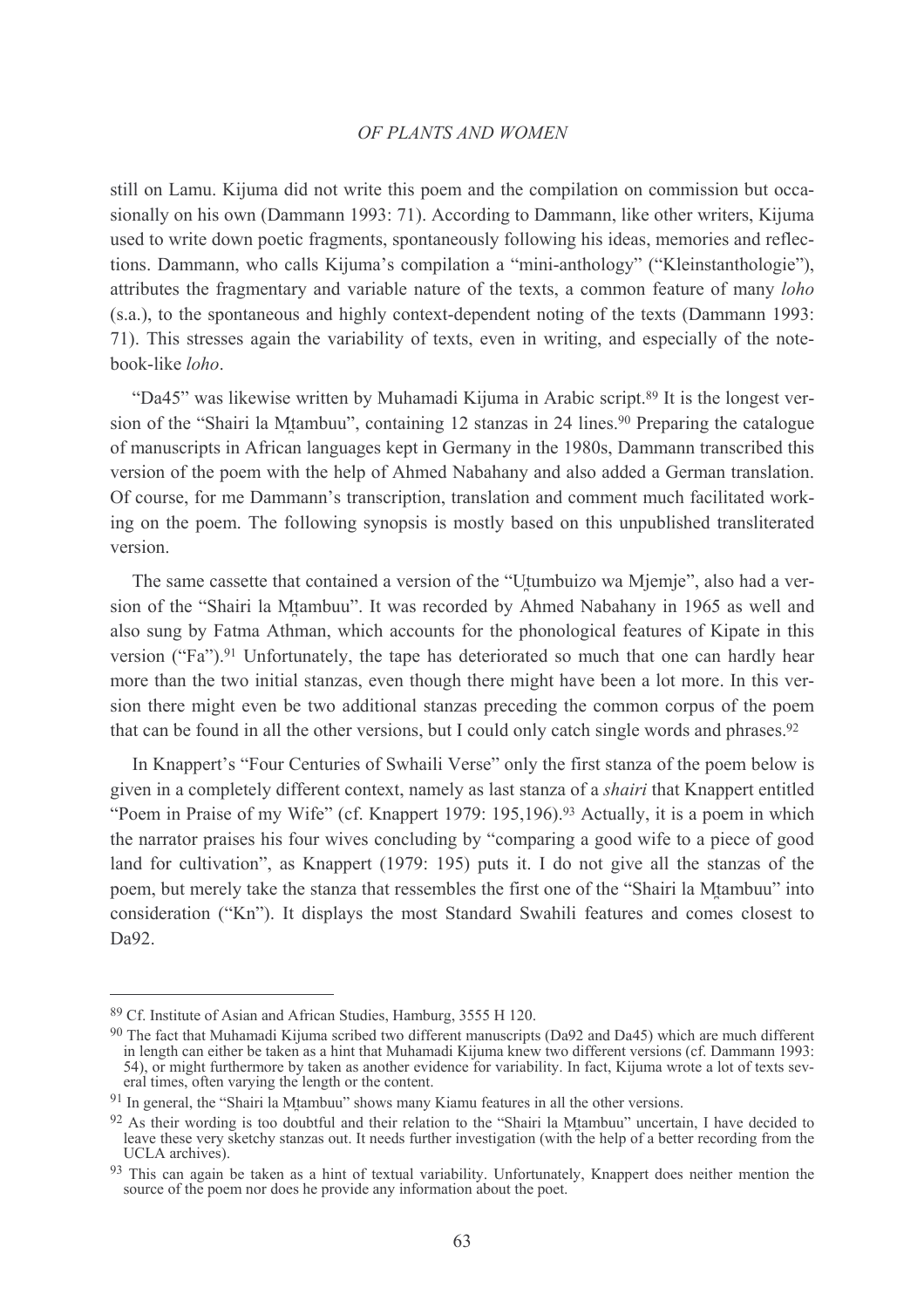still on Lamu. Kijuma did not write this poem and the compilation on commission but occasionally on his own (Dammann 1993: 71). According to Dammann, like other writers, Kijuma used to write down poetic fragments, spontaneously following his ideas, memories and reflections. Dammann, who calls Kijuma's compilation a "mini-anthology" ("Kleinstanthologie"), attributes the fragmentary and variable nature of the texts, a common feature of many *loho* (s.a.), to the spontaneous and highly context-dependent noting of the texts (Dammann 1993: 71). This stresses again the variability of texts, even in writing, and especially of the notebook-like *loho*.

"Da45" was likewise written by Muhamadi Kijuma in Arabic script.[89] It is the longest version of the "Shairi la Mṯambuu", containing 12 stanzas in 24 lines.[90] Preparing the catalogue of manuscripts in African languages kept in Germany in the 1980s, Dammann transcribed this version of the poem with the help of Ahmed Nabahany and also added a German translation. Of course, for me Dammann's transcription, translation and comment much facilitated working on the poem. The following synopsis is mostly based on this unpublished transliterated version.

The same cassette that contained a version of the "Uṯumbuizo wa Mjemje", also had a version of the "Shairi la Mṯambuu". It was recorded by Ahmed Nabahany in 1965 as well and also sung by Fatma Athman, which accounts for the phonological features of Kipate in this version ("Fa").[91] Unfortunately, the tape has deteriorated so much that one can hardly hear more than the two initial stanzas, even though there might have been a lot more. In this version there might even be two additional stanzas preceding the common corpus of the poem that can be found in all the other versions, but I could only catch single words and phrases.[92]

In Knappert's "Four Centuries of Swhaili Verse" only the first stanza of the poem below is given in a completely different context, namely as last stanza of a *shairi* that Knappert entitled "Poem in Praise of my Wife" (cf. Knappert 1979: 195,196).[93] Actually, it is a poem in which the narrator praises his four wives concluding by "comparing a good wife to a piece of good land for cultivation", as Knappert (1979: 195) puts it. I do not give all the stanzas of the poem, but merely take the stanza that ressembles the first one of the "Shairi la Mṯambuu" into consideration ("Kn"). It displays the most Standard Swahili features and comes closest to Da92.

---

[89] Cf. Institute of Asian and African Studies, Hamburg, 3555 H 120.

[90] The fact that Muhamadi Kijuma scribed two different manuscripts (Da92 and Da45) which are much different in length can either be taken as a hint that Muhamadi Kijuma knew two different versions (cf. Dammann 1993: 54), or might furthermore by taken as another evidence for variability. In fact, Kijuma wrote a lot of texts several times, often varying the length or the content.

[91] In general, the "Shairi la Mṯambuu" shows many Kiamu features in all the other versions.

[92] As their wording is too doubtful and their relation to the "Shairi la Mṯambuu" uncertain, I have decided to leave these very sketchy stanzas out. It needs further investigation (with the help of a better recording from the UCLA archives).

[93] This can again be taken as a hint of textual variability. Unfortunately, Knappert does neither mention the source of the poem nor does he provide any information about the poet.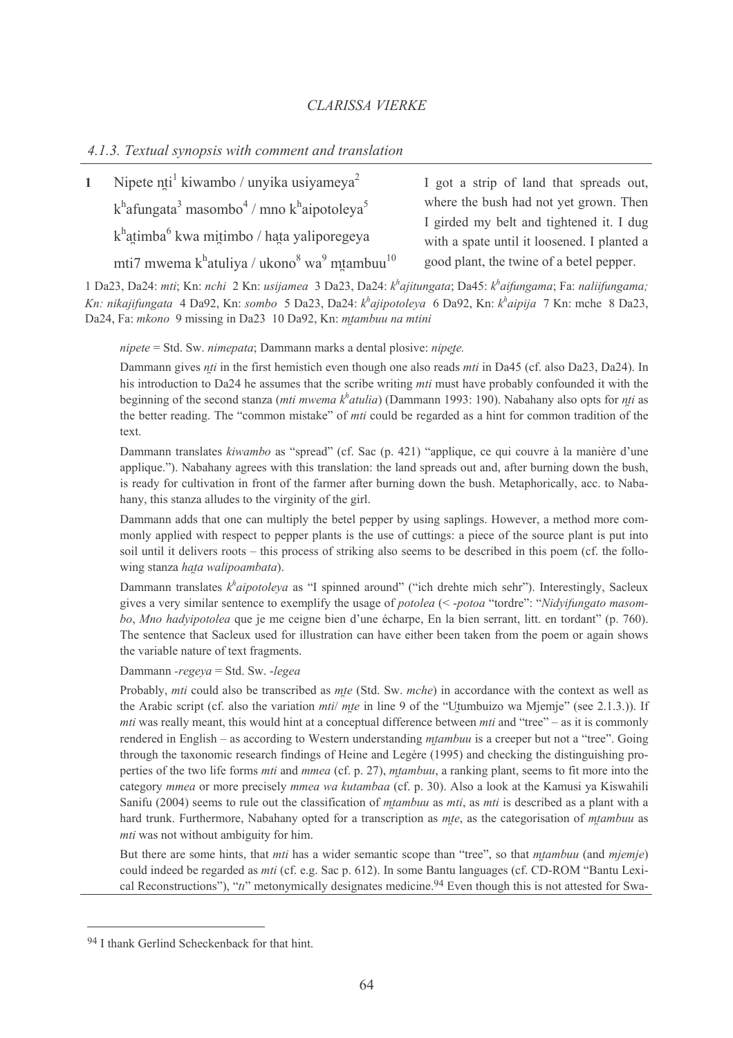#### *4.1.3. Textual synopsis with comment and translation*

| | | |
|---|---|---|
| **1** | Nipete ṇṭi[1] kiwambo / unyika usiyameya[2] <br> k$^{h}$afungata[3] masombo[4] / mno k$^{h}$aipotoleya[5] <br> k$^{h}$aṭimba[6] kwa miṭimbo / haṭa yaliporegeya <br> mti7 mwema k$^{h}$atuliya / ukono[8] wa[9] mṭambuu[10] | I got a strip of land that spreads out, where the bush had not yet grown. Then I girded my belt and tightened it. I dug with a spate until it loosened. I planted a good plant, the twine of a betel pepper. |

1 Da23, Da24: *mti*; Kn: *nchi* 2 Kn: *usijamea* 3 Da23, Da24: *k$^{h}$ajitungata*; Da45: *k$^{h}$aifungama*; Fa: *naliifungama; Kn: nikajifungata* 4 Da92, Kn: *sombo* 5 Da23, Da24: *k$^{h}$ajipotoleya* 6 Da92, Kn: *k$^{h}$aipija* 7 Kn: mche 8 Da23, Da24, Fa: *mkono* 9 missing in Da23 10 Da92, Kn: *mṭambuu na mtini*

*nipete* = Std. Sw. *nimepata*; Dammann marks a dental plosive: *nipeṭe.*

Dammann gives *ṇṭi* in the first hemistich even though one also reads *mti* in Da45 (cf. also Da23, Da24). In his introduction to Da24 he assumes that the scribe writing *mti* must have probably confounded it with the beginning of the second stanza (*mti mwema k$^{h}$atulia*) (Dammann 1993: 190). Nabahany also opts for *ṇṭi* as the better reading. The "common mistake" of *mti* could be regarded as a hint for common tradition of the text.

Dammann translates *kiwambo* as "spread" (cf. Sac (p. 421) "applique, ce qui couvre à la manière d'une applique."). Nabahany agrees with this translation: the land spreads out and, after burning down the bush, is ready for cultivation in front of the farmer after burning down the bush. Metaphorically, acc. to Nabahany, this stanza alludes to the virginity of the girl.

Dammann adds that one can multiply the betel pepper by using saplings. However, a method more commonly applied with respect to pepper plants is the use of cuttings: a piece of the source plant is put into soil until it delivers roots – this process of striking also seems to be described in this poem (cf. the following stanza *haṭa walipoambata*).

Dammann translates *k$^{h}$aipotoleya* as "I spinned around" ("ich drehte mich sehr"). Interestingly, Sacleux gives a very similar sentence to exemplify the usage of *potolea* (< *-potoa* "tordre": "*Nidyifungato masombo*, *Mno hadyipotolea* que je me ceigne bien d'une écharpe, En la bien serrant, litt. en tordant" (p. 760). The sentence that Sacleux used for illustration can have either been taken from the poem or again shows the variable nature of text fragments.

Dammann *-regeya* = Std. Sw. *-legea*

Probably, *mti* could also be transcribed as *mṭe* (Std. Sw. *mche*) in accordance with the context as well as the Arabic script (cf. also the variation *mti*/ *mṭe* in line 9 of the "Uṭumbuizo wa Mjemje" (see 2.1.3.)). If *mti* was really meant, this would hint at a conceptual difference between *mti* and "tree" – as it is commonly rendered in English – as according to Western understanding *mṭambuu* is a creeper but not a "tree". Going through the taxonomic research findings of Heine and Legère (1995) and checking the distinguishing properties of the two life forms *mti* and *mmea* (cf. p. 27), *mṭambuu*, a ranking plant, seems to fit more into the category *mmea* or more precisely *mmea wa kutambaa* (cf. p. 30). Also a look at the Kamusi ya Kiswahili Sanifu (2004) seems to rule out the classification of *mṭambuu* as *mti*, as *mti* is described as a plant with a hard trunk. Furthermore, Nabahany opted for a transcription as *mṭe*, as the categorisation of *mṭambuu* as *mti* was not without ambiguity for him.

But there are some hints, that *mti* has a wider semantic scope than "tree", so that *mṭambuu* (and *mjemje*) could indeed be regarded as *mti* (cf. e.g. Sac p. 612). In some Bantu languages (cf. CD-ROM "Bantu Lexical Reconstructions"), "*ti*" metonymically designates medicine.[94] Even though this is not attested for Swa-

[94] I thank Gerlind Scheckenback for that hint.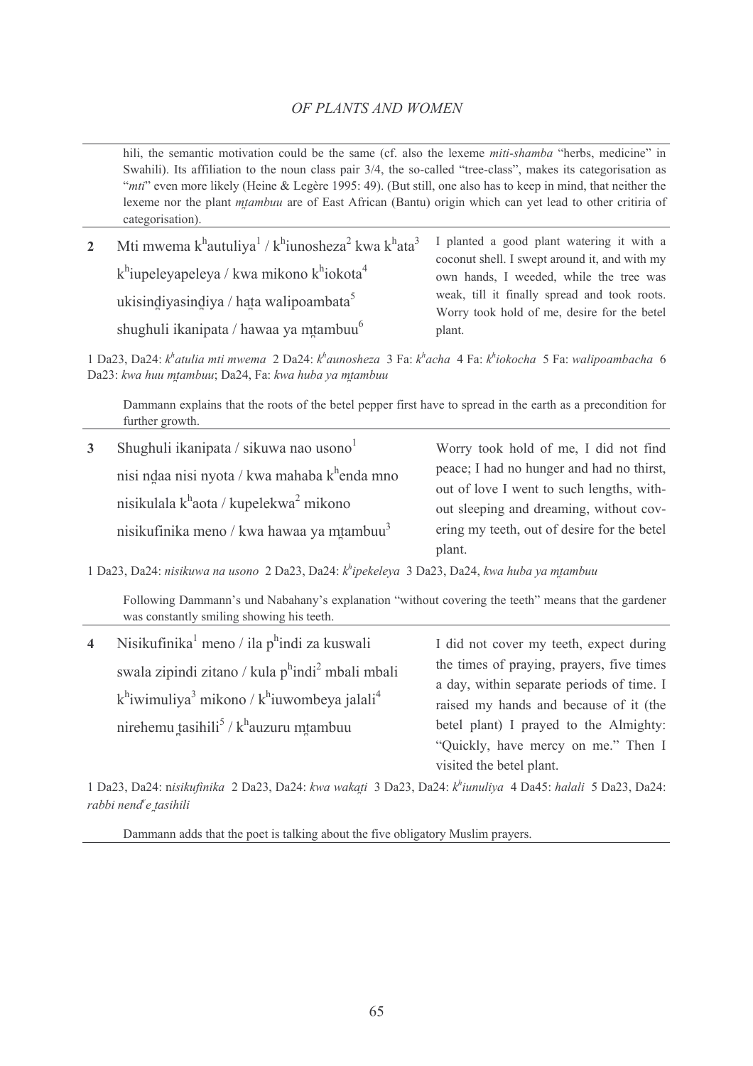hili, the semantic motivation could be the same (cf. also the lexeme *miti-shamba* "herbs, medicine" in Swahili). Its affiliation to the noun class pair 3/4, the so-called "tree-class", makes its categorisation as "*mti*" even more likely (Heine & Legère 1995: 49). (But still, one also has to keep in mind, that neither the lexeme nor the plant *m̰tambuu* are of East African (Bantu) origin which can yet lead to other critiria of categorisation).

| | | |
|---|---|---|
| **2** | Mti mwema $k^h$autuliya[1] / $k^h$iunosheza[2] kwa $k^h$ata[3]<br>$k^h$iupeleyapeleya / kwa mikono $k^h$iokota[4]<br>ukisiṉdiyasiṉdiya / ha̰ta walipoambata[5]<br>shughuli ikanipata / hawaa ya m̰tambuu[6] | I planted a good plant watering it with a coconut shell. I swept around it, and with my own hands, I weeded, while the tree was weak, till it finally spread and took roots. Worry took hold of me, desire for the betel plant. |

1 Da23, Da24: *$k^h$atulia mti mwema* 2 Da24: *$k^h$aunosheza* 3 Fa: *$k^h$acha* 4 Fa: *$k^h$iokocha* 5 Fa: *walipoambacha* 6 Da23: *kwa huu m̰tambuu*; Da24, Fa: *kwa huba ya m̰tambuu*

Dammann explains that the roots of the betel pepper first have to spread in the earth as a precondition for further growth.

| | | |
|---|---|---|
| **3** | Shughuli ikanipata / sikuwa nao usono[1]<br>nisi ṉdaa nisi nyota / kwa mahaba $k^h$enda mno<br>nisikulala $k^h$aota / kupelekwa[2] mikono<br>nisikufinika meno / kwa hawaa ya m̰tambuu[3] | Worry took hold of me, I did not find peace; I had no hunger and had no thirst, out of love I went to such lengths, without sleeping and dreaming, without covering my teeth, out of desire for the betel plant. |

1 Da23, Da24: *nisikuwa na usono* 2 Da23, Da24: *$k^h$ipekeleya* 3 Da23, Da24, *kwa huba ya m̰tambuu*

Following Dammann's und Nabahany's explanation "without covering the teeth" means that the gardener was constantly smiling showing his teeth.

| | | |
|---|---|---|
| **4** | Nisikufinika[1] meno / ila $p^h$indi za kuswali<br>swala zipindi zitano / kula $p^h$indi[2] mbali mbali<br>$k^h$iwimuliya[3] mikono / $k^h$iuwombeya jalali[4]<br>nirehemu ṯasihili[5] / $k^h$auzuru m̰tambuu | I did not cover my teeth, expect during the times of praying, prayers, five times a day, within separate periods of time. I raised my hands and because of it (the betel plant) I prayed to the Almighty: "Quickly, have mercy on me." Then I visited the betel plant. |

1 Da23, Da24: n*isikufinika* 2 Da23, Da24: *kwa waka̰ti* 3 Da23, Da24: *$k^h$iunuliya* 4 Da45: *halali* 5 Da23, Da24: *rabbi nend̰e ṯasihili*

Dammann adds that the poet is talking about the five obligatory Muslim prayers.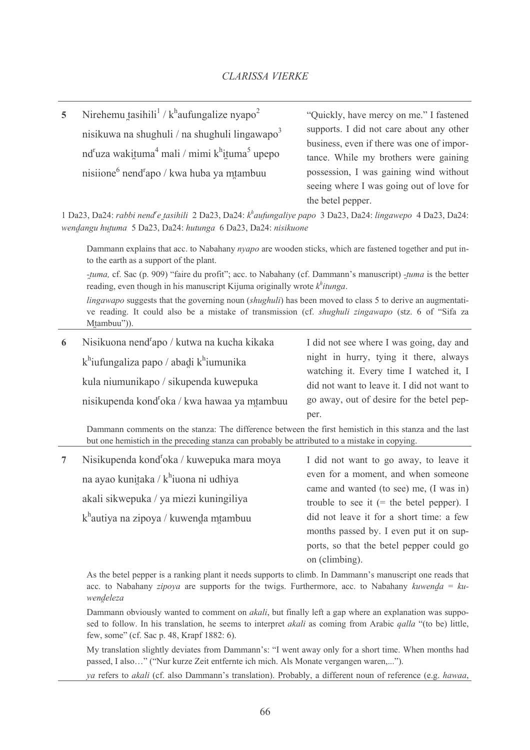| | | |
|---|---|---|
| **5** | Nirehemu ṯasihili[1] / k[h]aufungalize nyapo[2]<br>nisikuwa na shughuli / na shughuli lingawapo[3]<br>nd[r]uza wakiṯuma[4] mali / mimi k[h]iṯuma[5] upepo<br>nisiione[6] nend[r]apo / kwa huba ya mṯambuu | "Quickly, have mercy on me." I fastened supports. I did not care about any other business, even if there was one of importance. While my brothers were gaining possession, I was gaining wind without seeing where I was going out of love for the betel pepper. |

1 Da23, Da24: *rabbi nend[r]e ṯasihili* 2 Da23, Da24: *k[h]aufungaliye papo* 3 Da23, Da24: *lingawepo* 4 Da23, Da24: *wenḏangu huṯuma* 5 Da23, Da24: *hutunga* 6 Da23, Da24: *nisikuone*

Dammann explains that acc. to Nabahany *nyapo* are wooden sticks, which are fastened together and put into the earth as a support of the plant.

*-ṯuma,* cf. Sac (p. 909) "faire du profit"; acc. to Nabahany (cf. Dammann's manuscript) *-ṯuma* is the better reading, even though in his manuscript Kijuma originally wrote *k[h]itunga*.

*lingawapo* suggests that the governing noun (*shughuli*) has been moved to class 5 to derive an augmentative reading. It could also be a mistake of transmission (cf. *shughuli zingawapo* (stz. 6 of "Sifa za Mṯambuu")).

| | | |
|---|---|---|
| **6** | Nisikuona nend[r]apo / kutwa na kucha kikaka<br>k[h]iufungaliza papo / abaḏi k[h]iumunika<br>kula niumunikapo / sikupenda kuwepuka<br>nisikupenda kond[r]oka / kwa hawaa ya mṯambuu | I did not see where I was going, day and night in hurry, tying it there, always watching it. Every time I watched it, I did not want to leave it. I did not want to go away, out of desire for the betel pepper. |

Dammann comments on the stanza: The difference between the first hemistich in this stanza and the last but one hemistich in the preceding stanza can probably be attributed to a mistake in copying.

| | | |
|---|---|---|
| **7** | Nisikupenda kond[r]oka / kuwepuka mara moya<br>na ayao kuniṯaka / k[h]iuona ni udhiya<br>akali sikwepuka / ya miezi kuningiliya<br>k[h]autiya na zipoya / kuwenḏa mṯambuu | I did not want to go away, to leave it even for a moment, and when someone came and wanted (to see) me, (I was in) trouble to see it (= the betel pepper). I did not leave it for a short time: a few months passed by. I even put it on supports, so that the betel pepper could go on (climbing). |

As the betel pepper is a ranking plant it needs supports to climb. In Dammann's manuscript one reads that acc. to Nabahany *zipoya* are supports for the twigs. Furthermore, acc. to Nabahany *kuwenḏa* = *kuwenḏeleza*

Dammann obviously wanted to comment on *akali*, but finally left a gap where an explanation was supposed to follow. In his translation, he seems to interpret *akali* as coming from Arabic *qalla* "(to be) little, few, some" (cf. Sac p. 48, Krapf 1882: 6).

My translation slightly deviates from Dammann's: "I went away only for a short time. When months had passed, I also…" ("Nur kurze Zeit entfernte ich mich. Als Monate vergangen waren,...").

*ya* refers to *akali* (cf. also Dammann's translation). Probably, a different noun of reference (e.g. *hawaa*,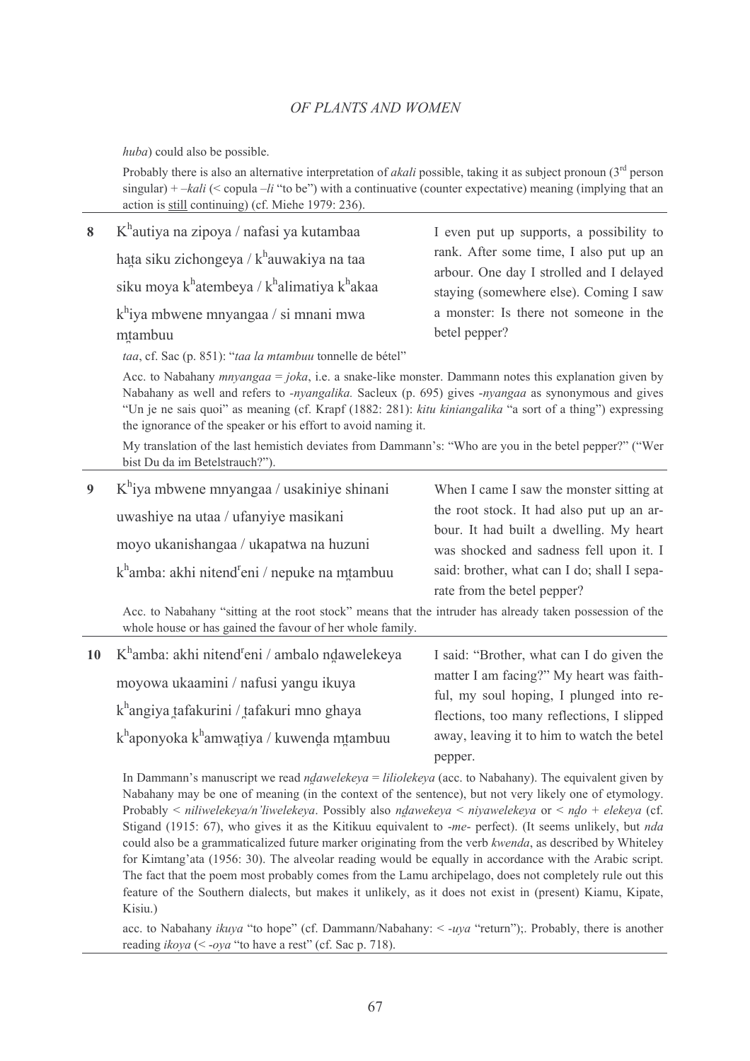*huba*) could also be possible.

Probably there is also an alternative interpretation of *akali* possible, taking it as subject pronoun (3rd person singular) + *–kali* (< copula *–li* "to be") with a continuative (counter expectative) meaning (implying that an action is <u>still</u> continuing) (cf. Miehe 1979: 236).

| | | |
|---|---|---|
| **8** | Kʰautiya na zipoya / nafasi ya kutambaa<br>haṭa siku zichongeya / kʰauwakiya na taa<br>siku moya kʰatembeya / kʰalimatiya kʰakaa<br>kʰiya mbwene mnyangaa / si mnani mwa mṭambuu | I even put up supports, a possibility to rank. After some time, I also put up an arbour. One day I strolled and I delayed staying (somewhere else). Coming I saw a monster: Is there not someone in the betel pepper? |

*taa*, cf. Sac (p. 851): "*taa la mtambuu* tonnelle de bétel"

Acc. to Nabahany *mnyangaa* = *joka*, i.e. a snake-like monster. Dammann notes this explanation given by Nabahany as well and refers to *-nyangalika.* Sacleux (p. 695) gives *-nyangaa* as synonymous and gives "Un je ne sais quoi" as meaning (cf. Krapf (1882: 281): *kitu kiniangalika* "a sort of a thing") expressing the ignorance of the speaker or his effort to avoid naming it.

My translation of the last hemistich deviates from Dammann's: "Who are you in the betel pepper?" ("Wer bist Du da im Betelstrauch?").

| | | |
|---|---|---|
| **9** | Kʰiya mbwene mnyangaa / usakiniye shinani<br>uwashiye na utaa / ufanyiye masikani<br>moyo ukanishangaa / ukapatwa na huzuni<br>kʰamba: akhi nitendʳeni / nepuke na mṭambuu | When I came I saw the monster sitting at the root stock. It had also put up an arbour. It had built a dwelling. My heart was shocked and sadness fell upon it. I said: brother, what can I do; shall I separate from the betel pepper? |

Acc. to Nabahany "sitting at the root stock" means that the intruder has already taken possession of the whole house or has gained the favour of her whole family.

| | | |
|---|---|---|
| **10** | Kʰamba: akhi nitendʳeni / ambalo nḏawelekeya<br>moyowa ukaamini / nafusi yangu ikuya<br>kʰangiya ṭafakurini / ṭafakuri mno ghaya<br>kʰaponyoka kʰamwaṭiya / kuwenḏa mṭambuu | I said: "Brother, what can I do given the matter I am facing?" My heart was faithful, my soul hoping, I plunged into reflections, too many reflections, I slipped away, leaving it to him to watch the betel pepper. |

In Dammann's manuscript we read *nḏawelekeya* = *liliolekeya* (acc. to Nabahany). The equivalent given by Nabahany may be one of meaning (in the context of the sentence), but not very likely one of etymology. Probably < *niliwelekeya/n'liwelekeya*. Possibly also *nḏawekeya* < *niyawelekeya* or < *nḏo* + *elekeya* (cf. Stigand (1915: 67), who gives it as the Kitikuu equivalent to *-me-* perfect). (It seems unlikely, but *nda* could also be a grammaticalized future marker originating from the verb *kwenda*, as described by Whiteley for Kimtang'ata (1956: 30). The alveolar reading would be equally in accordance with the Arabic script. The fact that the poem most probably comes from the Lamu archipelago, does not completely rule out this feature of the Southern dialects, but makes it unlikely, as it does not exist in (present) Kiamu, Kipate, Kisiu.)

acc. to Nabahany *ikuya* "to hope" (cf. Dammann/Nabahany: < *-uya* "return");. Probably, there is another reading *ikoya* (< *-oya* "to have a rest" (cf. Sac p. 718).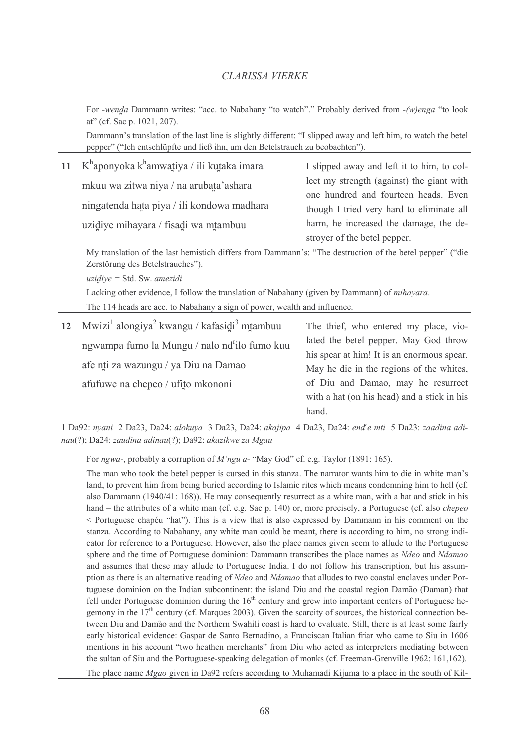For *-wenḓa* Dammann writes: "acc. to Nabahany "to watch"." Probably derived from *-(w)enga* "to look at" (cf. Sac p. 1021, 207).

Dammann's translation of the last line is slightly different: "I slipped away and left him, to watch the betel pepper" ("Ich entschlüpfte und ließ ihn, um den Betelstrauch zu beobachten").

| | | |
|---|---|---|
| **11** | K^h^aponyoka k^h^amwaṭiya / ili kuṭaka imara<br>mkuu wa zitwa niya / na arubaṭa'ashara<br>ningatenda haṭa piya / ili kondowa madhara<br>uziḍiye mihayara / fisaḍi wa mṭambuu | I slipped away and left it to him, to collect my strength (against) the giant with one hundred and fourteen heads. Even though I tried very hard to eliminate all harm, he increased the damage, the destroyer of the betel pepper. |

My translation of the last hemistich differs from Dammann's: "The destruction of the betel pepper" ("die Zerstörung des Betelstrauches").

*uziḍiye* = Std. Sw. *amezidi*

Lacking other evidence, I follow the translation of Nabahany (given by Dammann) of *mihayara*.

The 114 heads are acc. to Nabahany a sign of power, wealth and influence.

| | | |
|---|---|---|
| **12** | Mwizi[1] alongiya[2] kwangu / kafasiḍi[3] mṭambuu<br>ngwampa fumo la Mungu / nalo nd^r^ilo fumo kuu<br>afe nṭi za wazungu / ya Diu na Damao<br>afufuwe na chepeo / ufiṭo mkononi | The thief, who entered my place, violated the betel pepper. May God throw his spear at him! It is an enormous spear. May he die in the regions of the whites, of Diu and Damao, may he resurrect with a hat (on his head) and a stick in his hand. |

1 Da92: *nyani* 2 Da23, Da24: *alokuya* 3 Da23, Da24: *akajipa* 4 Da23, Da24: *end^r^e mti* 5 Da23: *zaadina adinau*(?); Da24: *zaudina adinau*(?); Da92: *akazikwe za Mgau*

For *ngwa-*, probably a corruption of *M'ngu a-* "May God" cf. e.g. Taylor (1891: 165).

The man who took the betel pepper is cursed in this stanza. The narrator wants him to die in white man's land, to prevent him from being buried according to Islamic rites which means condemning him to hell (cf. also Dammann (1940/41: 168)). He may consequently resurrect as a white man, with a hat and stick in his hand – the attributes of a white man (cf. e.g. Sac p. 140) or, more precisely, a Portuguese (cf. also *chepeo* < Portuguese chapéu "hat"). This is a view that is also expressed by Dammann in his comment on the stanza. According to Nabahany, any white man could be meant, there is according to him, no strong indicator for reference to a Portuguese. However, also the place names given seem to allude to the Portuguese sphere and the time of Portuguese dominion: Dammann transcribes the place names as *Ndeo* and *Ndamao* and assumes that these may allude to Portuguese India. I do not follow his transcription, but his assumption as there is an alternative reading of *Ndeo* and *Ndamao* that alludes to two coastal enclaves under Portuguese dominion on the Indian subcontinent: the island Diu and the coastal region Damão (Daman) that fell under Portuguese dominion during the 16^th^ century and grew into important centers of Portuguese hegemony in the 17^th^ century (cf. Marques 2003). Given the scarcity of sources, the historical connection between Diu and Damão and the Northern Swahili coast is hard to evaluate. Still, there is at least some fairly early historical evidence: Gaspar de Santo Bernadino, a Franciscan Italian friar who came to Siu in 1606 mentions in his account "two heathen merchants" from Diu who acted as interpreters mediating between the sultan of Siu and the Portuguese-speaking delegation of monks (cf. Freeman-Grenville 1962: 161,162).

The place name *Mgao* given in Da92 refers according to Muhamadi Kijuma to a place in the south of Kil-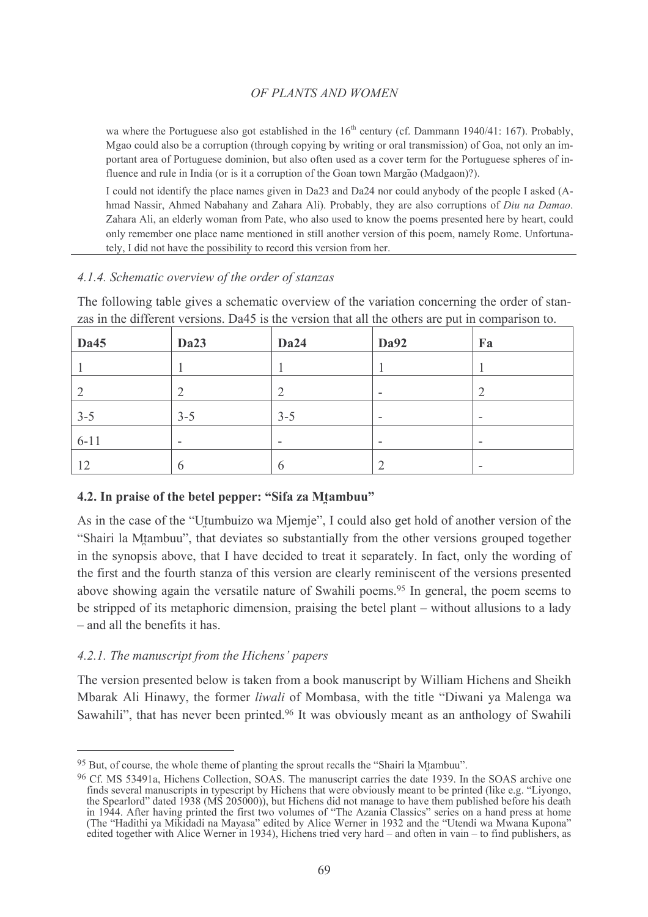wa where the Portuguese also got established in the 16th century (cf. Dammann 1940/41: 167). Probably, Mgao could also be a corruption (through copying by writing or oral transmission) of Goa, not only an important area of Portuguese dominion, but also often used as a cover term for the Portuguese spheres of influence and rule in India (or is it a corruption of the Goan town Margão (Madgaon)?).

I could not identify the place names given in Da23 and Da24 nor could anybody of the people I asked (Ahmad Nassir, Ahmed Nabahany and Zahara Ali). Probably, they are also corruptions of *Diu na Damao*. Zahara Ali, an elderly woman from Pate, who also used to know the poems presented here by heart, could only remember one place name mentioned in still another version of this poem, namely Rome. Unfortunately, I did not have the possibility to record this version from her.

#### *4.1.4. Schematic overview of the order of stanzas*

The following table gives a schematic overview of the variation concerning the order of stanzas in the different versions. Da45 is the version that all the others are put in comparison to.

| **Da45** | **Da23** | **Da24** | **Da92** | **Fa** |
|---|---|---|---|---|
| 1 | 1 | 1 | 1 | 1 |
| 2 | 2 | 2 | - | 2 |
| 3-5 | 3-5 | 3-5 | - | - |
| 6-11 | - | - | - | - |
| 12 | 6 | 6 | 2 | - |

### **4.2. In praise of the betel pepper: "Sifa za Mṭambuu"**

As in the case of the "Uṭumbuizo wa Mjemje", I could also get hold of another version of the "Shairi la Mṭambuu", that deviates so substantially from the other versions grouped together in the synopsis above, that I have decided to treat it separately. In fact, only the wording of the first and the fourth stanza of this version are clearly reminiscent of the versions presented above showing again the versatile nature of Swahili poems.[95] In general, the poem seems to be stripped of its metaphoric dimension, praising the betel plant – without allusions to a lady – and all the benefits it has.

#### *4.2.1. The manuscript from the Hichens' papers*

The version presented below is taken from a book manuscript by William Hichens and Sheikh Mbarak Ali Hinawy, the former *liwali* of Mombasa, with the title "Diwani ya Malenga wa Sawahili", that has never been printed.[96] It was obviously meant as an anthology of Swahili

---

[95] But, of course, the whole theme of planting the sprout recalls the "Shairi la Mṭambuu".

[96] Cf. MS 53491a, Hichens Collection, SOAS. The manuscript carries the date 1939. In the SOAS archive one finds several manuscripts in typescript by Hichens that were obviously meant to be printed (like e.g. "Liyongo, the Spearlord" dated 1938 (MS 205000)), but Hichens did not manage to have them published before his death in 1944. After having printed the first two volumes of "The Azania Classics" series on a hand press at home (The "Hadithi ya Mikidadi na Mayasa" edited by Alice Werner in 1932 and the "Utendi wa Mwana Kupona" edited together with Alice Werner in 1934), Hichens tried very hard – and often in vain – to find publishers, as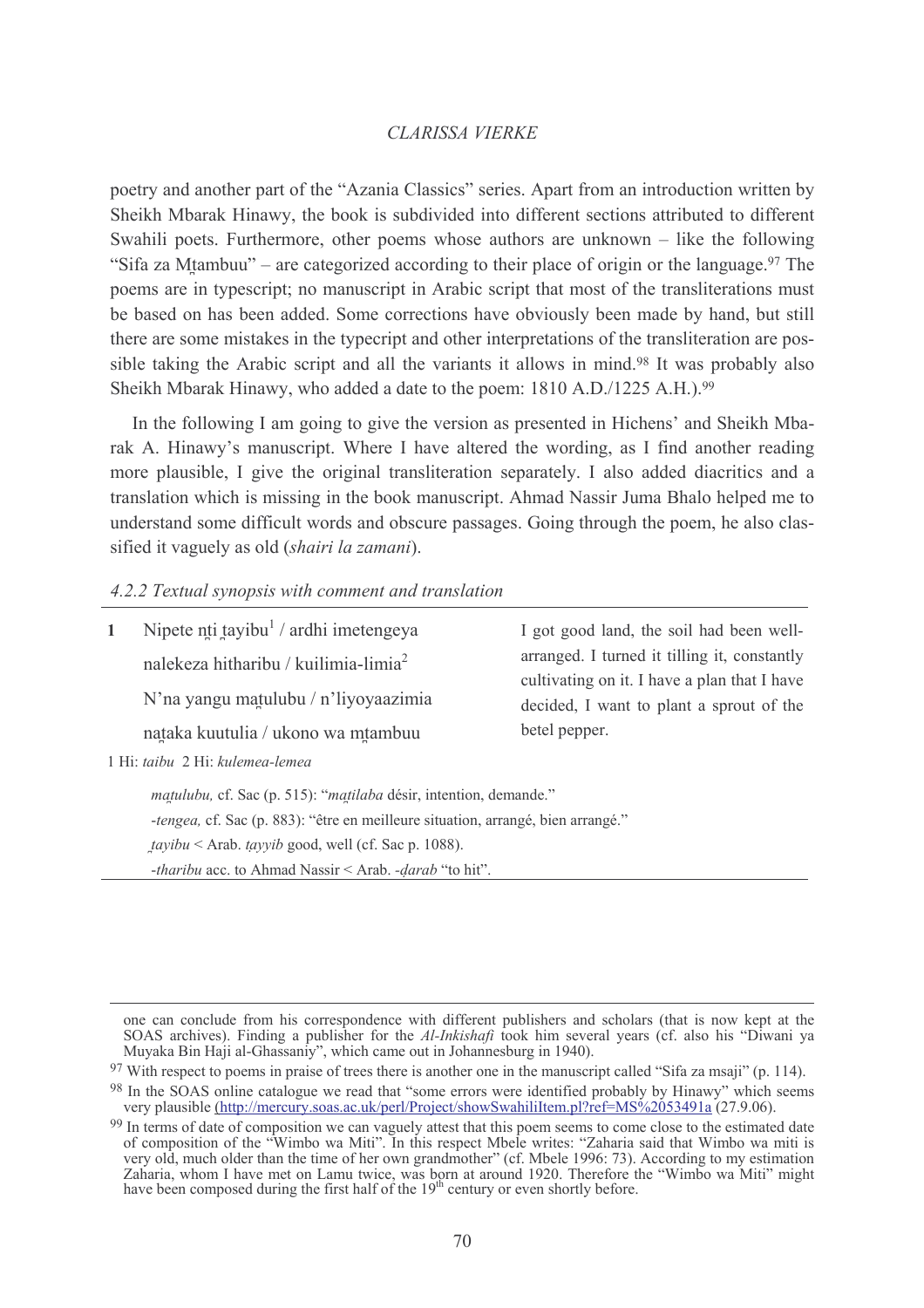poetry and another part of the "Azania Classics" series. Apart from an introduction written by Sheikh Mbarak Hinawy, the book is subdivided into different sections attributed to different Swahili poets. Furthermore, other poems whose authors are unknown – like the following "Sifa za Mṯambuu" – are categorized according to their place of origin or the language.[97] The poems are in typescript; no manuscript in Arabic script that most of the transliterations must be based on has been added. Some corrections have obviously been made by hand, but still there are some mistakes in the typecript and other interpretations of the transliteration are possible taking the Arabic script and all the variants it allows in mind.[98] It was probably also Sheikh Mbarak Hinawy, who added a date to the poem: 1810 A.D./1225 A.H.).[99]

In the following I am going to give the version as presented in Hichens' and Sheikh Mbarak A. Hinawy's manuscript. Where I have altered the wording, as I find another reading more plausible, I give the original transliteration separately. I also added diacritics and a translation which is missing in the book manuscript. Ahmad Nassir Juma Bhalo helped me to understand some difficult words and obscure passages. Going through the poem, he also classified it vaguely as old (*shairi la zamani*).

### *4.2.2 Textual synopsis with comment and translation*

| | | |
|---|---|---|
| **1** | Nipete nṯi ṯayibu[1] / ardhi imetengeya<br>nalekeza hitharibu / kuilimia-limia[2]<br>N'na yangu maṯulubu / n'liyoyaazimia<br>naṯaka kuutulia / ukono wa mṯambuu | I got good land, the soil had been well-arranged. I turned it tilling it, constantly cultivating on it. I have a plan that I have decided, I want to plant a sprout of the betel pepper. |

1 Hi: *taibu* 2 Hi: *kulemea-lemea*

*maṯulubu,* cf. Sac (p. 515): "*maṯilaba* désir, intention, demande."
*-tengea,* cf. Sac (p. 883): "être en meilleure situation, arrangé, bien arrangé."
*ṯayibu* < Arab. *ṭayyib* good, well (cf. Sac p. 1088).
*-tharibu* acc. to Ahmad Nassir < Arab. *-ḍarab* "to hit".

---

one can conclude from his correspondence with different publishers and scholars (that is now kept at the SOAS archives). Finding a publisher for the *Al-Inkishafi* took him several years (cf. also his "Diwani ya Muyaka Bin Haji al-Ghassaniy", which came out in Johannesburg in 1940).

[97] With respect to poems in praise of trees there is another one in the manuscript called "Sifa za msaji" (p. 114).

[98] In the SOAS online catalogue we read that "some errors were identified probably by Hinawy" which seems very plausible (http://mercury.soas.ac.uk/perl/Project/showSwahiliItem.pl?ref=MS%2053491a (27.9.06).

[99] In terms of date of composition we can vaguely attest that this poem seems to come close to the estimated date of composition of the "Wimbo wa Miti". In this respect Mbele writes: "Zaharia said that Wimbo wa miti is very old, much older than the time of her own grandmother" (cf. Mbele 1996: 73). According to my estimation Zaharia, whom I have met on Lamu twice, was born at around 1920. Therefore the "Wimbo wa Miti" might have been composed during the first half of the 19th century or even shortly before.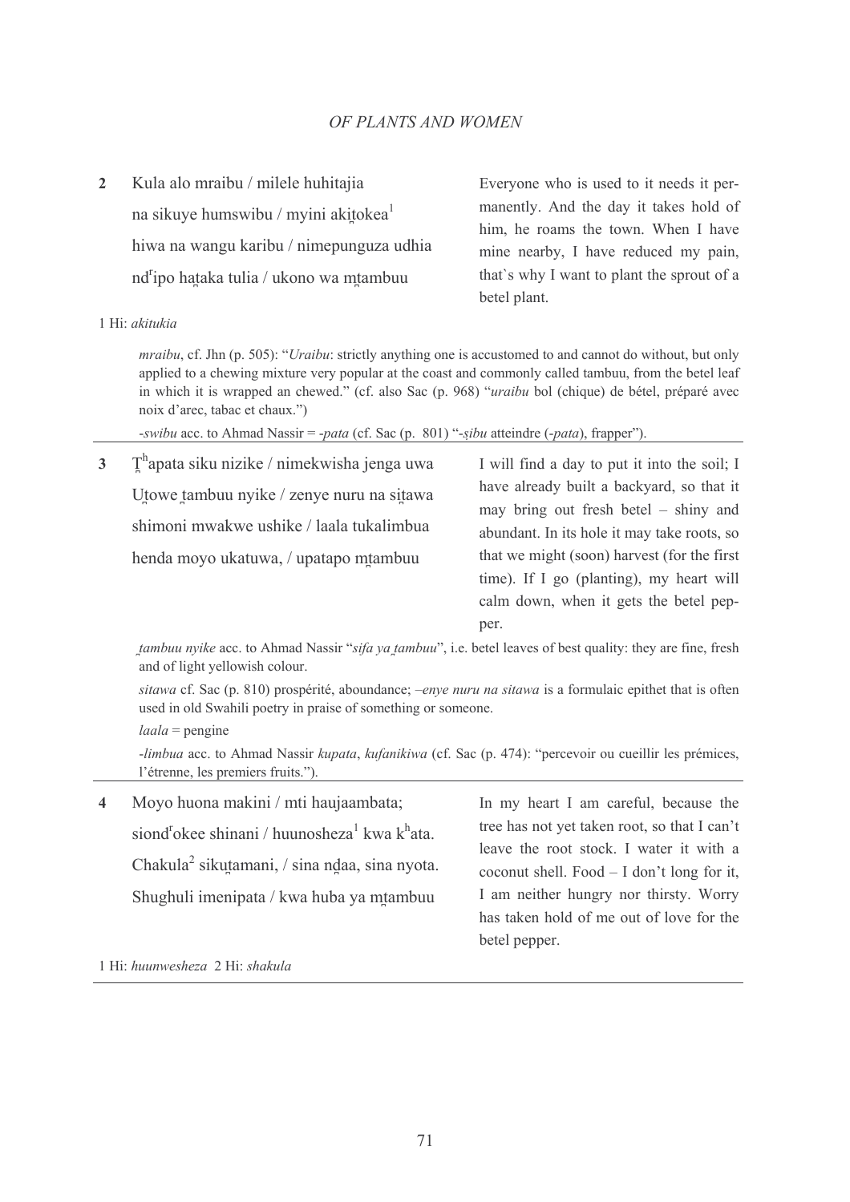**2** Kula alo mraibu / milele huhitajia
na sikuye humswibu / myini aki̤tokea[1]
hiwa na wangu karibu / nimepunguza udhia
nd^r^ipo ha̤taka tulia / ukono wa m̤tambuu

Everyone who is used to it needs it permanently. And the day it takes hold of him, he roams the town. When I have mine nearby, I have reduced my pain, that`s why I want to plant the sprout of a betel plant.

1 Hi: *akitukia*

*mraibu*, cf. Jhn (p. 505): "*Uraibu*: strictly anything one is accustomed to and cannot do without, but only applied to a chewing mixture very popular at the coast and commonly called tambuu, from the betel leaf in which it is wrapped an chewed." (cf. also Sac (p. 968) "*uraibu* bol (chique) de bétel, préparé avec noix d'arec, tabac et chaux.")

*-swibu* acc. to Ahmad Nassir = *-pata* (cf. Sac (p. 801) "*-ṣibu* atteindre (*-pata*), frapper").

---

**3** T̤^h^apata siku nizike / nimekwisha jenga uwa
Ut̤owe t̤ambuu nyike / zenye nuru na sit̤awa
shimoni mwakwe ushike / laala tukalimbua
henda moyo ukatuwa, / upatapo m̤tambuu

I will find a day to put it into the soil; I have already built a backyard, so that it may bring out fresh betel – shiny and abundant. In its hole it may take roots, so that we might (soon) harvest (for the first time). If I go (planting), my heart will calm down, when it gets the betel pepper.

*t̤ambuu nyike* acc. to Ahmad Nassir "*sifa ya t̤ambuu*", i.e. betel leaves of best quality: they are fine, fresh and of light yellowish colour.

*sitawa* cf. Sac (p. 810) prospérité, aboundance; *–enye nuru na sitawa* is a formulaic epithet that is often used in old Swahili poetry in praise of something or someone.

*laala* = pengine

*-limbua* acc. to Ahmad Nassir *kupata*, *kufanikiwa* (cf. Sac (p. 474): "percevoir ou cueillir les prémices, l'étrenne, les premiers fruits.").

---

**4** Moyo huona makini / mti haujaambata;
siond^r^okee shinani / huunosheza[1] kwa k^h^ata.
Chakula[2] sikṳtamani, / sina n̤daa, sina nyota.
Shughuli imenipata / kwa huba ya m̤tambuu

In my heart I am careful, because the tree has not yet taken root, so that I can't leave the root stock. I water it with a coconut shell. Food – I don't long for it, I am neither hungry nor thirsty. Worry has taken hold of me out of love for the betel pepper.

1 Hi: *huunwesheza* 2 Hi: *shakula*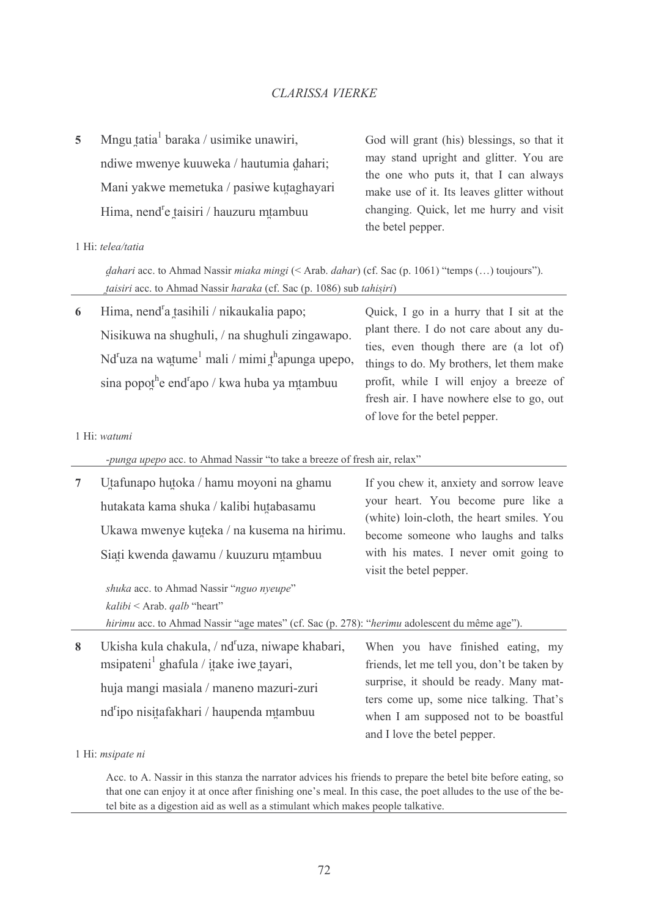| | | |
|---|---|---|
| **5** | Mngu ṭatia[1] baraka / usimike unawiri,<br>ndiwe mwenye kuuweka / hautumia ḍahari;<br>Mani yakwe memetuka / pasiwe kuṭaghayari<br>Hima, nend[r]e ṭaisiri / hauzuru mṭambuu | God will grant (his) blessings, so that it may stand upright and glitter. You are the one who puts it, that I can always make use of it. Its leaves glitter without changing. Quick, let me hurry and visit the betel pepper. |

1 Hi: *telea/tatia*

*ḍahari* acc. to Ahmad Nassir *miaka mingi* (< Arab. *dahar*) (cf. Sac (p. 1061) "temps (…) toujours").
*ṭaisiri* acc. to Ahmad Nassir *haraka* (cf. Sac (p. 1086) sub *tahiṣiri*)

| | | |
|---|---|---|
| **6** | Hima, nend[r]a ṭasihili / nikaukalia papo;<br>Nisikuwa na shughuli, / na shughuli zingawapo.<br>Nd[r]uza na waṭume[1] mali / mimi ṭ[h]apunga upepo,<br>sina popoṭ[h]e end[r]apo / kwa huba ya mṭambuu | Quick, I go in a hurry that I sit at the plant there. I do not care about any duties, even though there are (a lot of) things to do. My brothers, let them make profit, while I will enjoy a breeze of fresh air. I have nowhere else to go, out of love for the betel pepper. |

1 Hi: *watumi*

*-punga upepo* acc. to Ahmad Nassir "to take a breeze of fresh air, relax"

| | | |
|---|---|---|
| **7** | Uṭafunapo huṭoka / hamu moyoni na ghamu<br>hutakata kama shuka / kalibi huṭabasamu<br>Ukawa mwenye kuṭeka / na kusema na hirimu.<br>Siaṭi kwenda ḍawamu / kuuzuru mṭambuu | If you chew it, anxiety and sorrow leave your heart. You become pure like a (white) loin-cloth, the heart smiles. You become someone who laughs and talks with his mates. I never omit going to visit the betel pepper. |

*shuka* acc. to Ahmad Nassir "*nguo nyeupe*"
*kalibi* < Arab. *qalb* "heart"
*hirimu* acc. to Ahmad Nassir "age mates" (cf. Sac (p. 278): "*herimu* adolescent du même age").

| | | |
|---|---|---|
| **8** | Ukisha kula chakula, / nd[r]uza, niwape khabari,<br>msipateni[1] ghafula / iṭake iwe ṭayari,<br>huja mangi masiala / maneno mazuri-zuri<br>nd[r]ipo nisiṭafakhari / haupenda mṭambuu | When you have finished eating, my friends, let me tell you, don't be taken by surprise, it should be ready. Many matters come up, some nice talking. That's when I am supposed not to be boastful and I love the betel pepper. |

1 Hi: *msipate ni*

Acc. to A. Nassir in this stanza the narrator advices his friends to prepare the betel bite before eating, so that one can enjoy it at once after finishing one's meal. In this case, the poet alludes to the use of the betel bite as a digestion aid as well as a stimulant which makes people talkative.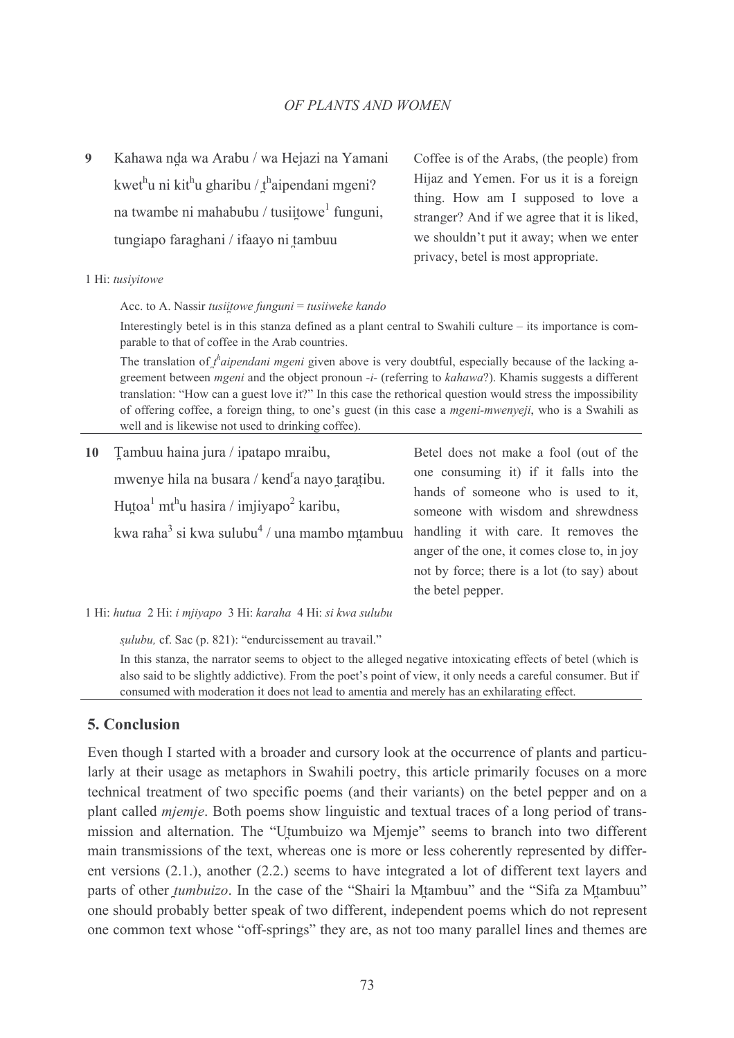**9** Kahawa nda wa Arabu / wa Hejazi na Yamani
kwet[h]u ni kit[h]u gharibu / t[h]aipendani mgeni?
na twambe ni mahabubu / tusiitowe[1] funguni,
tungiapo faraghani / ifaayo ni tambuu

Coffee is of the Arabs, (the people) from Hijaz and Yemen. For us it is a foreign thing. How am I supposed to love a stranger? And if we agree that it is liked, we shouldn't put it away; when we enter privacy, betel is most appropriate.

1 Hi: *tusiyitowe*

Acc. to A. Nassir *tusiitowe funguni* = *tusiiweke kando*

Interestingly betel is in this stanza defined as a plant central to Swahili culture – its importance is comparable to that of coffee in the Arab countries.

The translation of *t[h]aipendani mgeni* given above is very doubtful, especially because of the lacking agreement between *mgeni* and the object pronoun *-i-* (referring to *kahawa*?). Khamis suggests a different translation: "How can a guest love it?" In this case the rethorical question would stress the impossibility of offering coffee, a foreign thing, to one's guest (in this case a *mgeni-mwenyeji*, who is a Swahili as well and is likewise not used to drinking coffee).

---

**10** Tambuu haina jura / ipatapo mraibu,
mwenye hila na busara / kend[r]a nayo taratibu.
Hutoa[1] mt[h]u hasira / imjiyapo[2] karibu,
kwa raha[3] si kwa sulubu[4] / una mambo mtambuu

Betel does not make a fool (out of the one consuming it) if it falls into the hands of someone who is used to it, someone with wisdom and shrewdness handling it with care. It removes the anger of the one, it comes close to, in joy not by force; there is a lot (to say) about the betel pepper.

1 Hi: *hutua* 2 Hi: *i mjiyapo* 3 Hi: *karaha* 4 Hi: *si kwa sulubu*

*ṣulubu,* cf. Sac (p. 821): "endurcissement au travail."

In this stanza, the narrator seems to object to the alleged negative intoxicating effects of betel (which is also said to be slightly addictive). From the poet's point of view, it only needs a careful consumer. But if consumed with moderation it does not lead to amentia and merely has an exhilarating effect.

---

## 5. Conclusion

Even though I started with a broader and cursory look at the occurrence of plants and particularly at their usage as metaphors in Swahili poetry, this article primarily focuses on a more technical treatment of two specific poems (and their variants) on the betel pepper and on a plant called *mjemje*. Both poems show linguistic and textual traces of a long period of transmission and alternation. The "Utumbuizo wa Mjemje" seems to branch into two different main transmissions of the text, whereas one is more or less coherently represented by different versions (2.1.), another (2.2.) seems to have integrated a lot of different text layers and parts of other *tumbuizo*. In the case of the "Shairi la Mtambuu" and the "Sifa za Mtambuu" one should probably better speak of two different, independent poems which do not represent one common text whose "off-springs" they are, as not too many parallel lines and themes are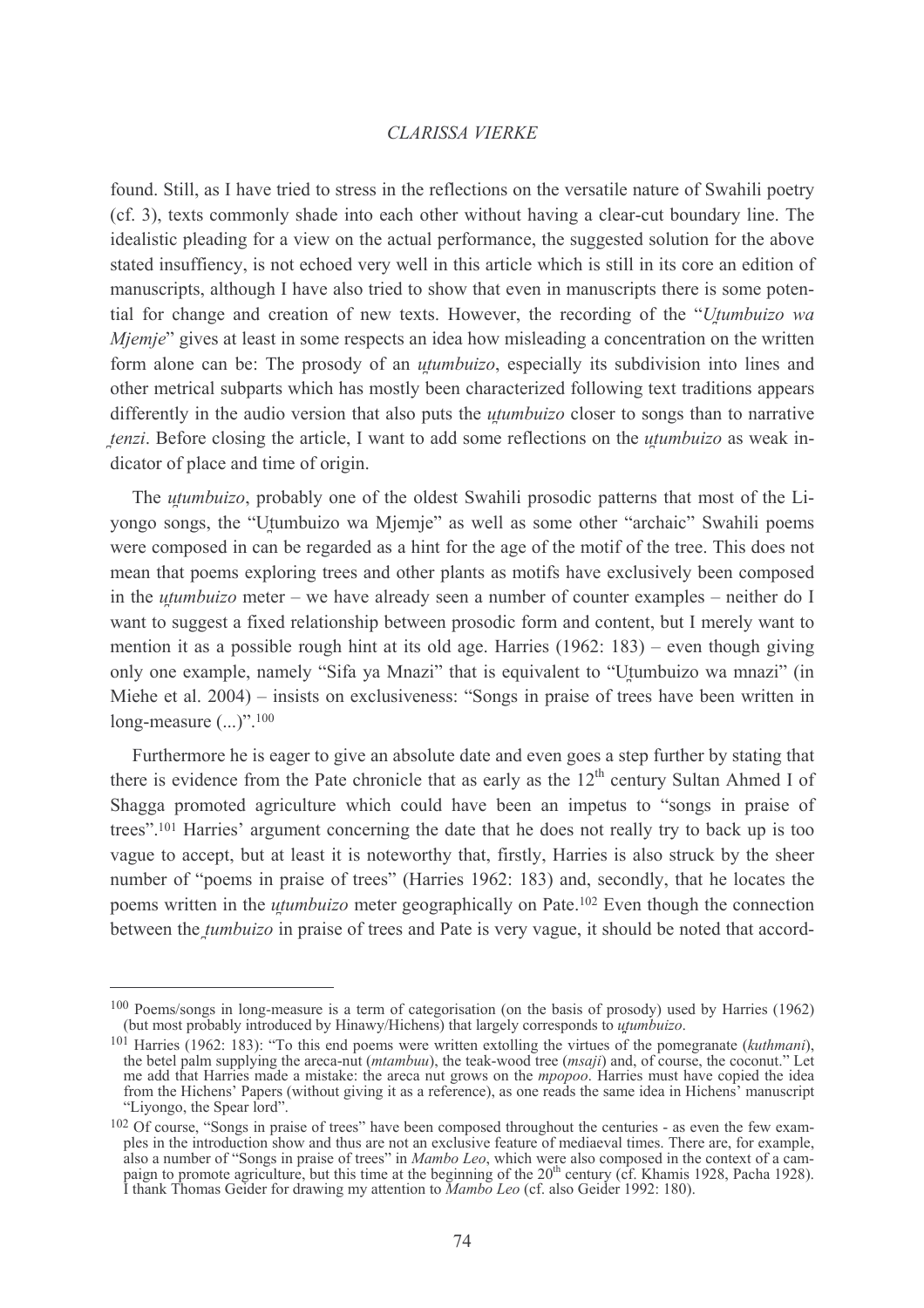found. Still, as I have tried to stress in the reflections on the versatile nature of Swahili poetry (cf. 3), texts commonly shade into each other without having a clear-cut boundary line. The idealistic pleading for a view on the actual performance, the suggested solution for the above stated insuffiency, is not echoed very well in this article which is still in its core an edition of manuscripts, although I have also tried to show that even in manuscripts there is some potential for change and creation of new texts. However, the recording of the "*Uṭumbuizo wa Mjemje*" gives at least in some respects an idea how misleading a concentration on the written form alone can be: The prosody of an *uṭumbuizo*, especially its subdivision into lines and other metrical subparts which has mostly been characterized following text traditions appears differently in the audio version that also puts the *uṭumbuizo* closer to songs than to narrative *ṭenzi*. Before closing the article, I want to add some reflections on the *uṭumbuizo* as weak indicator of place and time of origin.

The *uṭumbuizo*, probably one of the oldest Swahili prosodic patterns that most of the Liyongo songs, the "Uṭumbuizo wa Mjemje" as well as some other "archaic" Swahili poems were composed in can be regarded as a hint for the age of the motif of the tree. This does not mean that poems exploring trees and other plants as motifs have exclusively been composed in the *uṭumbuizo* meter – we have already seen a number of counter examples – neither do I want to suggest a fixed relationship between prosodic form and content, but I merely want to mention it as a possible rough hint at its old age. Harries (1962: 183) – even though giving only one example, namely "Sifa ya Mnazi" that is equivalent to "Uṭumbuizo wa mnazi" (in Miehe et al. 2004) – insists on exclusiveness: "Songs in praise of trees have been written in long-measure (...)".[100]

Furthermore he is eager to give an absolute date and even goes a step further by stating that there is evidence from the Pate chronicle that as early as the 12th century Sultan Ahmed I of Shagga promoted agriculture which could have been an impetus to "songs in praise of trees".[101] Harries' argument concerning the date that he does not really try to back up is too vague to accept, but at least it is noteworthy that, firstly, Harries is also struck by the sheer number of "poems in praise of trees" (Harries 1962: 183) and, secondly, that he locates the poems written in the *uṭumbuizo* meter geographically on Pate.[102] Even though the connection between the *ṭumbuizo* in praise of trees and Pate is very vague, it should be noted that accord-

---

[100] Poems/songs in long-measure is a term of categorisation (on the basis of prosody) used by Harries (1962) (but most probably introduced by Hinawy/Hichens) that largely corresponds to *uṭumbuizo*.

[101] Harries (1962: 183): "To this end poems were written extolling the virtues of the pomegranate (*kuthmani*), the betel palm supplying the areca-nut (*mtambuu*), the teak-wood tree (*msaji*) and, of course, the coconut." Let me add that Harries made a mistake: the areca nut grows on the *mpopoo*. Harries must have copied the idea from the Hichens' Papers (without giving it as a reference), as one reads the same idea in Hichens' manuscript "Liyongo, the Spear lord".

[102] Of course, "Songs in praise of trees" have been composed throughout the centuries - as even the few examples in the introduction show and thus are not an exclusive feature of mediaeval times. There are, for example, also a number of "Songs in praise of trees" in *Mambo Leo*, which were also composed in the context of a campaign to promote agriculture, but this time at the beginning of the 20th century (cf. Khamis 1928, Pacha 1928). I thank Thomas Geider for drawing my attention to *Mambo Leo* (cf. also Geider 1992: 180).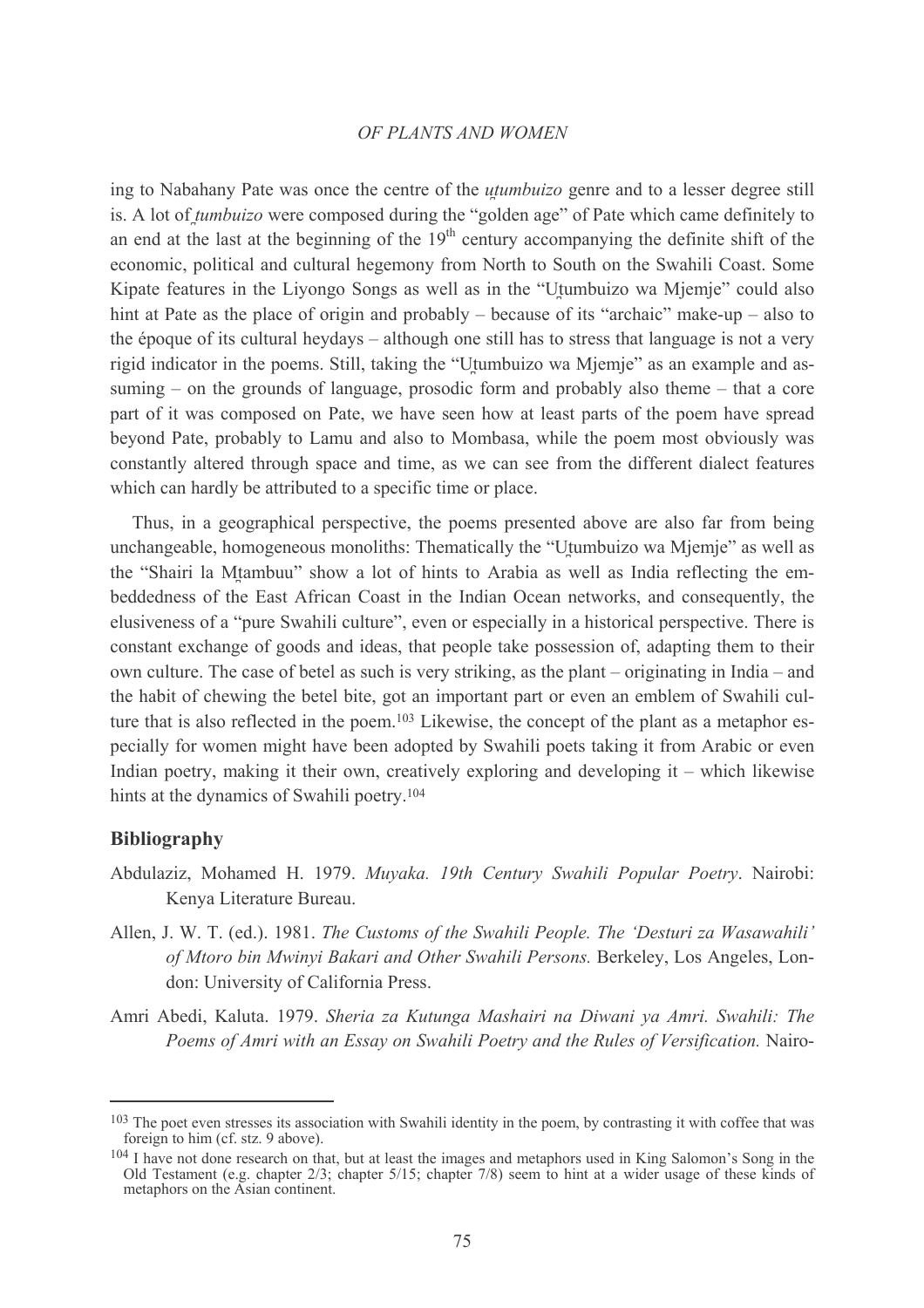ing to Nabahany Pate was once the centre of the *uṭumbuizo* genre and to a lesser degree still is. A lot of *ṭumbuizo* were composed during the "golden age" of Pate which came definitely to an end at the last at the beginning of the 19th century accompanying the definite shift of the economic, political and cultural hegemony from North to South on the Swahili Coast. Some Kipate features in the Liyongo Songs as well as in the "Uṭumbuizo wa Mjemje" could also hint at Pate as the place of origin and probably – because of its "archaic" make-up – also to the époque of its cultural heydays – although one still has to stress that language is not a very rigid indicator in the poems. Still, taking the "Uṭumbuizo wa Mjemje" as an example and assuming – on the grounds of language, prosodic form and probably also theme – that a core part of it was composed on Pate, we have seen how at least parts of the poem have spread beyond Pate, probably to Lamu and also to Mombasa, while the poem most obviously was constantly altered through space and time, as we can see from the different dialect features which can hardly be attributed to a specific time or place.

Thus, in a geographical perspective, the poems presented above are also far from being unchangeable, homogeneous monoliths: Thematically the "Uṭumbuizo wa Mjemje" as well as the "Shairi la Mṭambuu" show a lot of hints to Arabia as well as India reflecting the embeddedness of the East African Coast in the Indian Ocean networks, and consequently, the elusiveness of a "pure Swahili culture", even or especially in a historical perspective. There is constant exchange of goods and ideas, that people take possession of, adapting them to their own culture. The case of betel as such is very striking, as the plant – originating in India – and the habit of chewing the betel bite, got an important part or even an emblem of Swahili culture that is also reflected in the poem.[103] Likewise, the concept of the plant as a metaphor especially for women might have been adopted by Swahili poets taking it from Arabic or even Indian poetry, making it their own, creatively exploring and developing it – which likewise hints at the dynamics of Swahili poetry.[104]

## Bibliography

Abdulaziz, Mohamed H. 1979. *Muyaka. 19th Century Swahili Popular Poetry*. Nairobi: Kenya Literature Bureau.

Allen, J. W. T. (ed.). 1981. *The Customs of the Swahili People. The 'Desturi za Wasawahili' of Mtoro bin Mwinyi Bakari and Other Swahili Persons.* Berkeley, Los Angeles, London: University of California Press.

Amri Abedi, Kaluta. 1979. *Sheria za Kutunga Mashairi na Diwani ya Amri. Swahili: The Poems of Amri with an Essay on Swahili Poetry and the Rules of Versification.* Nairo-

---

[103] The poet even stresses its association with Swahili identity in the poem, by contrasting it with coffee that was foreign to him (cf. stz. 9 above).

[104] I have not done research on that, but at least the images and metaphors used in King Salomon's Song in the Old Testament (e.g. chapter 2/3; chapter 5/15; chapter 7/8) seem to hint at a wider usage of these kinds of metaphors on the Asian continent.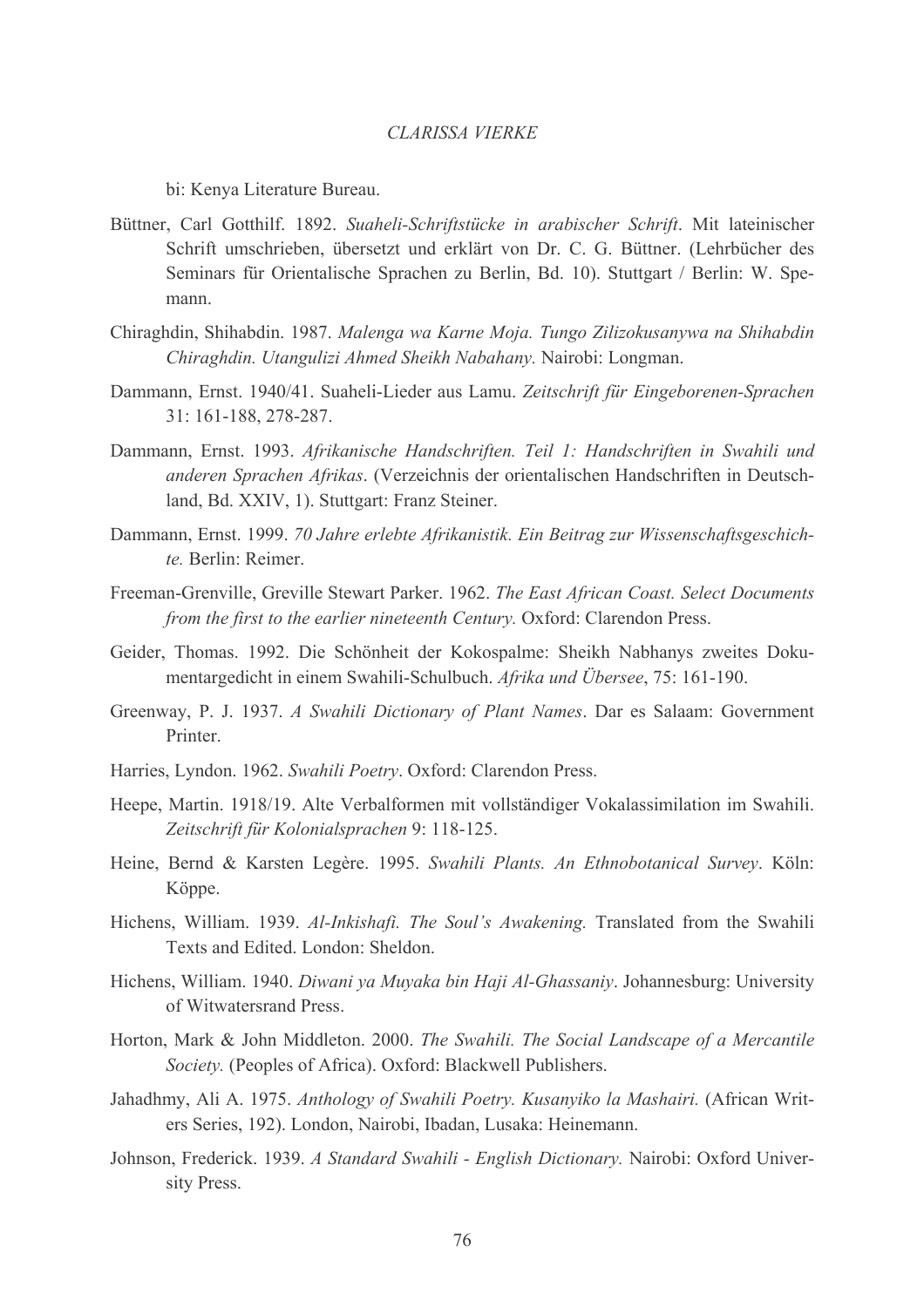bi: Kenya Literature Bureau.

Büttner, Carl Gotthilf. 1892. *Suaheli-Schriftstücke in arabischer Schrift*. Mit lateinischer Schrift umschrieben, übersetzt und erklärt von Dr. C. G. Büttner. (Lehrbücher des Seminars für Orientalische Sprachen zu Berlin, Bd. 10). Stuttgart / Berlin: W. Spemann.

Chiraghdin, Shihabdin. 1987. *Malenga wa Karne Moja. Tungo Zilizokusanywa na Shihabdin Chiraghdin. Utangulizi Ahmed Sheikh Nabahany.* Nairobi: Longman.

Dammann, Ernst. 1940/41. Suaheli-Lieder aus Lamu. *Zeitschrift für Eingeborenen-Sprachen* 31: 161-188, 278-287.

Dammann, Ernst. 1993. *Afrikanische Handschriften. Teil 1: Handschriften in Swahili und anderen Sprachen Afrikas*. (Verzeichnis der orientalischen Handschriften in Deutschland, Bd. XXIV, 1). Stuttgart: Franz Steiner.

Dammann, Ernst. 1999. *70 Jahre erlebte Afrikanistik. Ein Beitrag zur Wissenschaftsgeschichte.* Berlin: Reimer.

Freeman-Grenville, Greville Stewart Parker. 1962. *The East African Coast. Select Documents from the first to the earlier nineteenth Century.* Oxford: Clarendon Press.

Geider, Thomas. 1992. Die Schönheit der Kokospalme: Sheikh Nabhanys zweites Dokumentargedicht in einem Swahili-Schulbuch. *Afrika und Übersee*, 75: 161-190.

Greenway, P. J. 1937. *A Swahili Dictionary of Plant Names*. Dar es Salaam: Government Printer.

Harries, Lyndon. 1962. *Swahili Poetry*. Oxford: Clarendon Press.

Heepe, Martin. 1918/19. Alte Verbalformen mit vollständiger Vokalassimilation im Swahili. *Zeitschrift für Kolonialsprachen* 9: 118-125.

Heine, Bernd & Karsten Legère. 1995. *Swahili Plants. An Ethnobotanical Survey*. Köln: Köppe.

Hichens, William. 1939. *Al-Inkishafi. The Soul's Awakening.* Translated from the Swahili Texts and Edited. London: Sheldon.

Hichens, William. 1940. *Diwani ya Muyaka bin Haji Al-Ghassaniy*. Johannesburg: University of Witwatersrand Press.

Horton, Mark & John Middleton. 2000. *The Swahili. The Social Landscape of a Mercantile Society.* (Peoples of Africa). Oxford: Blackwell Publishers.

Jahadhmy, Ali A. 1975. *Anthology of Swahili Poetry. Kusanyiko la Mashairi.* (African Writers Series, 192). London, Nairobi, Ibadan, Lusaka: Heinemann.

Johnson, Frederick. 1939. *A Standard Swahili - English Dictionary.* Nairobi: Oxford University Press.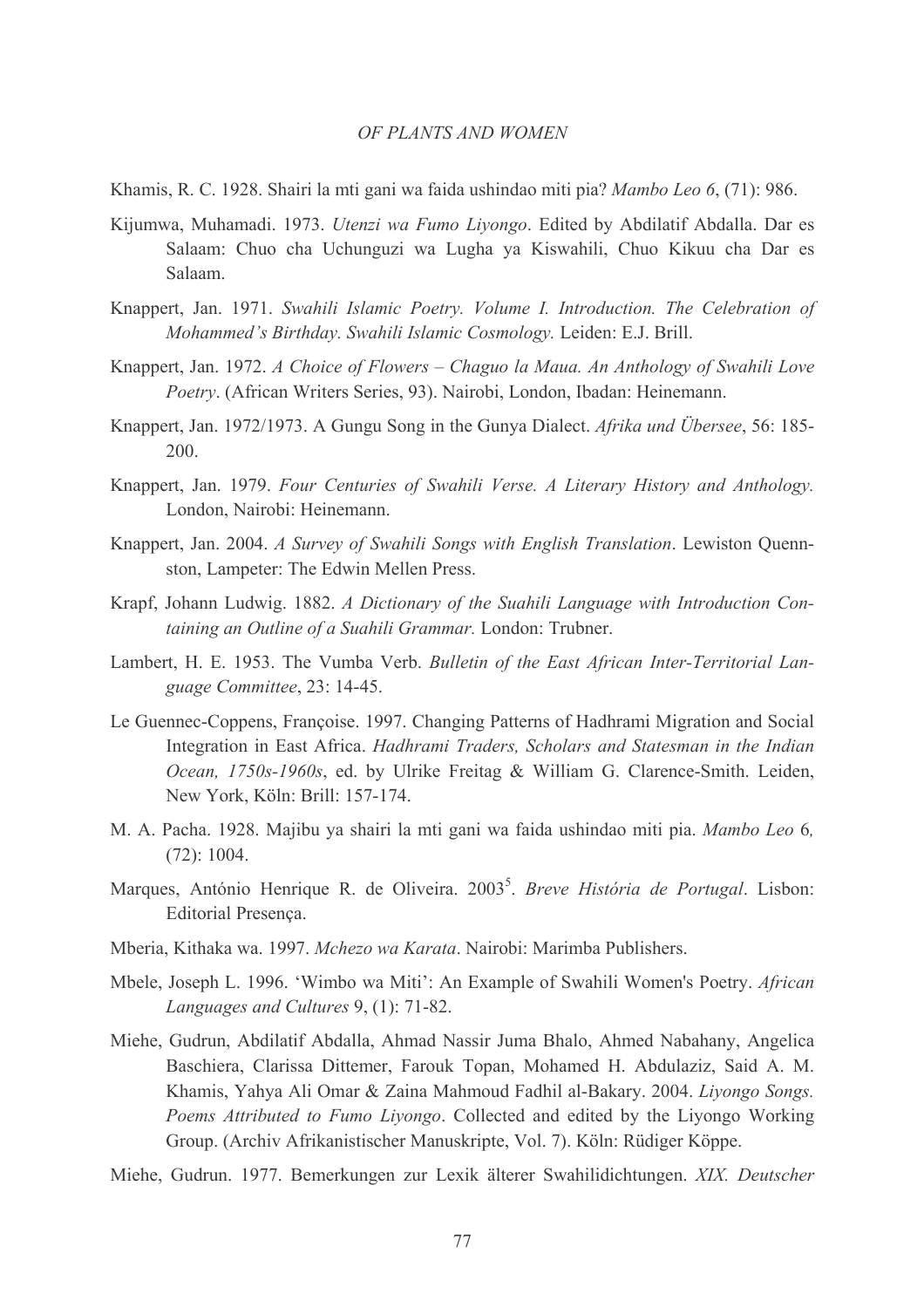Khamis, R. C. 1928. Shairi la mti gani wa faida ushindao miti pia? *Mambo Leo 6*, (71): 986.

Kijumwa, Muhamadi. 1973. *Utenzi wa Fumo Liyongo*. Edited by Abdilatif Abdalla. Dar es Salaam: Chuo cha Uchunguzi wa Lugha ya Kiswahili, Chuo Kikuu cha Dar es Salaam.

Knappert, Jan. 1971. *Swahili Islamic Poetry. Volume I. Introduction. The Celebration of Mohammed's Birthday. Swahili Islamic Cosmology.* Leiden: E.J. Brill.

Knappert, Jan. 1972. *A Choice of Flowers – Chaguo la Maua. An Anthology of Swahili Love Poetry*. (African Writers Series, 93). Nairobi, London, Ibadan: Heinemann.

Knappert, Jan. 1972/1973. A Gungu Song in the Gunya Dialect. *Afrika und Übersee*, 56: 185-200.

Knappert, Jan. 1979. *Four Centuries of Swahili Verse. A Literary History and Anthology.* London, Nairobi: Heinemann.

Knappert, Jan. 2004. *A Survey of Swahili Songs with English Translation*. Lewiston Quennston, Lampeter: The Edwin Mellen Press.

Krapf, Johann Ludwig. 1882. *A Dictionary of the Suahili Language with Introduction Containing an Outline of a Suahili Grammar.* London: Trubner.

Lambert, H. E. 1953. The Vumba Verb. *Bulletin of the East African Inter-Territorial Language Committee*, 23: 14-45.

Le Guennec-Coppens, Françoise. 1997. Changing Patterns of Hadhrami Migration and Social Integration in East Africa. *Hadhrami Traders, Scholars and Statesman in the Indian Ocean, 1750s-1960s*, ed. by Ulrike Freitag & William G. Clarence-Smith. Leiden, New York, Köln: Brill: 157-174.

M. A. Pacha. 1928. Majibu ya shairi la mti gani wa faida ushindao miti pia. *Mambo Leo* 6*,* (72): 1004.

Marques, António Henrique R. de Oliveira. 2003[5]. *Breve História de Portugal*. Lisbon: Editorial Presença.

Mberia, Kithaka wa. 1997. *Mchezo wa Karata*. Nairobi: Marimba Publishers.

Mbele, Joseph L. 1996. 'Wimbo wa Miti': An Example of Swahili Women's Poetry. *African Languages and Cultures* 9, (1): 71-82.

Miehe, Gudrun, Abdilatif Abdalla, Ahmad Nassir Juma Bhalo, Ahmed Nabahany, Angelica Baschiera, Clarissa Dittemer, Farouk Topan, Mohamed H. Abdulaziz, Said A. M. Khamis, Yahya Ali Omar & Zaina Mahmoud Fadhil al-Bakary. 2004. *Liyongo Songs. Poems Attributed to Fumo Liyongo*. Collected and edited by the Liyongo Working Group. (Archiv Afrikanistischer Manuskripte, Vol. 7). Köln: Rüdiger Köppe.

Miehe, Gudrun. 1977. Bemerkungen zur Lexik älterer Swahilidichtungen. *XIX. Deutscher*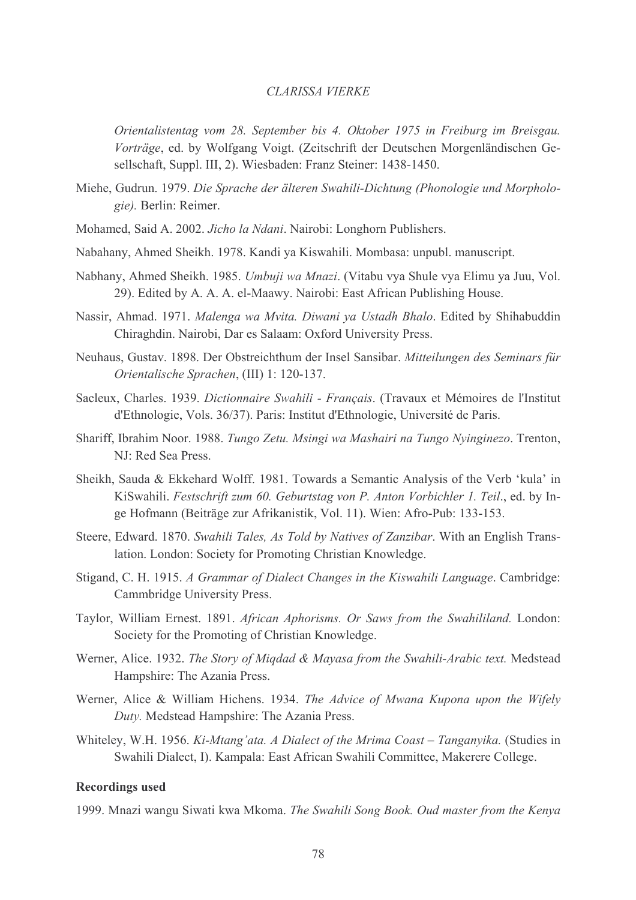*Orientalistentag vom 28. September bis 4. Oktober 1975 in Freiburg im Breisgau. Vorträge*, ed. by Wolfgang Voigt. (Zeitschrift der Deutschen Morgenländischen Gesellschaft, Suppl. III, 2). Wiesbaden: Franz Steiner: 1438-1450.

Miehe, Gudrun. 1979. *Die Sprache der älteren Swahili-Dichtung (Phonologie und Morphologie).* Berlin: Reimer.

Mohamed, Said A. 2002. *Jicho la Ndani*. Nairobi: Longhorn Publishers.

Nabahany, Ahmed Sheikh. 1978. Kandi ya Kiswahili. Mombasa: unpubl. manuscript.

Nabhany, Ahmed Sheikh. 1985. *Umbuji wa Mnazi*. (Vitabu vya Shule vya Elimu ya Juu, Vol. 29). Edited by A. A. A. el-Maawy. Nairobi: East African Publishing House.

Nassir, Ahmad. 1971. *Malenga wa Mvita. Diwani ya Ustadh Bhalo*. Edited by Shihabuddin Chiraghdin. Nairobi, Dar es Salaam: Oxford University Press.

Neuhaus, Gustav. 1898. Der Obstreichthum der Insel Sansibar. *Mitteilungen des Seminars für Orientalische Sprachen*, (III) 1: 120-137.

Sacleux, Charles. 1939. *Dictionnaire Swahili - Français*. (Travaux et Mémoires de l'Institut d'Ethnologie, Vols. 36/37). Paris: Institut d'Ethnologie, Université de Paris.

Shariff, Ibrahim Noor. 1988. *Tungo Zetu. Msingi wa Mashairi na Tungo Nyinginezo*. Trenton, NJ: Red Sea Press.

Sheikh, Sauda & Ekkehard Wolff. 1981. Towards a Semantic Analysis of the Verb 'kula' in KiSwahili. *Festschrift zum 60. Geburtstag von P. Anton Vorbichler 1. Teil*., ed. by Inge Hofmann (Beiträge zur Afrikanistik, Vol. 11). Wien: Afro-Pub: 133-153.

Steere, Edward. 1870. *Swahili Tales, As Told by Natives of Zanzibar*. With an English Translation. London: Society for Promoting Christian Knowledge.

Stigand, C. H. 1915. *A Grammar of Dialect Changes in the Kiswahili Language*. Cambridge: Cammbridge University Press.

Taylor, William Ernest. 1891. *African Aphorisms. Or Saws from the Swahililand.* London: Society for the Promoting of Christian Knowledge.

Werner, Alice. 1932. *The Story of Miqdad & Mayasa from the Swahili-Arabic text.* Medstead Hampshire: The Azania Press.

Werner, Alice & William Hichens. 1934. *The Advice of Mwana Kupona upon the Wifely Duty.* Medstead Hampshire: The Azania Press.

Whiteley, W.H. 1956. *Ki-Mtang'ata. A Dialect of the Mrima Coast – Tanganyika.* (Studies in Swahili Dialect, I). Kampala: East African Swahili Committee, Makerere College.

**Recordings used**

1999. Mnazi wangu Siwati kwa Mkoma. *The Swahili Song Book. Oud master from the Kenya*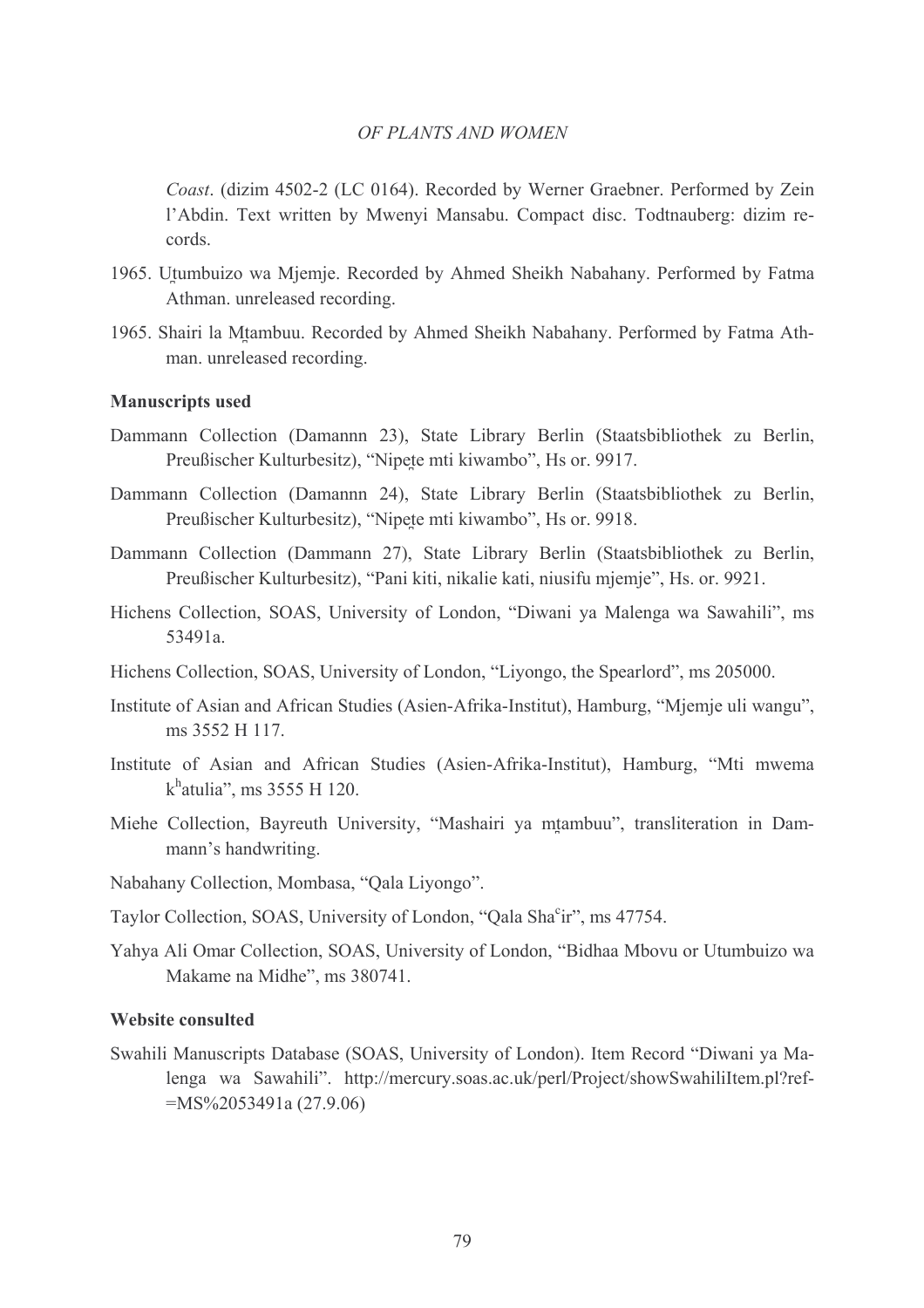*Coast*. (dizim 4502-2 (LC 0164). Recorded by Werner Graebner. Performed by Zein l'Abdin. Text written by Mwenyi Mansabu. Compact disc. Todtnauberg: dizim records.

1965. Uṯumbuizo wa Mjemje. Recorded by Ahmed Sheikh Nabahany. Performed by Fatma Athman. unreleased recording.

1965. Shairi la Mṯambuu. Recorded by Ahmed Sheikh Nabahany. Performed by Fatma Athman. unreleased recording.

### Manuscripts used

Dammann Collection (Damannn 23), State Library Berlin (Staatsbibliothek zu Berlin, Preußischer Kulturbesitz), "Nipeṭe mti kiwambo", Hs or. 9917.

Dammann Collection (Damannn 24), State Library Berlin (Staatsbibliothek zu Berlin, Preußischer Kulturbesitz), "Nipeṭe mti kiwambo", Hs or. 9918.

Dammann Collection (Dammann 27), State Library Berlin (Staatsbibliothek zu Berlin, Preußischer Kulturbesitz), "Pani kiti, nikalie kati, niusifu mjemje", Hs. or. 9921.

Hichens Collection, SOAS, University of London, "Diwani ya Malenga wa Sawahili", ms 53491a.

Hichens Collection, SOAS, University of London, "Liyongo, the Spearlord", ms 205000.

Institute of Asian and African Studies (Asien-Afrika-Institut), Hamburg, "Mjemje uli wangu", ms 3552 H 117.

Institute of Asian and African Studies (Asien-Afrika-Institut), Hamburg, "Mti mwema k$^{h}$atulia", ms 3555 H 120.

Miehe Collection, Bayreuth University, "Mashairi ya mṯambuu", transliteration in Dammann's handwriting.

Nabahany Collection, Mombasa, "Qala Liyongo".

Taylor Collection, SOAS, University of London, "Qala Sha$^{c}$ir", ms 47754.

Yahya Ali Omar Collection, SOAS, University of London, "Bidhaa Mbovu or Utumbuizo wa Makame na Midhe", ms 380741.

### Website consulted

Swahili Manuscripts Database (SOAS, University of London). Item Record "Diwani ya Malenga wa Sawahili". http://mercury.soas.ac.uk/perl/Project/showSwahiliItem.pl?ref=MS%2053491a (27.9.06)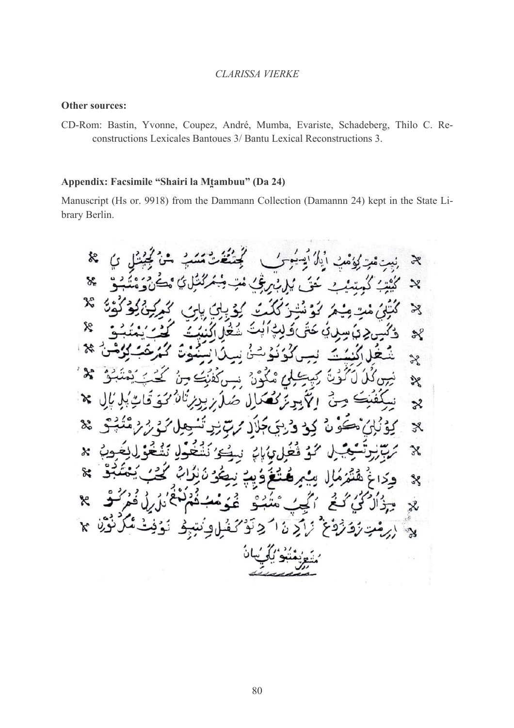**Other sources:**

CD-Rom: Bastin, Yvonne, Coupez, André, Mumba, Evariste, Schadeberg, Thilo C. Reconstructions Lexicales Bantoues 3/ Bantu Lexical Reconstructions 3.

### Appendix: Facsimile "Shairi la Mṯambuu" (Da 24)

Manuscript (Hs or. 9918) from the Dammann Collection (Damannn 24) kept in the State Library Berlin.